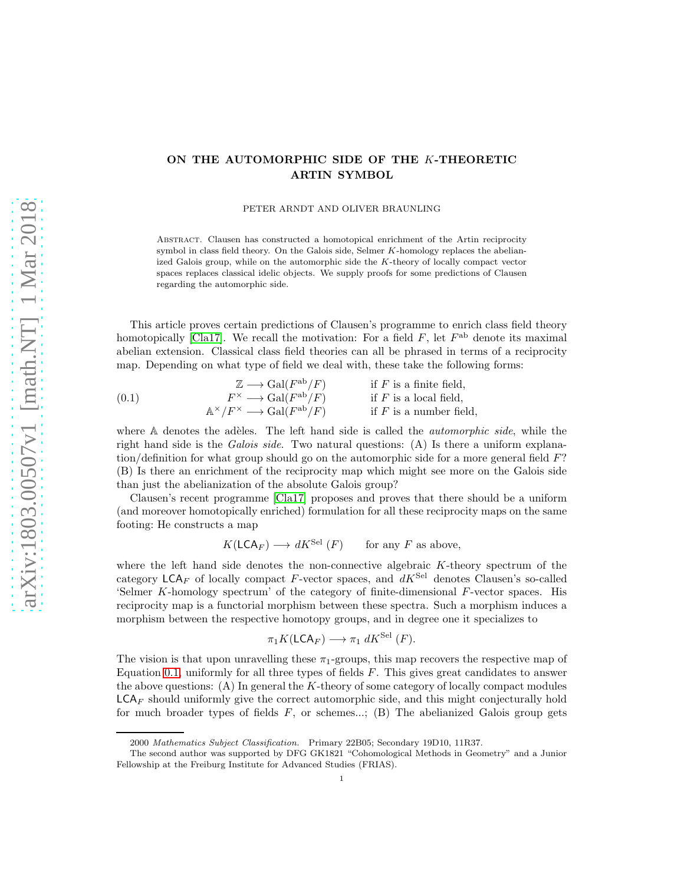# ON THE AUTOMORPHIC SIDE OF THE $K$-THEORETIC ARTIN SYMBOL

PETER ARNDT AND OLIVER BRAUNLING

Abstract. Clausen has constructed a homotopical enrichment of the Artin reciprocity symbol in class field theory. On the Galois side, Selmer $K$-homology replaces the abelianized Galois group, while on the automorphic side the $K$-theory of locally compact vector spaces replaces classical idelic objects. We supply proofs for some predictions of Clausen regarding the automorphic side.

This article proves certain predictions of Clausen's programme to enrich class field theory homotopically [Cla17]. We recall the motivation: For a field $F$, let $F^{\mathrm{ab}}$ denote its maximal abelian extension. Classical class field theories can all be phrased in terms of a reciprocity map. Depending on what type of field we deal with, these take the following forms:

$$
\begin{aligned}
\mathbb{Z} &\longrightarrow \mathrm{Gal}(F^{\mathrm{ab}}/F) && \text{if } F \text{ is a finite field,} \\
F^{\times} &\longrightarrow \mathrm{Gal}(F^{\mathrm{ab}}/F) && \text{if } F \text{ is a local field,} \\
\mathbb{A}^{\times}/F^{\times} &\longrightarrow \mathrm{Gal}(F^{\mathrm{ab}}/F) && \text{if } F \text{ is a number field,}
\end{aligned}
\tag{0.1}
$$

where $\mathbb{A}$ denotes the adèles. The left hand side is called the *automorphic side*, while the right hand side is the *Galois side*. Two natural questions: (A) Is there a uniform explanation/definition for what group should go on the automorphic side for a more general field $F$? (B) Is there an enrichment of the reciprocity map which might see more on the Galois side than just the abelianization of the absolute Galois group?

Clausen's recent programme [Cla17] proposes and proves that there should be a uniform (and moreover homotopically enriched) formulation for all these reciprocity maps on the same footing: He constructs a map

$$K(\mathsf{LCA}_F) \longrightarrow dK^{\mathrm{Sel}}(F) \qquad \text{for any } F \text{ as above,}$$

where the left hand side denotes the non-connective algebraic $K$-theory spectrum of the category $\mathsf{LCA}_F$ of locally compact $F$-vector spaces, and $dK^{\mathrm{Sel}}$ denotes Clausen's so-called 'Selmer $K$-homology spectrum' of the category of finite-dimensional $F$-vector spaces. His reciprocity map is a functorial morphism between these spectra. Such a morphism induces a morphism between the respective homotopy groups, and in degree one it specializes to

$$\pi_1 K(\mathsf{LCA}_F) \longrightarrow \pi_1\, dK^{\mathrm{Sel}}(F).$$

The vision is that upon unravelling these $\pi_1$-groups, this map recovers the respective map of Equation 0.1, uniformly for all three types of fields $F$. This gives great candidates to answer the above questions: (A) In general the $K$-theory of some category of locally compact modules $\mathsf{LCA}_F$ should uniformly give the correct automorphic side, and this might conjecturally hold for much broader types of fields $F$, or schemes...; (B) The abelianized Galois group gets

---

2000 *Mathematics Subject Classification.* Primary 22B05; Secondary 19D10, 11R37.

The second author was supported by DFG GK1821 "Cohomological Methods in Geometry" and a Junior Fellowship at the Freiburg Institute for Advanced Studies (FRIAS).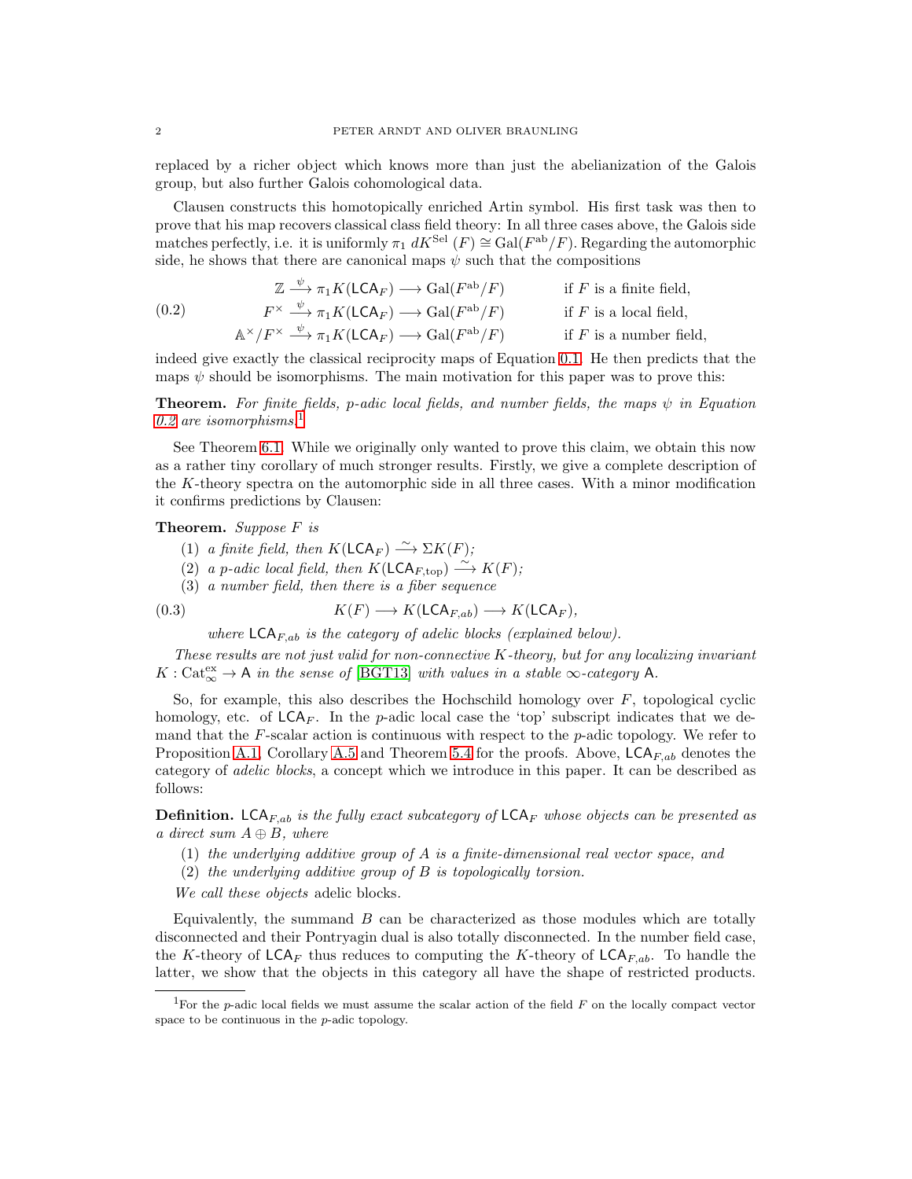replaced by a richer object which knows more than just the abelianization of the Galois group, but also further Galois cohomological data.

Clausen constructs this homotopically enriched Artin symbol. His first task was then to prove that his map recovers classical class field theory: In all three cases above, the Galois side matches perfectly, i.e. it is uniformly $\pi_1\ dK^{\mathrm{Sel}}\,(F) \cong \mathrm{Gal}(F^{\mathrm{ab}}/F)$. Regarding the automorphic side, he shows that there are canonical maps $\psi$ such that the compositions

$$
\begin{aligned}
\mathbb{Z} &\xrightarrow{\psi} \pi_1 K(\mathsf{LCA}_F) \longrightarrow \mathrm{Gal}(F^{\mathrm{ab}}/F) && \text{if } F \text{ is a finite field,}\\
F^{\times} &\xrightarrow{\psi} \pi_1 K(\mathsf{LCA}_F) \longrightarrow \mathrm{Gal}(F^{\mathrm{ab}}/F) && \text{if } F \text{ is a local field,}\\
\mathbb{A}^{\times}/F^{\times} &\xrightarrow{\psi} \pi_1 K(\mathsf{LCA}_F) \longrightarrow \mathrm{Gal}(F^{\mathrm{ab}}/F) && \text{if } F \text{ is a number field,}
\end{aligned}
\tag{0.2}
$$

indeed give exactly the classical reciprocity maps of Equation 0.1. He then predicts that the maps $\psi$ should be isomorphisms. The main motivation for this paper was to prove this:

**Theorem.** *For finite fields, $p$-adic local fields, and number fields, the maps $\psi$ in Equation 0.2 are isomorphisms.*[1]

See Theorem 6.1. While we originally only wanted to prove this claim, we obtain this now as a rather tiny corollary of much stronger results. Firstly, we give a complete description of the $K$-theory spectra on the automorphic side in all three cases. With a minor modification it confirms predictions by Clausen:

**Theorem.** *Suppose $F$ is*

1. *a finite field, then $K(\mathsf{LCA}_F) \xrightarrow{\sim} \Sigma K(F)$;*
2. *a $p$-adic local field, then $K(\mathsf{LCA}_{F,\mathrm{top}}) \xrightarrow{\sim} K(F)$;*
3. *a number field, then there is a fiber sequence*

$$
K(F) \longrightarrow K(\mathsf{LCA}_{F,ab}) \longrightarrow K(\mathsf{LCA}_F), \tag{0.3}
$$

*where $\mathsf{LCA}_{F,ab}$ is the category of adelic blocks (explained below).*

*These results are not just valid for non-connective $K$-theory, but for any localizing invariant $K : \mathrm{Cat}_{\infty}^{\mathrm{ex}} \to \mathsf{A}$ in the sense of [BGT13] with values in a stable $\infty$-category $\mathsf{A}$.*

So, for example, this also describes the Hochschild homology over $F$, topological cyclic homology, etc. of $\mathsf{LCA}_F$. In the $p$-adic local case the 'top' subscript indicates that we demand that the $F$-scalar action is continuous with respect to the $p$-adic topology. We refer to Proposition A.1, Corollary A.5 and Theorem 5.4 for the proofs. Above, $\mathsf{LCA}_{F,ab}$ denotes the category of *adelic blocks*, a concept which we introduce in this paper. It can be described as follows:

**Definition.** *$\mathsf{LCA}_{F,ab}$ is the fully exact subcategory of $\mathsf{LCA}_F$ whose objects can be presented as a direct sum $A \oplus B$, where*

1. *the underlying additive group of $A$ is a finite-dimensional real vector space, and*
2. *the underlying additive group of $B$ is topologically torsion.*

*We call these objects* adelic blocks.

Equivalently, the summand $B$ can be characterized as those modules which are totally disconnected and their Pontryagin dual is also totally disconnected. In the number field case, the $K$-theory of $\mathsf{LCA}_F$ thus reduces to computing the $K$-theory of $\mathsf{LCA}_{F,ab}$. To handle the latter, we show that the objects in this category all have the shape of restricted products.

[1] For the $p$-adic local fields we must assume the scalar action of the field $F$ on the locally compact vector space to be continuous in the $p$-adic topology.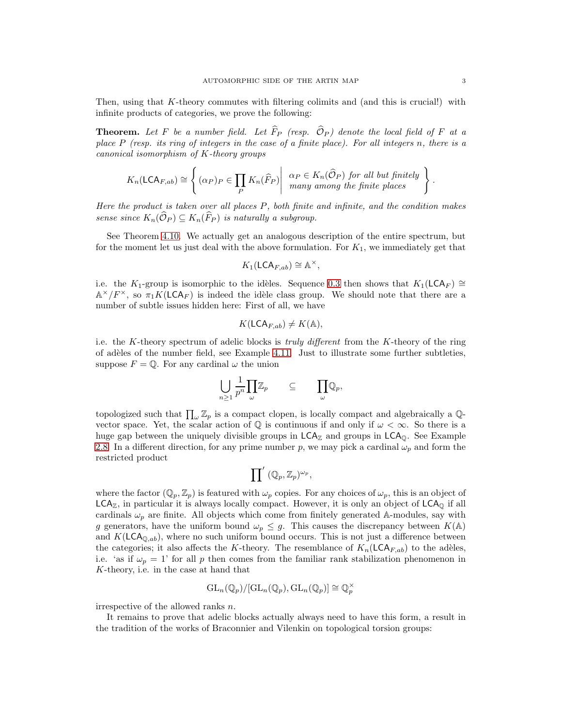Then, using that $K$-theory commutes with filtering colimits and (and this is crucial!) with infinite products of categories, we prove the following:

**Theorem.** *Let $F$ be a number field. Let $\widehat{F}_P$ (resp. $\widehat{\mathcal{O}}_P$) denote the local field of $F$ at a place $P$ (resp. its ring of integers in the case of a finite place). For all integers $n$, there is a canonical isomorphism of $K$-theory groups*

$$K_n(\mathsf{LCA}_{F,ab}) \cong \left\{ (\alpha_P)_P \in \prod_P K_n(\widehat{F}_P) \,\middle|\, \begin{array}{l} \alpha_P \in K_n(\widehat{\mathcal{O}}_P) \text{ for all but finitely} \\ \text{many among the finite places} \end{array} \right\}.$$

*Here the product is taken over all places $P$, both finite and infinite, and the condition makes sense since $K_n(\widehat{\mathcal{O}}_P) \subseteq K_n(\widehat{F}_P)$ is naturally a subgroup.*

See Theorem 4.10. We actually get an analogous description of the entire spectrum, but for the moment let us just deal with the above formulation. For $K_1$, we immediately get that

$$K_1(\mathsf{LCA}_{F,ab}) \cong \mathbb{A}^\times,$$

i.e. the $K_1$-group is isomorphic to the idèles. Sequence 0.3 then shows that $K_1(\mathsf{LCA}_F) \cong \mathbb{A}^\times/F^\times$, so $\pi_1 K(\mathsf{LCA}_F)$ is indeed the idèle class group. We should note that there are a number of subtle issues hidden here: First of all, we have

$$K(\mathsf{LCA}_{F,ab}) \neq K(\mathbb{A}),$$

i.e. the $K$-theory spectrum of adelic blocks is *truly different* from the $K$-theory of the ring of adèles of the number field, see Example 4.11. Just to illustrate some further subtleties, suppose $F = \mathbb{Q}$. For any cardinal $\omega$ the union

$$\bigcup_{n \geq 1} \frac{1}{p^n} \prod_\omega \mathbb{Z}_p \qquad \subseteq \qquad \prod_\omega \mathbb{Q}_p,$$

topologized such that $\prod_\omega \mathbb{Z}_p$ is a compact clopen, is locally compact and algebraically a $\mathbb{Q}$-vector space. Yet, the scalar action of $\mathbb{Q}$ is continuous if and only if $\omega < \infty$. So there is a huge gap between the uniquely divisible groups in $\mathsf{LCA}_\mathbb{Z}$ and groups in $\mathsf{LCA}_\mathbb{Q}$. See Example 2.8. In a different direction, for any prime number $p$, we may pick a cardinal $\omega_p$ and form the restricted product

$$\prod{}' \, (\mathbb{Q}_p, \mathbb{Z}_p)^{\omega_p},$$

where the factor $(\mathbb{Q}_p, \mathbb{Z}_p)$ is featured with $\omega_p$ copies. For any choices of $\omega_p$, this is an object of $\mathsf{LCA}_\mathbb{Z}$, in particular it is always locally compact. However, it is only an object of $\mathsf{LCA}_\mathbb{Q}$ if all cardinals $\omega_p$ are finite. All objects which come from finitely generated $\mathbb{A}$-modules, say with $g$ generators, have the uniform bound $\omega_p \leq g$. This causes the discrepancy between $K(\mathbb{A})$ and $K(\mathsf{LCA}_{\mathbb{Q},ab})$, where no such uniform bound occurs. This is not just a difference between the categories; it also affects the $K$-theory. The resemblance of $K_n(\mathsf{LCA}_{F,ab})$ to the adèles, i.e. 'as if $\omega_p = 1$' for all $p$ then comes from the familiar rank stabilization phenomenon in $K$-theory, i.e. in the case at hand that

$$\mathrm{GL}_n(\mathbb{Q}_p)/[\mathrm{GL}_n(\mathbb{Q}_p), \mathrm{GL}_n(\mathbb{Q}_p)] \cong \mathbb{Q}_p^\times$$

irrespective of the allowed ranks $n$.

It remains to prove that adelic blocks actually always need to have this form, a result in the tradition of the works of Braconnier and Vilenkin on topological torsion groups: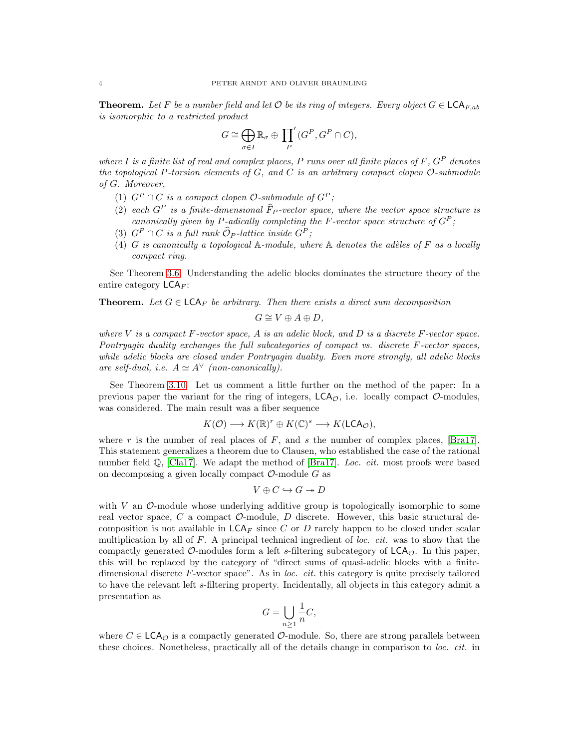**Theorem.** *Let $F$ be a number field and let $\mathcal{O}$ be its ring of integers. Every object $G \in \mathsf{LCA}_{F,ab}$ is isomorphic to a restricted product*

$$G \cong \bigoplus_{\sigma \in I} \mathbb{R}_\sigma \oplus \prod_P{}' (G^P, G^P \cap C),$$

*where $I$ is a finite list of real and complex places, $P$ runs over all finite places of $F$, $G^P$ denotes the topological $P$-torsion elements of $G$, and $C$ is an arbitrary compact clopen $\mathcal{O}$-submodule of $G$. Moreover,*

1. *$G^P \cap C$ is a compact clopen $\mathcal{O}$-submodule of $G^P$;*
2. *each $G^P$ is a finite-dimensional $\widehat{F}_P$-vector space, where the vector space structure is canonically given by $P$-adically completing the $F$-vector space structure of $G^P$;*
3. *$G^P \cap C$ is a full rank $\widehat{\mathcal{O}}_P$-lattice inside $G^P$;*
4. *$G$ is canonically a topological $\mathbb{A}$-module, where $\mathbb{A}$ denotes the adèles of $F$ as a locally compact ring.*

See Theorem 3.6. Understanding the adelic blocks dominates the structure theory of the entire category $\mathsf{LCA}_F$:

**Theorem.** *Let $G \in \mathsf{LCA}_F$ be arbitrary. Then there exists a direct sum decomposition*

$$G \cong V \oplus A \oplus D,$$

*where $V$ is a compact $F$-vector space, $A$ is an adelic block, and $D$ is a discrete $F$-vector space. Pontryagin duality exchanges the full subcategories of compact vs. discrete $F$-vector spaces, while adelic blocks are closed under Pontryagin duality. Even more strongly, all adelic blocks are self-dual, i.e. $A \simeq A^\vee$ (non-canonically).*

See Theorem 3.10. Let us comment a little further on the method of the paper: In a previous paper the variant for the ring of integers, $\mathsf{LCA}_{\mathcal{O}}$, i.e. locally compact $\mathcal{O}$-modules, was considered. The main result was a fiber sequence

$$K(\mathcal{O}) \longrightarrow K(\mathbb{R})^r \oplus K(\mathbb{C})^s \longrightarrow K(\mathsf{LCA}_{\mathcal{O}}),$$

where $r$ is the number of real places of $F$, and $s$ the number of complex places, [Bra17]. This statement generalizes a theorem due to Clausen, who established the case of the rational number field $\mathbb{Q}$, [Cla17]. We adapt the method of [Bra17]. *Loc. cit.* most proofs were based on decomposing a given locally compact $\mathcal{O}$-module $G$ as

$$V \oplus C \hookrightarrow G \twoheadrightarrow D$$

with $V$ an $\mathcal{O}$-module whose underlying additive group is topologically isomorphic to some real vector space, $C$ a compact $\mathcal{O}$-module, $D$ discrete. However, this basic structural decomposition is not available in $\mathsf{LCA}_F$ since $C$ or $D$ rarely happen to be closed under scalar multiplication by all of $F$. A principal technical ingredient of *loc. cit.* was to show that the compactly generated $\mathcal{O}$-modules form a left $s$-filtering subcategory of $\mathsf{LCA}_{\mathcal{O}}$. In this paper, this will be replaced by the category of "direct sums of quasi-adelic blocks with a finite-dimensional discrete $F$-vector space". As in *loc. cit.* this category is quite precisely tailored to have the relevant left $s$-filtering property. Incidentally, all objects in this category admit a presentation as

$$G = \bigcup_{n \geq 1} \frac{1}{n} C,$$

where $C \in \mathsf{LCA}_{\mathcal{O}}$ is a compactly generated $\mathcal{O}$-module. So, there are strong parallels between these choices. Nonetheless, practically all of the details change in comparison to *loc. cit.* in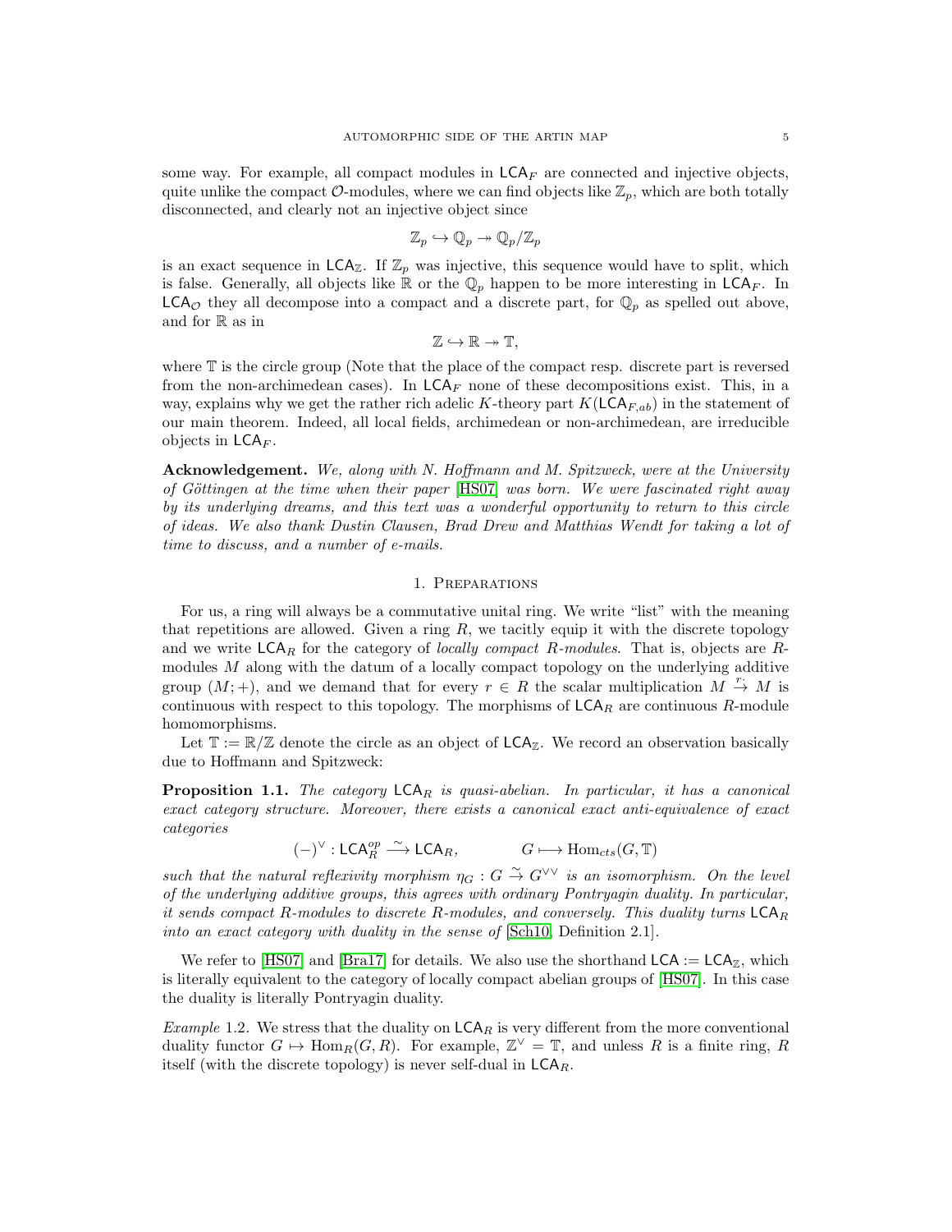some way. For example, all compact modules in $\mathsf{LCA}_F$ are connected and injective objects, quite unlike the compact $\mathcal{O}$-modules, where we can find objects like $\mathbb{Z}_p$, which are both totally disconnected, and clearly not an injective object since

$$\mathbb{Z}_p \hookrightarrow \mathbb{Q}_p \twoheadrightarrow \mathbb{Q}_p/\mathbb{Z}_p$$

is an exact sequence in $\mathsf{LCA}_{\mathbb{Z}}$. If $\mathbb{Z}_p$ was injective, this sequence would have to split, which is false. Generally, all objects like $\mathbb{R}$ or the $\mathbb{Q}_p$ happen to be more interesting in $\mathsf{LCA}_F$. In $\mathsf{LCA}_{\mathcal{O}}$ they all decompose into a compact and a discrete part, for $\mathbb{Q}_p$ as spelled out above, and for $\mathbb{R}$ as in

$$\mathbb{Z} \hookrightarrow \mathbb{R} \twoheadrightarrow \mathbb{T},$$

where $\mathbb{T}$ is the circle group (Note that the place of the compact resp. discrete part is reversed from the non-archimedean cases). In $\mathsf{LCA}_F$ none of these decompositions exist. This, in a way, explains why we get the rather rich adelic $K$-theory part $K(\mathsf{LCA}_{F,ab})$ in the statement of our main theorem. Indeed, all local fields, archimedean or non-archimedean, are irreducible objects in $\mathsf{LCA}_F$.

**Acknowledgement.** *We, along with N. Hoffmann and M. Spitzweck, were at the University of Göttingen at the time when their paper [HS07] was born. We were fascinated right away by its underlying dreams, and this text was a wonderful opportunity to return to this circle of ideas. We also thank Dustin Clausen, Brad Drew and Matthias Wendt for taking a lot of time to discuss, and a number of e-mails.*

## 1. Preparations

For us, a ring will always be a commutative unital ring. We write "list" with the meaning that repetitions are allowed. Given a ring $R$, we tacitly equip it with the discrete topology and we write $\mathsf{LCA}_R$ for the category of *locally compact $R$-modules*. That is, objects are $R$-modules $M$ along with the datum of a locally compact topology on the underlying additive group $(M;+)$, and we demand that for every $r \in R$ the scalar multiplication $M \stackrel{r\cdot}{\to} M$ is continuous with respect to this topology. The morphisms of $\mathsf{LCA}_R$ are continuous $R$-module homomorphisms.

Let $\mathbb{T} := \mathbb{R}/\mathbb{Z}$ denote the circle as an object of $\mathsf{LCA}_{\mathbb{Z}}$. We record an observation basically due to Hoffmann and Spitzweck:

**Proposition 1.1.** *The category $\mathsf{LCA}_R$ is quasi-abelian. In particular, it has a canonical exact category structure. Moreover, there exists a canonical exact anti-equivalence of exact categories*

$$(-)^{\vee} : \mathsf{LCA}_R^{op} \xrightarrow{\sim} \mathsf{LCA}_R, \qquad G \longmapsto \mathrm{Hom}_{cts}(G, \mathbb{T})$$

*such that the natural reflexivity morphism $\eta_G : G \xrightarrow{\sim} G^{\vee\vee}$ is an isomorphism. On the level of the underlying additive groups, this agrees with ordinary Pontryagin duality. In particular, it sends compact $R$-modules to discrete $R$-modules, and conversely. This duality turns $\mathsf{LCA}_R$ into an exact category with duality in the sense of [Sch10, Definition 2.1].*

We refer to [HS07] and [Bra17] for details. We also use the shorthand $\mathsf{LCA} := \mathsf{LCA}_{\mathbb{Z}}$, which is literally equivalent to the category of locally compact abelian groups of [HS07]. In this case the duality is literally Pontryagin duality.

*Example* 1.2. We stress that the duality on $\mathsf{LCA}_R$ is very different from the more conventional duality functor $G \mapsto \mathrm{Hom}_R(G, R)$. For example, $\mathbb{Z}^{\vee} = \mathbb{T}$, and unless $R$ is a finite ring, $R$ itself (with the discrete topology) is never self-dual in $\mathsf{LCA}_R$.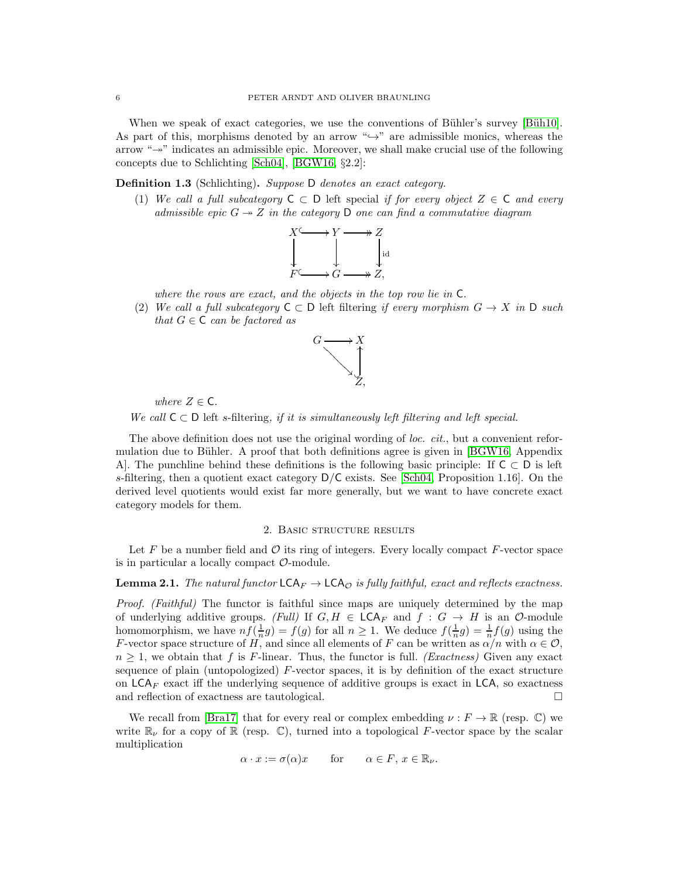When we speak of exact categories, we use the conventions of Bühler's survey [Büh10]. As part of this, morphisms denoted by an arrow "$\hookrightarrow$" are admissible monics, whereas the arrow "$\twoheadrightarrow$" indicates an admissible epic. Moreover, we shall make crucial use of the following concepts due to Schlichting [Sch04], [BGW16, §2.2]:

**Definition 1.3** (Schlichting)**.** *Suppose* $\mathsf{D}$ *denotes an exact category.*

(1) *We call a full subcategory* $\mathsf{C} \subset \mathsf{D}$ left special *if for every object* $Z \in \mathsf{C}$ *and every admissible epic* $G \twoheadrightarrow Z$ *in the category* $\mathsf{D}$ *one can find a commutative diagram*

$$\begin{array}{ccccc} X & \hookrightarrow & Y & \twoheadrightarrow & Z \\ \downarrow & & \downarrow & & \downarrow \mathrm{id} \\ F & \hookrightarrow & G & \twoheadrightarrow & Z, \end{array}$$

*where the rows are exact, and the objects in the top row lie in* $\mathsf{C}$*.*

(2) *We call a full subcategory* $\mathsf{C} \subset \mathsf{D}$ left filtering *if every morphism* $G \to X$ *in* $\mathsf{D}$ *such that* $G \in \mathsf{C}$ *can be factored as*

$$\begin{array}{ccc} G & \longrightarrow & X \\ & \searrow & \uparrow \\ & & Z, \end{array}$$

*where* $Z \in \mathsf{C}$*.*

*We call* $\mathsf{C} \subset \mathsf{D}$ left s-filtering*, if it is simultaneously left filtering and left special.*

The above definition does not use the original wording of *loc. cit.*, but a convenient reformulation due to Bühler. A proof that both definitions agree is given in [BGW16, Appendix A]. The punchline behind these definitions is the following basic principle: If $\mathsf{C} \subset \mathsf{D}$ is left $s$-filtering, then a quotient exact category $\mathsf{D}/\mathsf{C}$ exists. See [Sch04, Proposition 1.16]. On the derived level quotients would exist far more generally, but we want to have concrete exact category models for them.

## 2. Basic structure results

Let $F$ be a number field and $\mathcal{O}$ its ring of integers. Every locally compact $F$-vector space is in particular a locally compact $\mathcal{O}$-module.

**Lemma 2.1.** *The natural functor* $\mathsf{LCA}_F \to \mathsf{LCA}_{\mathcal{O}}$ *is fully faithful, exact and reflects exactness.*

*Proof. (Faithful)* The functor is faithful since maps are uniquely determined by the map of underlying additive groups. *(Full)* If $G, H \in \mathsf{LCA}_F$ and $f : G \to H$ is an $\mathcal{O}$-module homomorphism, we have $nf(\frac{1}{n}g) = f(g)$ for all $n \geq 1$. We deduce $f(\frac{1}{n}g) = \frac{1}{n}f(g)$ using the $F$-vector space structure of $H$, and since all elements of $F$ can be written as $\alpha/n$ with $\alpha \in \mathcal{O}$, $n \geq 1$, we obtain that $f$ is $F$-linear. Thus, the functor is full. *(Exactness)* Given any exact sequence of plain (untopologized) $F$-vector spaces, it is by definition of the exact structure on $\mathsf{LCA}_F$ exact iff the underlying sequence of additive groups is exact in $\mathsf{LCA}$, so exactness and reflection of exactness are tautological. $\square$

We recall from [Bra17] that for every real or complex embedding $\nu : F \to \mathbb{R}$ (resp. $\mathbb{C}$) we write $\mathbb{R}_\nu$ for a copy of $\mathbb{R}$ (resp. $\mathbb{C}$), turned into a topological $F$-vector space by the scalar multiplication

$$\alpha \cdot x := \sigma(\alpha)x \qquad \text{for} \qquad \alpha \in F,\, x \in \mathbb{R}_\nu.$$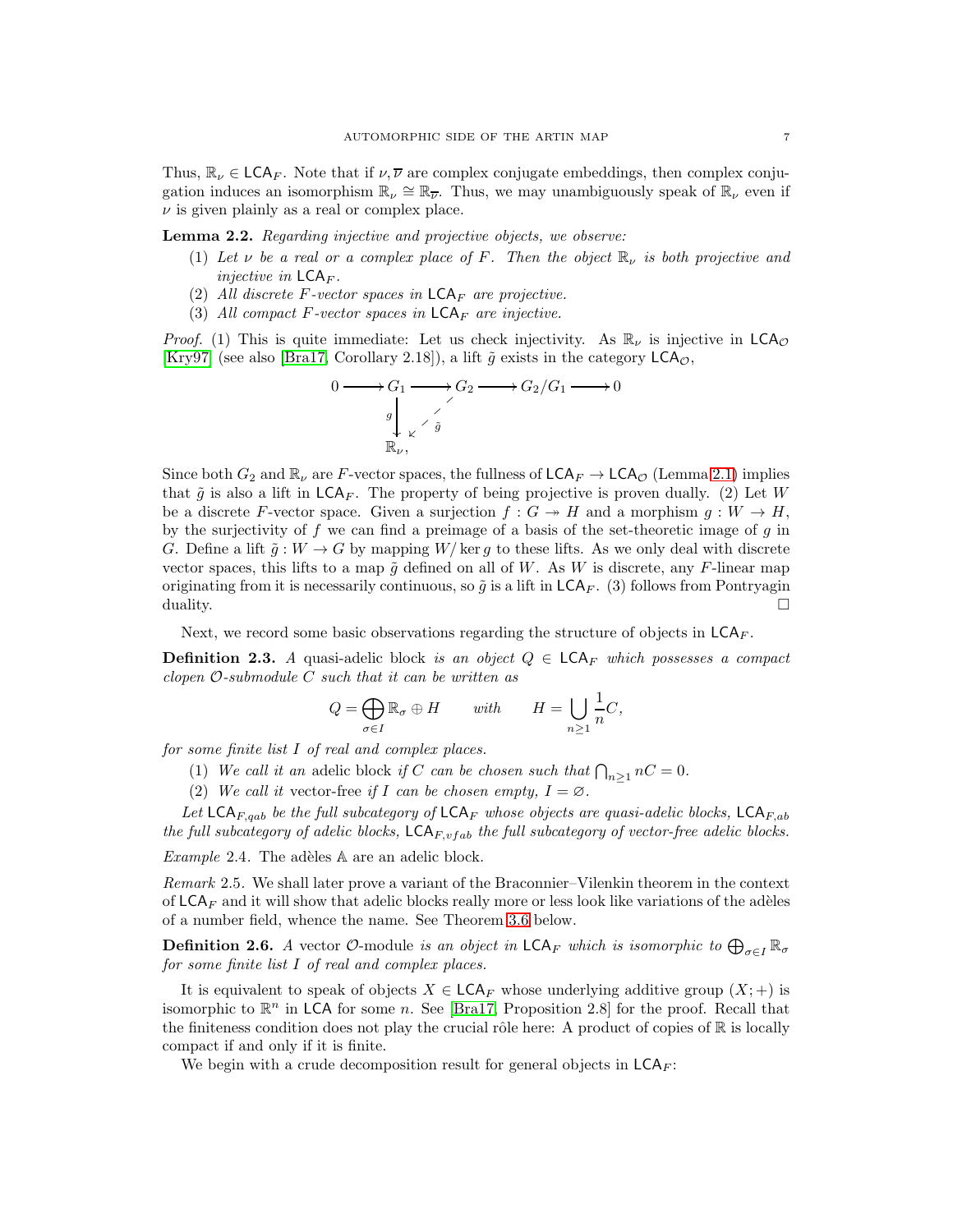Thus, $\mathbb{R}_\nu \in \mathsf{LCA}_F$. Note that if $\nu, \overline{\nu}$ are complex conjugate embeddings, then complex conjugation induces an isomorphism $\mathbb{R}_\nu \cong \mathbb{R}_{\overline{\nu}}$. Thus, we may unambiguously speak of $\mathbb{R}_\nu$ even if $\nu$ is given plainly as a real or complex place.

**Lemma 2.2.** *Regarding injective and projective objects, we observe:*

1. *Let $\nu$ be a real or a complex place of $F$. Then the object $\mathbb{R}_\nu$ is both projective and injective in $\mathsf{LCA}_F$.*
2. *All discrete $F$-vector spaces in $\mathsf{LCA}_F$ are projective.*
3. *All compact $F$-vector spaces in $\mathsf{LCA}_F$ are injective.*

*Proof.* (1) This is quite immediate: Let us check injectivity. As $\mathbb{R}_\nu$ is injective in $\mathsf{LCA}_\mathcal{O}$ [Kry97] (see also [Bra17, Corollary 2.18]), a lift $\tilde{g}$ exists in the category $\mathsf{LCA}_\mathcal{O}$,

$$\begin{array}{ccccccccc} 0 & \longrightarrow & G_1 & \longrightarrow & G_2 & \longrightarrow & G_2/G_1 & \longrightarrow & 0 \\ & & {\scriptstyle g}\downarrow & \swarrow_{\tilde{g}} & & & & & \\ & & \mathbb{R}_\nu, & & & & & & \end{array}$$

Since both $G_2$ and $\mathbb{R}_\nu$ are $F$-vector spaces, the fullness of $\mathsf{LCA}_F \to \mathsf{LCA}_\mathcal{O}$ (Lemma 2.1) implies that $\tilde{g}$ is also a lift in $\mathsf{LCA}_F$. The property of being projective is proven dually. (2) Let $W$ be a discrete $F$-vector space. Given a surjection $f : G \twoheadrightarrow H$ and a morphism $g : W \to H$, by the surjectivity of $f$ we can find a preimage of a basis of the set-theoretic image of $g$ in $G$. Define a lift $\tilde{g} : W \to G$ by mapping $W/\ker g$ to these lifts. As we only deal with discrete vector spaces, this lifts to a map $\tilde{g}$ defined on all of $W$. As $W$ is discrete, any $F$-linear map originating from it is necessarily continuous, so $\tilde{g}$ is a lift in $\mathsf{LCA}_F$. (3) follows from Pontryagin duality. $\square$

Next, we record some basic observations regarding the structure of objects in $\mathsf{LCA}_F$.

**Definition 2.3.** *A* quasi-adelic block *is an object $Q \in \mathsf{LCA}_F$ which possesses a compact clopen $\mathcal{O}$-submodule $C$ such that it can be written as*

$$Q = \bigoplus_{\sigma \in I} \mathbb{R}_\sigma \oplus H \qquad \text{with} \qquad H = \bigcup_{n \geq 1} \frac{1}{n} C,$$

*for some finite list $I$ of real and complex places.*

1. *We call it an* adelic block *if $C$ can be chosen such that $\bigcap_{n \geq 1} nC = 0$.*
2. *We call it* vector-free *if $I$ can be chosen empty, $I = \varnothing$.*

*Let $\mathsf{LCA}_{F,qab}$ be the full subcategory of $\mathsf{LCA}_F$ whose objects are quasi-adelic blocks, $\mathsf{LCA}_{F,ab}$ the full subcategory of adelic blocks, $\mathsf{LCA}_{F,vfab}$ the full subcategory of vector-free adelic blocks.*

*Example* 2.4. The adèles $\mathbb{A}$ are an adelic block.

*Remark* 2.5. We shall later prove a variant of the Braconnier–Vilenkin theorem in the context of $\mathsf{LCA}_F$ and it will show that adelic blocks really more or less look like variations of the adèles of a number field, whence the name. See Theorem 3.6 below.

**Definition 2.6.** *A* vector $\mathcal{O}$-module *is an object in $\mathsf{LCA}_F$ which is isomorphic to $\bigoplus_{\sigma \in I} \mathbb{R}_\sigma$ for some finite list $I$ of real and complex places.*

It is equivalent to speak of objects $X \in \mathsf{LCA}_F$ whose underlying additive group $(X; +)$ is isomorphic to $\mathbb{R}^n$ in $\mathsf{LCA}$ for some $n$. See [Bra17, Proposition 2.8] for the proof. Recall that the finiteness condition does not play the crucial rôle here: A product of copies of $\mathbb{R}$ is locally compact if and only if it is finite.

We begin with a crude decomposition result for general objects in $\mathsf{LCA}_F$: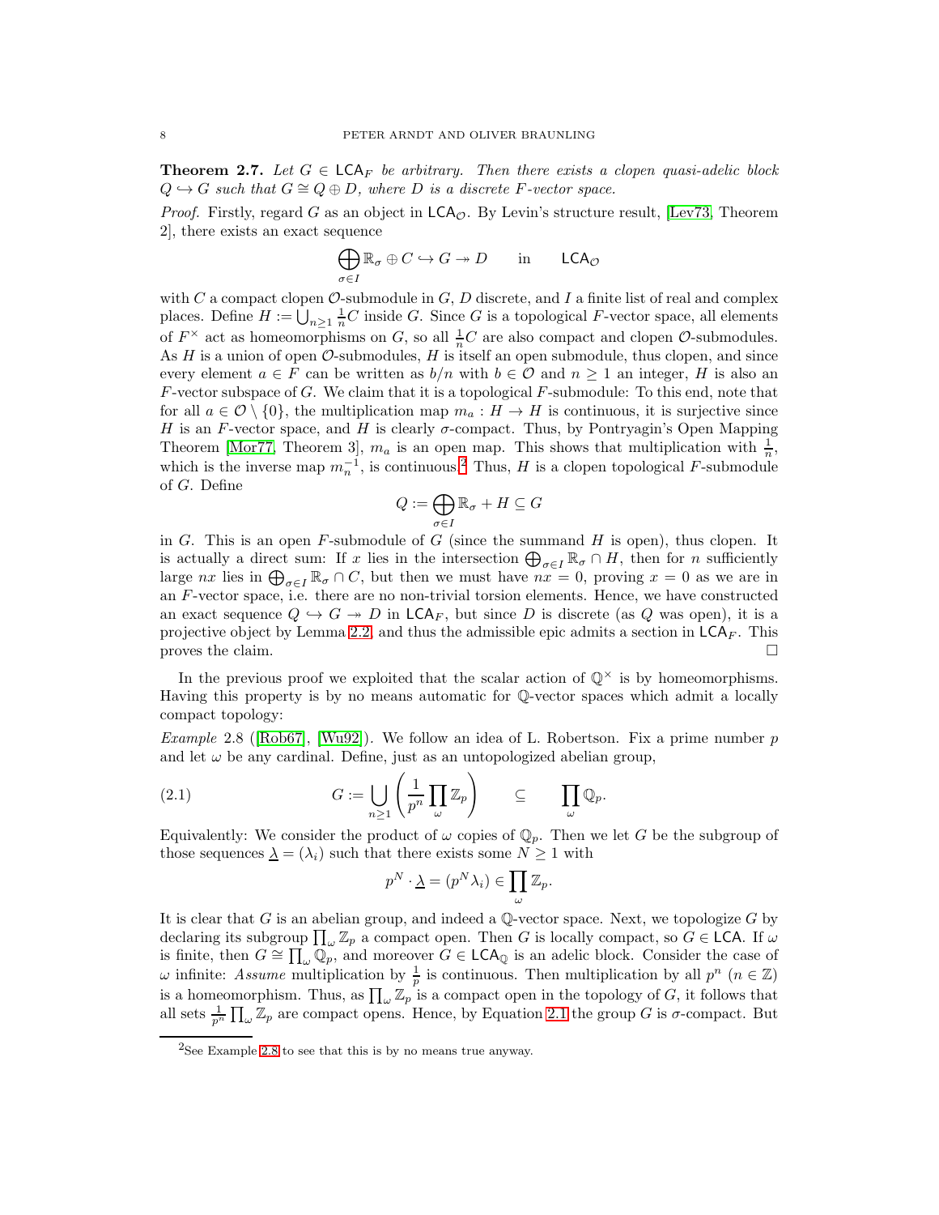**Theorem 2.7.** *Let $G \in \mathsf{LCA}_F$ be arbitrary. Then there exists a clopen quasi-adelic block $Q \hookrightarrow G$ such that $G \cong Q \oplus D$, where $D$ is a discrete $F$-vector space.*

*Proof.* Firstly, regard $G$ as an object in $\mathsf{LCA}_{\mathcal{O}}$. By Levin's structure result, [Lev73, Theorem 2], there exists an exact sequence

$$\bigoplus_{\sigma \in I} \mathbb{R}_\sigma \oplus C \hookrightarrow G \twoheadrightarrow D \qquad \text{in} \qquad \mathsf{LCA}_{\mathcal{O}}$$

with $C$ a compact clopen $\mathcal{O}$-submodule in $G$, $D$ discrete, and $I$ a finite list of real and complex places. Define $H := \bigcup_{n \geq 1} \frac{1}{n} C$ inside $G$. Since $G$ is a topological $F$-vector space, all elements of $F^\times$ act as homeomorphisms on $G$, so all $\frac{1}{n}C$ are also compact and clopen $\mathcal{O}$-submodules. As $H$ is a union of open $\mathcal{O}$-submodules, $H$ is itself an open submodule, thus clopen, and since every element $a \in F$ can be written as $b/n$ with $b \in \mathcal{O}$ and $n \geq 1$ an integer, $H$ is also an $F$-vector subspace of $G$. We claim that it is a topological $F$-submodule: To this end, note that for all $a \in \mathcal{O} \setminus \{0\}$, the multiplication map $m_a : H \to H$ is continuous, it is surjective since $H$ is an $F$-vector space, and $H$ is clearly $\sigma$-compact. Thus, by Pontryagin's Open Mapping Theorem [Mor77, Theorem 3], $m_a$ is an open map. This shows that multiplication with $\frac{1}{n}$, which is the inverse map $m_n^{-1}$, is continuous.[2] Thus, $H$ is a clopen topological $F$-submodule of $G$. Define

$$Q := \bigoplus_{\sigma \in I} \mathbb{R}_\sigma + H \subseteq G$$

in $G$. This is an open $F$-submodule of $G$ (since the summand $H$ is open), thus clopen. It is actually a direct sum: If $x$ lies in the intersection $\bigoplus_{\sigma \in I} \mathbb{R}_\sigma \cap H$, then for $n$ sufficiently large $nx$ lies in $\bigoplus_{\sigma \in I} \mathbb{R}_\sigma \cap C$, but then we must have $nx = 0$, proving $x = 0$ as we are in an $F$-vector space, i.e. there are no non-trivial torsion elements. Hence, we have constructed an exact sequence $Q \hookrightarrow G \twoheadrightarrow D$ in $\mathsf{LCA}_F$, but since $D$ is discrete (as $Q$ was open), it is a projective object by Lemma 2.2, and thus the admissible epic admits a section in $\mathsf{LCA}_F$. This proves the claim. $\square$

In the previous proof we exploited that the scalar action of $\mathbb{Q}^\times$ is by homeomorphisms. Having this property is by no means automatic for $\mathbb{Q}$-vector spaces which admit a locally compact topology:

*Example* 2.8 ([Rob67], [Wu92]). We follow an idea of L. Robertson. Fix a prime number $p$ and let $\omega$ be any cardinal. Define, just as an untopologized abelian group,

$$G := \bigcup_{n \geq 1} \left( \frac{1}{p^n} \prod_\omega \mathbb{Z}_p \right) \qquad \subseteq \qquad \prod_\omega \mathbb{Q}_p. \tag{2.1}$$

Equivalently: We consider the product of $\omega$ copies of $\mathbb{Q}_p$. Then we let $G$ be the subgroup of those sequences $\underline{\lambda} = (\lambda_i)$ such that there exists some $N \geq 1$ with

$$p^N \cdot \underline{\lambda} = (p^N \lambda_i) \in \prod_\omega \mathbb{Z}_p.$$

It is clear that $G$ is an abelian group, and indeed a $\mathbb{Q}$-vector space. Next, we topologize $G$ by declaring its subgroup $\prod_\omega \mathbb{Z}_p$ a compact open. Then $G$ is locally compact, so $G \in \mathsf{LCA}$. If $\omega$ is finite, then $G \cong \prod_\omega \mathbb{Q}_p$, and moreover $G \in \mathsf{LCA}_{\mathbb{Q}}$ is an adelic block. Consider the case of $\omega$ infinite: *Assume* multiplication by $\frac{1}{p}$ is continuous. Then multiplication by all $p^n$ ($n \in \mathbb{Z}$) is a homeomorphism. Thus, as $\prod_\omega \mathbb{Z}_p$ is a compact open in the topology of $G$, it follows that all sets $\frac{1}{p^n} \prod_\omega \mathbb{Z}_p$ are compact opens. Hence, by Equation 2.1 the group $G$ is $\sigma$-compact. But

[2] See Example 2.8 to see that this is by no means true anyway.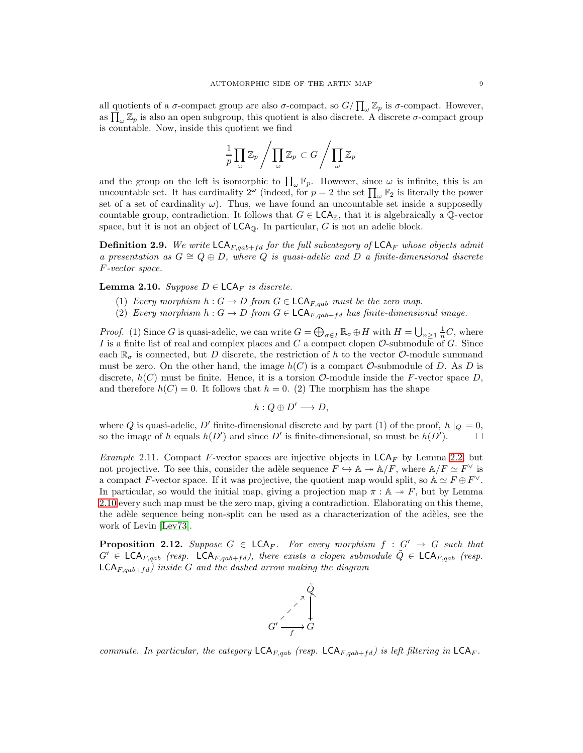all quotients of a $\sigma$-compact group are also $\sigma$-compact, so $G/\prod_\omega \mathbb{Z}_p$ is $\sigma$-compact. However, as $\prod_\omega \mathbb{Z}_p$ is also an open subgroup, this quotient is also discrete. A discrete $\sigma$-compact group is countable. Now, inside this quotient we find

$$\frac{1}{p}\prod_\omega \mathbb{Z}_p \Big/ \prod_\omega \mathbb{Z}_p \subset G \Big/ \prod_\omega \mathbb{Z}_p$$

and the group on the left is isomorphic to $\prod_\omega \mathbb{F}_p$. However, since $\omega$ is infinite, this is an uncountable set. It has cardinality $2^\omega$ (indeed, for $p = 2$ the set $\prod_\omega \mathbb{F}_2$ is literally the power set of a set of cardinality $\omega$). Thus, we have found an uncountable set inside a supposedly countable group, contradiction. It follows that $G \in \mathsf{LCA}_\mathbb{Z}$, that it is algebraically a $\mathbb{Q}$-vector space, but it is not an object of $\mathsf{LCA}_\mathbb{Q}$. In particular, $G$ is not an adelic block.

**Definition 2.9.** *We write $\mathsf{LCA}_{F,qab+fd}$ for the full subcategory of $\mathsf{LCA}_F$ whose objects admit a presentation as $G \cong Q \oplus D$, where $Q$ is quasi-adelic and $D$ a finite-dimensional discrete $F$-vector space.*

**Lemma 2.10.** *Suppose $D \in \mathsf{LCA}_F$ is discrete.*

1. *Every morphism $h : G \to D$ from $G \in \mathsf{LCA}_{F,qab}$ must be the zero map.*
2. *Every morphism $h : G \to D$ from $G \in \mathsf{LCA}_{F,qab+fd}$ has finite-dimensional image.*

*Proof.* (1) Since $G$ is quasi-adelic, we can write $G = \bigoplus_{\sigma \in I} \mathbb{R}_\sigma \oplus H$ with $H = \bigcup_{n \geq 1} \frac{1}{n} C$, where $I$ is a finite list of real and complex places and $C$ a compact clopen $\mathcal{O}$-submodule of $G$. Since each $\mathbb{R}_\sigma$ is connected, but $D$ discrete, the restriction of $h$ to the vector $\mathcal{O}$-module summand must be zero. On the other hand, the image $h(C)$ is a compact $\mathcal{O}$-submodule of $D$. As $D$ is discrete, $h(C)$ must be finite. Hence, it is a torsion $\mathcal{O}$-module inside the $F$-vector space $D$, and therefore $h(C) = 0$. It follows that $h = 0$. (2) The morphism has the shape

$$h : Q \oplus D' \longrightarrow D,$$

where $Q$ is quasi-adelic, $D'$ finite-dimensional discrete and by part (1) of the proof, $h\mid_Q = 0$, so the image of $h$ equals $h(D')$ and since $D'$ is finite-dimensional, so must be $h(D')$. $\square$

*Example* 2.11. Compact $F$-vector spaces are injective objects in $\mathsf{LCA}_F$ by Lemma 2.2, but not projective. To see this, consider the adèle sequence $F \hookrightarrow \mathbb{A} \twoheadrightarrow \mathbb{A}/F$, where $\mathbb{A}/F \simeq F^\vee$ is a compact $F$-vector space. If it was projective, the quotient map would split, so $\mathbb{A} \simeq F \oplus F^\vee$. In particular, so would the initial map, giving a projection map $\pi : \mathbb{A} \twoheadrightarrow F$, but by Lemma 2.10 every such map must be the zero map, giving a contradiction. Elaborating on this theme, the adèle sequence being non-split can be used as a characterization of the adèles, see the work of Levin [Lev73].

**Proposition 2.12.** *Suppose $G \in \mathsf{LCA}_F$. For every morphism $f : G' \to G$ such that $G' \in \mathsf{LCA}_{F,qab}$ (resp. $\mathsf{LCA}_{F,qab+fd}$), there exists a clopen submodule $\tilde{Q} \in \mathsf{LCA}_{F,qab}$ (resp. $\mathsf{LCA}_{F,qab+fd}$) inside $G$ and the dashed arrow making the diagram*

$$\begin{array}{ccc} & & \tilde{Q} \\ & \nearrow & \downarrow \\ G' & \xrightarrow{f} & G \end{array}$$

*commute. In particular, the category $\mathsf{LCA}_{F,qab}$ (resp. $\mathsf{LCA}_{F,qab+fd}$) is left filtering in $\mathsf{LCA}_F$.*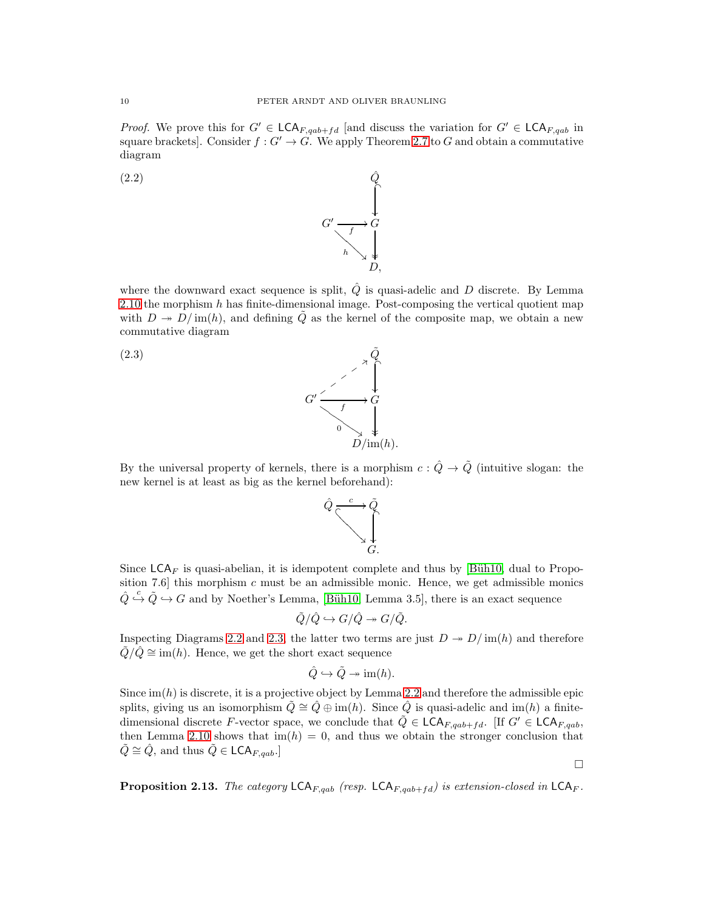*Proof.* We prove this for $G' \in \mathsf{LCA}_{F,qab+fd}$ [and discuss the variation for $G' \in \mathsf{LCA}_{F,qab}$ in square brackets]. Consider $f : G' \to G$. We apply Theorem 2.7 to $G$ and obtain a commutative diagram

$$\begin{array}{ccc} & & \hat{Q} \\ & & \downarrow \\ G' & \xrightarrow{f} & G \\ & \searrow^{h} & \downarrow \\ & & D, \end{array} \tag{2.2}$$

where the downward exact sequence is split, $\hat{Q}$ is quasi-adelic and $D$ discrete. By Lemma 2.10 the morphism $h$ has finite-dimensional image. Post-composing the vertical quotient map with $D \twoheadrightarrow D/\operatorname{im}(h)$, and defining $\tilde{Q}$ as the kernel of the composite map, we obtain a new commutative diagram

$$\begin{array}{ccc} & \nearrow & \tilde{Q} \\ & & \downarrow \\ G' & \xrightarrow{f} & G \\ & \searrow^{0} & \downarrow \\ & & D/\operatorname{im}(h). \end{array} \tag{2.3}$$

By the universal property of kernels, there is a morphism $c : \hat{Q} \to \tilde{Q}$ (intuitive slogan: the new kernel is at least as big as the kernel beforehand):

$$\begin{array}{ccc} \hat{Q} & \xrightarrow{c} & \tilde{Q} \\ & \searrow & \downarrow \\ & & G. \end{array}$$

Since $\mathsf{LCA}_F$ is quasi-abelian, it is idempotent complete and thus by [Büh10, dual to Proposition 7.6] this morphism $c$ must be an admissible monic. Hence, we get admissible monics $\hat{Q} \overset{c}{\hookrightarrow} \tilde{Q} \hookrightarrow G$ and by Noether's Lemma, [Büh10, Lemma 3.5], there is an exact sequence

$$\tilde{Q}/\hat{Q} \hookrightarrow G/\hat{Q} \twoheadrightarrow G/\tilde{Q}.$$

Inspecting Diagrams 2.2 and 2.3, the latter two terms are just $D \twoheadrightarrow D/\operatorname{im}(h)$ and therefore $\tilde{Q}/\hat{Q} \cong \operatorname{im}(h)$. Hence, we get the short exact sequence

$$\hat{Q} \hookrightarrow \tilde{Q} \twoheadrightarrow \operatorname{im}(h).$$

Since $\operatorname{im}(h)$ is discrete, it is a projective object by Lemma 2.2 and therefore the admissible epic splits, giving us an isomorphism $\tilde{Q} \cong \hat{Q} \oplus \operatorname{im}(h)$. Since $\hat{Q}$ is quasi-adelic and $\operatorname{im}(h)$ a finite-dimensional discrete $F$-vector space, we conclude that $\tilde{Q} \in \mathsf{LCA}_{F,qab+fd}$. [If $G' \in \mathsf{LCA}_{F,qab}$, then Lemma 2.10 shows that $\operatorname{im}(h) = 0$, and thus we obtain the stronger conclusion that $\tilde{Q} \cong \hat{Q}$, and thus $\tilde{Q} \in \mathsf{LCA}_{F,qab}$.] $\square$

**Proposition 2.13.** *The category $\mathsf{LCA}_{F,qab}$ (resp. $\mathsf{LCA}_{F,qab+fd}$) is extension-closed in $\mathsf{LCA}_F$.*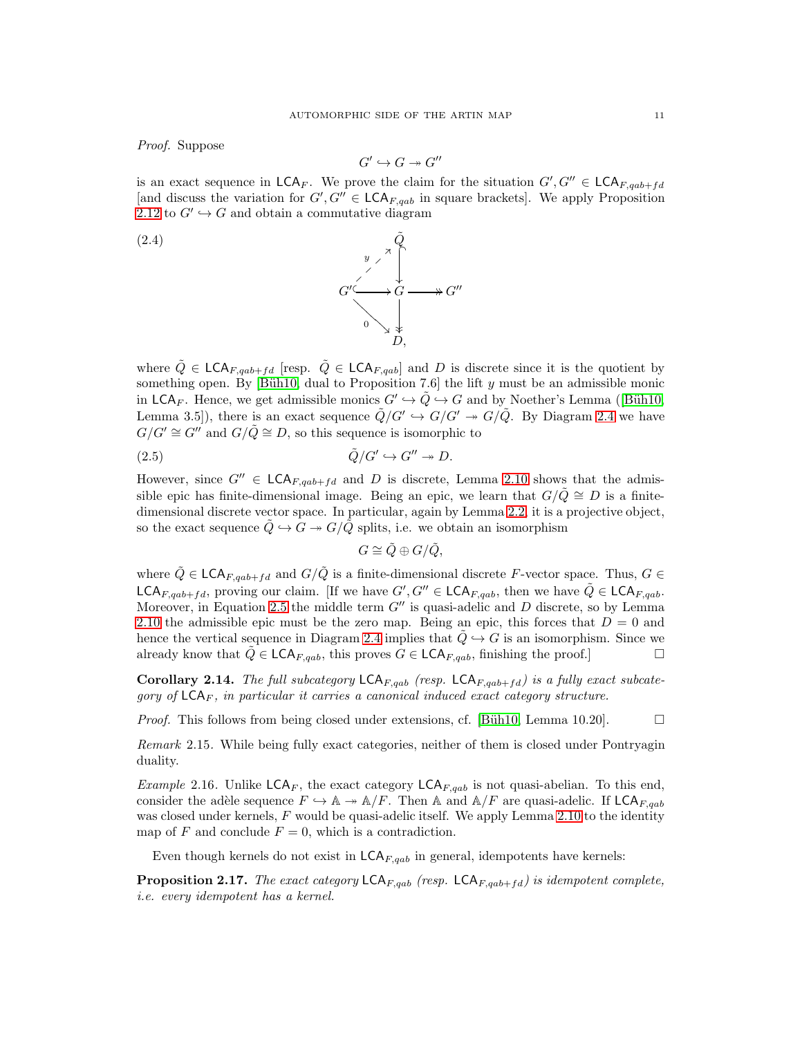*Proof.* Suppose

$$G' \hookrightarrow G \twoheadrightarrow G''$$

is an exact sequence in $\mathsf{LCA}_F$. We prove the claim for the situation $G', G'' \in \mathsf{LCA}_{F,qab+fd}$ [and discuss the variation for $G', G'' \in \mathsf{LCA}_{F,qab}$ in square brackets]. We apply Proposition 2.12 to $G' \hookrightarrow G$ and obtain a commutative diagram

$$\begin{array}{ccccc} & & \tilde{Q} & & \\ & {}^{y}\nearrow & \downarrow & & \\ G' & \hookrightarrow & G & \twoheadrightarrow & G'' \\ & {}_{0}\searrow & \downarrow & & \\ & & D, & & \end{array} \tag{2.4}$$

where $\tilde{Q} \in \mathsf{LCA}_{F,qab+fd}$ [resp. $\tilde{Q} \in \mathsf{LCA}_{F,qab}$] and $D$ is discrete since it is the quotient by something open. By [Büh10, dual to Proposition 7.6] the lift $y$ must be an admissible monic in $\mathsf{LCA}_F$. Hence, we get admissible monics $G' \hookrightarrow \tilde{Q} \hookrightarrow G$ and by Noether's Lemma ([Büh10, Lemma 3.5]), there is an exact sequence $\tilde{Q}/G' \hookrightarrow G/G' \twoheadrightarrow G/\tilde{Q}$. By Diagram 2.4 we have $G/G' \cong G''$ and $G/\tilde{Q} \cong D$, so this sequence is isomorphic to

$$\tilde{Q}/G' \hookrightarrow G'' \twoheadrightarrow D. \tag{2.5}$$

However, since $G'' \in \mathsf{LCA}_{F,qab+fd}$ and $D$ is discrete, Lemma 2.10 shows that the admissible epic has finite-dimensional image. Being an epic, we learn that $G/\tilde{Q} \cong D$ is a finite-dimensional discrete vector space. In particular, again by Lemma 2.2, it is a projective object, so the exact sequence $\tilde{Q} \hookrightarrow G \twoheadrightarrow G/\tilde{Q}$ splits, i.e. we obtain an isomorphism

$$G \cong \tilde{Q} \oplus G/\tilde{Q},$$

where $\tilde{Q} \in \mathsf{LCA}_{F,qab+fd}$ and $G/\tilde{Q}$ is a finite-dimensional discrete $F$-vector space. Thus, $G \in \mathsf{LCA}_{F,qab+fd}$, proving our claim. [If we have $G', G'' \in \mathsf{LCA}_{F,qab}$, then we have $\tilde{Q} \in \mathsf{LCA}_{F,qab}$. Moreover, in Equation 2.5 the middle term $G''$ is quasi-adelic and $D$ discrete, so by Lemma 2.10 the admissible epic must be the zero map. Being an epic, this forces that $D = 0$ and hence the vertical sequence in Diagram 2.4 implies that $\tilde{Q} \hookrightarrow G$ is an isomorphism. Since we already know that $\tilde{Q} \in \mathsf{LCA}_{F,qab}$, this proves $G \in \mathsf{LCA}_{F,qab}$, finishing the proof.] $\square$

**Corollary 2.14.** *The full subcategory $\mathsf{LCA}_{F,qab}$ (resp. $\mathsf{LCA}_{F,qab+fd}$) is a fully exact subcategory of $\mathsf{LCA}_F$, in particular it carries a canonical induced exact category structure.*

*Proof.* This follows from being closed under extensions, cf. [Büh10, Lemma 10.20]. $\square$

*Remark* 2.15. While being fully exact categories, neither of them is closed under Pontryagin duality.

*Example* 2.16. Unlike $\mathsf{LCA}_F$, the exact category $\mathsf{LCA}_{F,qab}$ is not quasi-abelian. To this end, consider the adèle sequence $F \hookrightarrow \mathbb{A} \twoheadrightarrow \mathbb{A}/F$. Then $\mathbb{A}$ and $\mathbb{A}/F$ are quasi-adelic. If $\mathsf{LCA}_{F,qab}$ was closed under kernels, $F$ would be quasi-adelic itself. We apply Lemma 2.10 to the identity map of $F$ and conclude $F = 0$, which is a contradiction.

Even though kernels do not exist in $\mathsf{LCA}_{F,qab}$ in general, idempotents have kernels:

**Proposition 2.17.** *The exact category $\mathsf{LCA}_{F,qab}$ (resp. $\mathsf{LCA}_{F,qab+fd}$) is idempotent complete, i.e. every idempotent has a kernel.*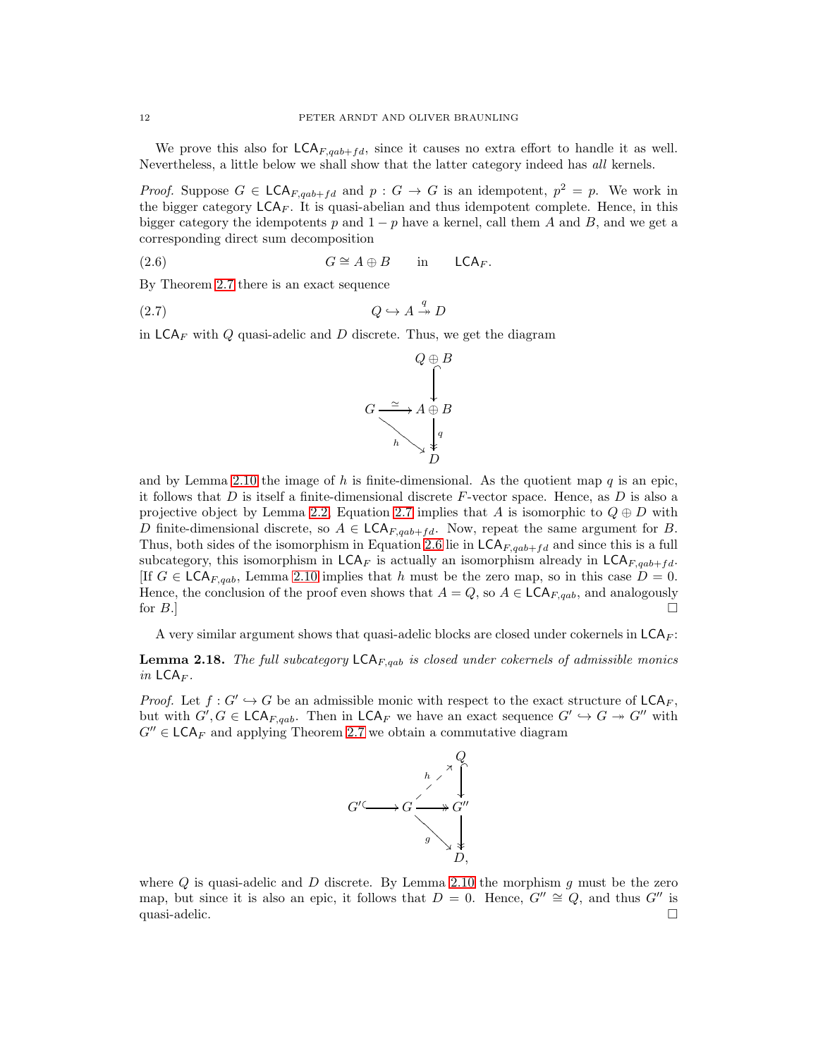We prove this also for $\mathsf{LCA}_{F,qab+fd}$, since it causes no extra effort to handle it as well. Nevertheless, a little below we shall show that the latter category indeed has *all* kernels.

*Proof.* Suppose $G \in \mathsf{LCA}_{F,qab+fd}$ and $p : G \to G$ is an idempotent, $p^2 = p$. We work in the bigger category $\mathsf{LCA}_F$. It is quasi-abelian and thus idempotent complete. Hence, in this bigger category the idempotents $p$ and $1 - p$ have a kernel, call them $A$ and $B$, and we get a corresponding direct sum decomposition

$$G \cong A \oplus B \qquad \text{in} \qquad \mathsf{LCA}_F. \tag{2.6}$$

By Theorem 2.7 there is an exact sequence

$$Q \hookrightarrow A \overset{q}{\twoheadrightarrow} D \tag{2.7}$$

in $\mathsf{LCA}_F$ with $Q$ quasi-adelic and $D$ discrete. Thus, we get the diagram

$$\begin{array}{ccc} & & Q \oplus B \\ & & \big\downarrow \\ G & \xrightarrow{\simeq} & A \oplus B \\ & \searrow^{h} & \big\downarrow q \\ & & D \end{array}$$

and by Lemma 2.10 the image of $h$ is finite-dimensional. As the quotient map $q$ is an epic, it follows that $D$ is itself a finite-dimensional discrete $F$-vector space. Hence, as $D$ is also a projective object by Lemma 2.2, Equation 2.7 implies that $A$ is isomorphic to $Q \oplus D$ with $D$ finite-dimensional discrete, so $A \in \mathsf{LCA}_{F,qab+fd}$. Now, repeat the same argument for $B$. Thus, both sides of the isomorphism in Equation 2.6 lie in $\mathsf{LCA}_{F,qab+fd}$ and since this is a full subcategory, this isomorphism in $\mathsf{LCA}_F$ is actually an isomorphism already in $\mathsf{LCA}_{F,qab+fd}$. [If $G \in \mathsf{LCA}_{F,qab}$, Lemma 2.10 implies that $h$ must be the zero map, so in this case $D = 0$. Hence, the conclusion of the proof even shows that $A = Q$, so $A \in \mathsf{LCA}_{F,qab}$, and analogously for $B$.] $\square$

A very similar argument shows that quasi-adelic blocks are closed under cokernels in $\mathsf{LCA}_F$:

**Lemma 2.18.** *The full subcategory $\mathsf{LCA}_{F,qab}$ is closed under cokernels of admissible monics in $\mathsf{LCA}_F$.*

*Proof.* Let $f : G' \hookrightarrow G$ be an admissible monic with respect to the exact structure of $\mathsf{LCA}_F$, but with $G', G \in \mathsf{LCA}_{F,qab}$. Then in $\mathsf{LCA}_F$ we have an exact sequence $G' \hookrightarrow G \twoheadrightarrow G''$ with $G'' \in \mathsf{LCA}_F$ and applying Theorem 2.7 we obtain a commutative diagram

$$\begin{array}{ccccc} & & & & Q \\ & & & \nearrow^{h} & \big\downarrow \\ G' & \hookrightarrow & G & \twoheadrightarrow & G'' \\ & & & \searrow_{g} & \big\downarrow \\ & & & & D, \end{array}$$

where $Q$ is quasi-adelic and $D$ discrete. By Lemma 2.10 the morphism $g$ must be the zero map, but since it is also an epic, it follows that $D = 0$. Hence, $G'' \cong Q$, and thus $G''$ is quasi-adelic. $\square$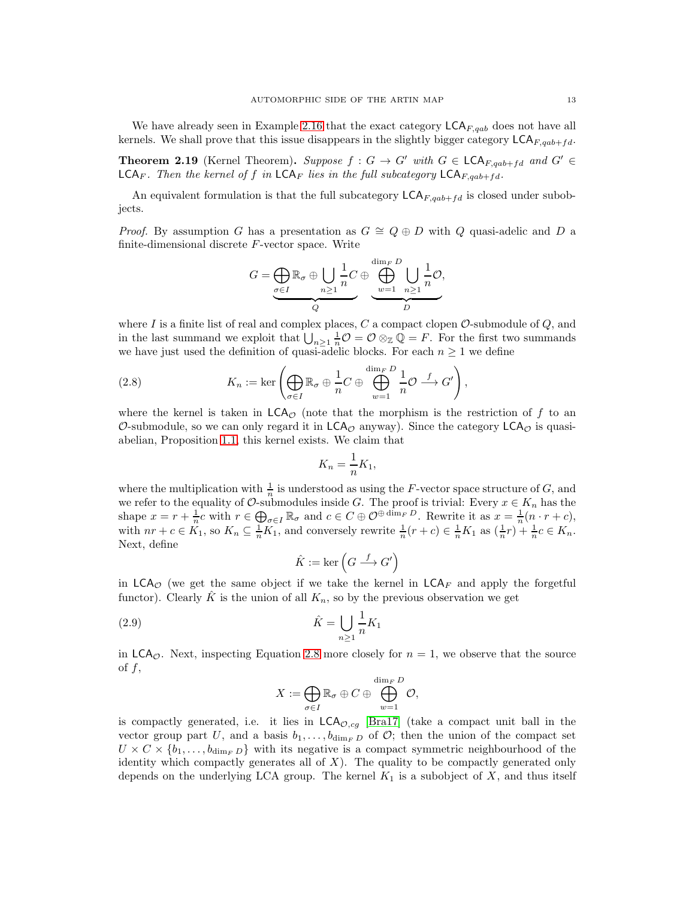We have already seen in Example 2.16 that the exact category $\mathsf{LCA}_{F,qab}$ does not have all kernels. We shall prove that this issue disappears in the slightly bigger category $\mathsf{LCA}_{F,qab+fd}$.

**Theorem 2.19** (Kernel Theorem)**.** *Suppose $f : G \to G'$ with $G \in \mathsf{LCA}_{F,qab+fd}$ and $G' \in \mathsf{LCA}_F$. Then the kernel of $f$ in $\mathsf{LCA}_F$ lies in the full subcategory $\mathsf{LCA}_{F,qab+fd}$.*

An equivalent formulation is that the full subcategory $\mathsf{LCA}_{F,qab+fd}$ is closed under subobjects.

*Proof.* By assumption $G$ has a presentation as $G \cong Q \oplus D$ with $Q$ quasi-adelic and $D$ a finite-dimensional discrete $F$-vector space. Write

$$G = \underbrace{\bigoplus_{\sigma \in I} \mathbb{R}_\sigma \oplus \bigcup_{n \geq 1} \frac{1}{n} C}_{Q} \oplus \underbrace{\bigoplus_{w=1}^{\dim_F D} \bigcup_{n \geq 1} \frac{1}{n} \mathcal{O}}_{D},$$

where $I$ is a finite list of real and complex places, $C$ a compact clopen $\mathcal{O}$-submodule of $Q$, and in the last summand we exploit that $\bigcup_{n\geq 1} \frac{1}{n}\mathcal{O} = \mathcal{O} \otimes_{\mathbb{Z}} \mathbb{Q} = F$. For the first two summands we have just used the definition of quasi-adelic blocks. For each $n \geq 1$ we define

$$K_n := \ker \left( \bigoplus_{\sigma \in I} \mathbb{R}_\sigma \oplus \frac{1}{n} C \oplus \bigoplus_{w=1}^{\dim_F D} \frac{1}{n} \mathcal{O} \xrightarrow{f} G' \right), \tag{2.8}$$

where the kernel is taken in $\mathsf{LCA}_{\mathcal{O}}$ (note that the morphism is the restriction of $f$ to an $\mathcal{O}$-submodule, so we can only regard it in $\mathsf{LCA}_{\mathcal{O}}$ anyway). Since the category $\mathsf{LCA}_{\mathcal{O}}$ is quasi-abelian, Proposition 1.1, this kernel exists. We claim that

$$K_n = \frac{1}{n} K_1,$$

where the multiplication with $\frac{1}{n}$ is understood as using the $F$-vector space structure of $G$, and we refer to the equality of $\mathcal{O}$-submodules inside $G$. The proof is trivial: Every $x \in K_n$ has the shape $x = r + \frac{1}{n} c$ with $r \in \bigoplus_{\sigma \in I} \mathbb{R}_\sigma$ and $c \in C \oplus \mathcal{O}^{\oplus \dim_F D}$. Rewrite it as $x = \frac{1}{n}(n \cdot r + c)$, with $nr + c \in K_1$, so $K_n \subseteq \frac{1}{n} K_1$, and conversely rewrite $\frac{1}{n}(r + c) \in \frac{1}{n} K_1$ as $(\frac{1}{n} r) + \frac{1}{n} c \in K_n$. Next, define

$$\hat{K} := \ker \left( G \xrightarrow{f} G' \right)$$

in $\mathsf{LCA}_{\mathcal{O}}$ (we get the same object if we take the kernel in $\mathsf{LCA}_F$ and apply the forgetful functor). Clearly $\hat{K}$ is the union of all $K_n$, so by the previous observation we get

$$\hat{K} = \bigcup_{n \geq 1} \frac{1}{n} K_1 \tag{2.9}$$

in $\mathsf{LCA}_{\mathcal{O}}$. Next, inspecting Equation 2.8 more closely for $n = 1$, we observe that the source of $f$,

$$X := \bigoplus_{\sigma \in I} \mathbb{R}_\sigma \oplus C \oplus \bigoplus_{w=1}^{\dim_F D} \mathcal{O},$$

is compactly generated, i.e. it lies in $\mathsf{LCA}_{\mathcal{O},cg}$ [Bra17] (take a compact unit ball in the vector group part $U$, and a basis $b_1, \ldots, b_{\dim_F D}$ of $\mathcal{O}$; then the union of the compact set $U \times C \times \{b_1, \ldots, b_{\dim_F D}\}$ with its negative is a compact symmetric neighbourhood of the identity which compactly generates all of $X$). The quality to be compactly generated only depends on the underlying LCA group. The kernel $K_1$ is a subobject of $X$, and thus itself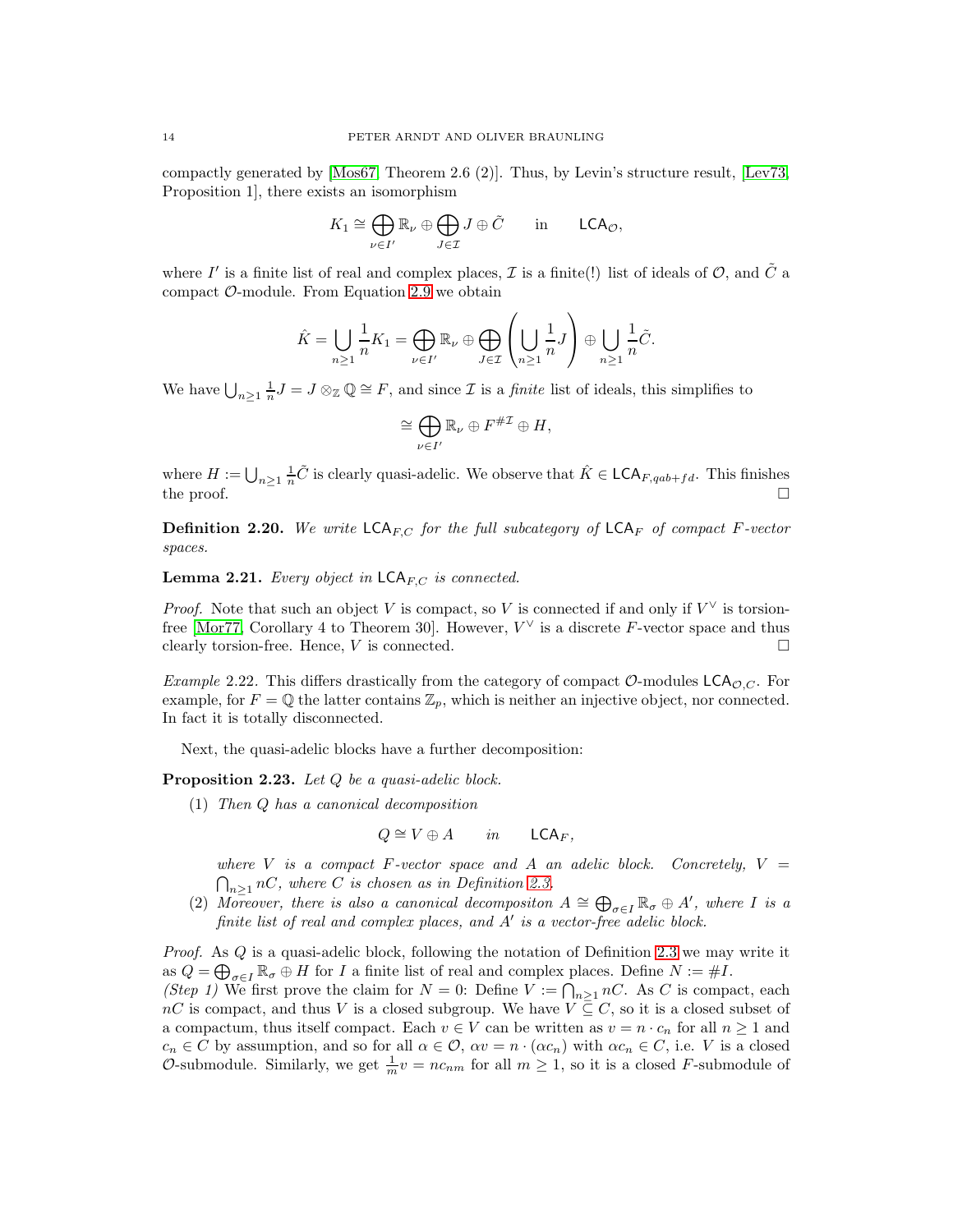compactly generated by [Mos67, Theorem 2.6 (2)]. Thus, by Levin's structure result, [Lev73, Proposition 1], there exists an isomorphism

$$K_1 \cong \bigoplus_{\nu \in I'} \mathbb{R}_\nu \oplus \bigoplus_{J \in \mathcal{I}} J \oplus \tilde{C} \qquad \text{in} \qquad \mathsf{LCA}_{\mathcal{O}},$$

where $I'$ is a finite list of real and complex places, $\mathcal{I}$ is a finite(!) list of ideals of $\mathcal{O}$, and $\tilde{C}$ a compact $\mathcal{O}$-module. From Equation 2.9 we obtain

$$\hat{K} = \bigcup_{n \geq 1} \frac{1}{n} K_1 = \bigoplus_{\nu \in I'} \mathbb{R}_\nu \oplus \bigoplus_{J \in \mathcal{I}} \left( \bigcup_{n \geq 1} \frac{1}{n} J \right) \oplus \bigcup_{n \geq 1} \frac{1}{n} \tilde{C}.$$

We have $\bigcup_{n \geq 1} \frac{1}{n} J = J \otimes_{\mathbb{Z}} \mathbb{Q} \cong F$, and since $\mathcal{I}$ is a *finite* list of ideals, this simplifies to

$$\cong \bigoplus_{\nu \in I'} \mathbb{R}_\nu \oplus F^{\# \mathcal{I}} \oplus H,$$

where $H := \bigcup_{n \geq 1} \frac{1}{n} \tilde{C}$ is clearly quasi-adelic. We observe that $\hat{K} \in \mathsf{LCA}_{F,qab+fd}$. This finishes the proof. $\square$

**Definition 2.20.** *We write $\mathsf{LCA}_{F,C}$ for the full subcategory of $\mathsf{LCA}_F$ of compact $F$-vector spaces.*

**Lemma 2.21.** *Every object in $\mathsf{LCA}_{F,C}$ is connected.*

*Proof.* Note that such an object $V$ is compact, so $V$ is connected if and only if $V^\vee$ is torsion-free [Mor77, Corollary 4 to Theorem 30]. However, $V^\vee$ is a discrete $F$-vector space and thus clearly torsion-free. Hence, $V$ is connected. $\square$

*Example* 2.22. This differs drastically from the category of compact $\mathcal{O}$-modules $\mathsf{LCA}_{\mathcal{O},C}$. For example, for $F = \mathbb{Q}$ the latter contains $\mathbb{Z}_p$, which is neither an injective object, nor connected. In fact it is totally disconnected.

Next, the quasi-adelic blocks have a further decomposition:

**Proposition 2.23.** *Let $Q$ be a quasi-adelic block.*

1. *Then $Q$ has a canonical decomposition*
$$Q \cong V \oplus A \qquad \text{in} \qquad \mathsf{LCA}_F,$$
*where $V$ is a compact $F$-vector space and $A$ an adelic block. Concretely, $V = \bigcap_{n \geq 1} nC$, where $C$ is chosen as in Definition 2.3.*
2. *Moreover, there is also a canonical decompositon $A \cong \bigoplus_{\sigma \in I} \mathbb{R}_\sigma \oplus A'$, where $I$ is a finite list of real and complex places, and $A'$ is a vector-free adelic block.*

*Proof.* As $Q$ is a quasi-adelic block, following the notation of Definition 2.3 we may write it as $Q = \bigoplus_{\sigma \in I} \mathbb{R}_\sigma \oplus H$ for $I$ a finite list of real and complex places. Define $N := \# I$.
*(Step 1)* We first prove the claim for $N = 0$: Define $V := \bigcap_{n \geq 1} nC$. As $C$ is compact, each $nC$ is compact, and thus $V$ is a closed subgroup. We have $V \subseteq C$, so it is a closed subset of a compactum, thus itself compact. Each $v \in V$ can be written as $v = n \cdot c_n$ for all $n \geq 1$ and $c_n \in C$ by assumption, and so for all $\alpha \in \mathcal{O}$, $\alpha v = n \cdot (\alpha c_n)$ with $\alpha c_n \in C$, i.e. $V$ is a closed $\mathcal{O}$-submodule. Similarly, we get $\frac{1}{m} v = n c_{nm}$ for all $m \geq 1$, so it is a closed $F$-submodule of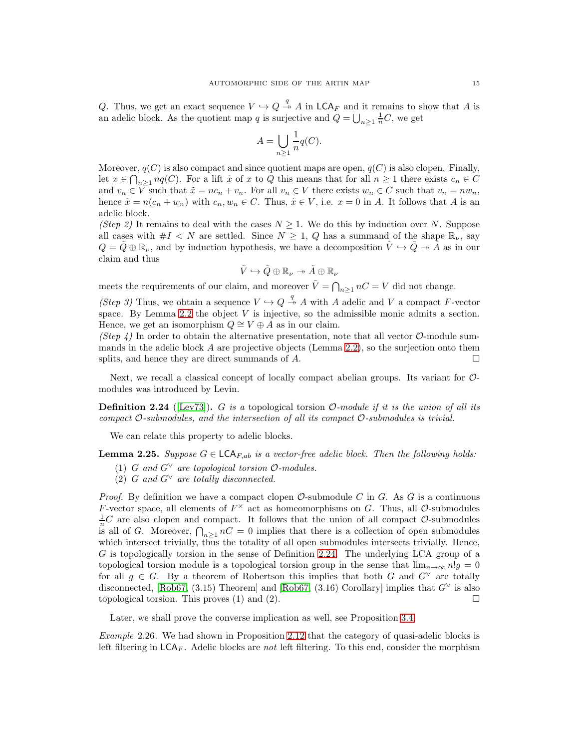$Q$. Thus, we get an exact sequence $V \hookrightarrow Q \overset{q}{\twoheadrightarrow} A$ in $\mathsf{LCA}_F$ and it remains to show that $A$ is an adelic block. As the quotient map $q$ is surjective and $Q = \bigcup_{n\geq 1} \frac{1}{n}C$, we get

$$A = \bigcup_{n\geq 1} \frac{1}{n} q(C).$$

Moreover, $q(C)$ is also compact and since quotient maps are open, $q(C)$ is also clopen. Finally, let $x \in \bigcap_{n\geq 1} nq(C)$. For a lift $\tilde{x}$ of $x$ to $Q$ this means that for all $n \geq 1$ there exists $c_n \in C$ and $v_n \in V$ such that $\tilde{x} = nc_n + v_n$. For all $v_n \in V$ there exists $w_n \in C$ such that $v_n = nw_n$, hence $\tilde{x} = n(c_n + w_n)$ with $c_n, w_n \in C$. Thus, $\tilde{x} \in V$, i.e. $x = 0$ in $A$. It follows that $A$ is an adelic block.

*(Step 2)* It remains to deal with the cases $N \geq 1$. We do this by induction over $N$. Suppose all cases with $\#I < N$ are settled. Since $N \geq 1$, $Q$ has a summand of the shape $\mathbb{R}_\nu$, say $Q = \tilde{Q} \oplus \mathbb{R}_\nu$, and by induction hypothesis, we have a decomposition $\tilde{V} \hookrightarrow \tilde{Q} \twoheadrightarrow \tilde{A}$ as in our claim and thus

$$\tilde{V} \hookrightarrow \tilde{Q} \oplus \mathbb{R}_\nu \twoheadrightarrow \tilde{A} \oplus \mathbb{R}_\nu$$

meets the requirements of our claim, and moreover $\tilde{V} = \bigcap_{n\geq 1} nC = V$ did not change.

*(Step 3)* Thus, we obtain a sequence $V \hookrightarrow Q \overset{q}{\twoheadrightarrow} A$ with $A$ adelic and $V$ a compact $F$-vector space. By Lemma 2.2 the object $V$ is injective, so the admissible monic admits a section. Hence, we get an isomorphism $Q \cong V \oplus A$ as in our claim.

*(Step 4)* In order to obtain the alternative presentation, note that all vector $\mathcal{O}$-module summands in the adelic block $A$ are projective objects (Lemma 2.2), so the surjection onto them splits, and hence they are direct summands of $A$. $\square$

Next, we recall a classical concept of locally compact abelian groups. Its variant for $\mathcal{O}$-modules was introduced by Levin.

**Definition 2.24** ([Lev73]). *$G$ is a* topological torsion $\mathcal{O}$-module *if it is the union of all its compact $\mathcal{O}$-submodules, and the intersection of all its compact $\mathcal{O}$-submodules is trivial.*

We can relate this property to adelic blocks.

**Lemma 2.25.** *Suppose $G \in \mathsf{LCA}_{F,ab}$ is a vector-free adelic block. Then the following holds:*

1. *$G$ and $G^\vee$ are topological torsion $\mathcal{O}$-modules.*
2. *$G$ and $G^\vee$ are totally disconnected.*

*Proof.* By definition we have a compact clopen $\mathcal{O}$-submodule $C$ in $G$. As $G$ is a continuous $F$-vector space, all elements of $F^\times$ act as homeomorphisms on $G$. Thus, all $\mathcal{O}$-submodules $\frac{1}{n}C$ are also clopen and compact. It follows that the union of all compact $\mathcal{O}$-submodules is all of $G$. Moreover, $\bigcap_{n\geq 1} nC = 0$ implies that there is a collection of open submodules which intersect trivially, thus the totality of all open submodules intersects trivially. Hence, $G$ is topologically torsion in the sense of Definition 2.24. The underlying LCA group of a topological torsion module is a topological torsion group in the sense that $\lim_{n\to\infty} n!g = 0$ for all $g \in G$. By a theorem of Robertson this implies that both $G$ and $G^\vee$ are totally disconnected, [Rob67, (3.15) Theorem] and [Rob67, (3.16) Corollary] implies that $G^\vee$ is also topological torsion. This proves (1) and (2). $\square$

Later, we shall prove the converse implication as well, see Proposition 3.4.

*Example* 2.26. We had shown in Proposition 2.12 that the category of quasi-adelic blocks is left filtering in $\mathsf{LCA}_F$. Adelic blocks are *not* left filtering. To this end, consider the morphism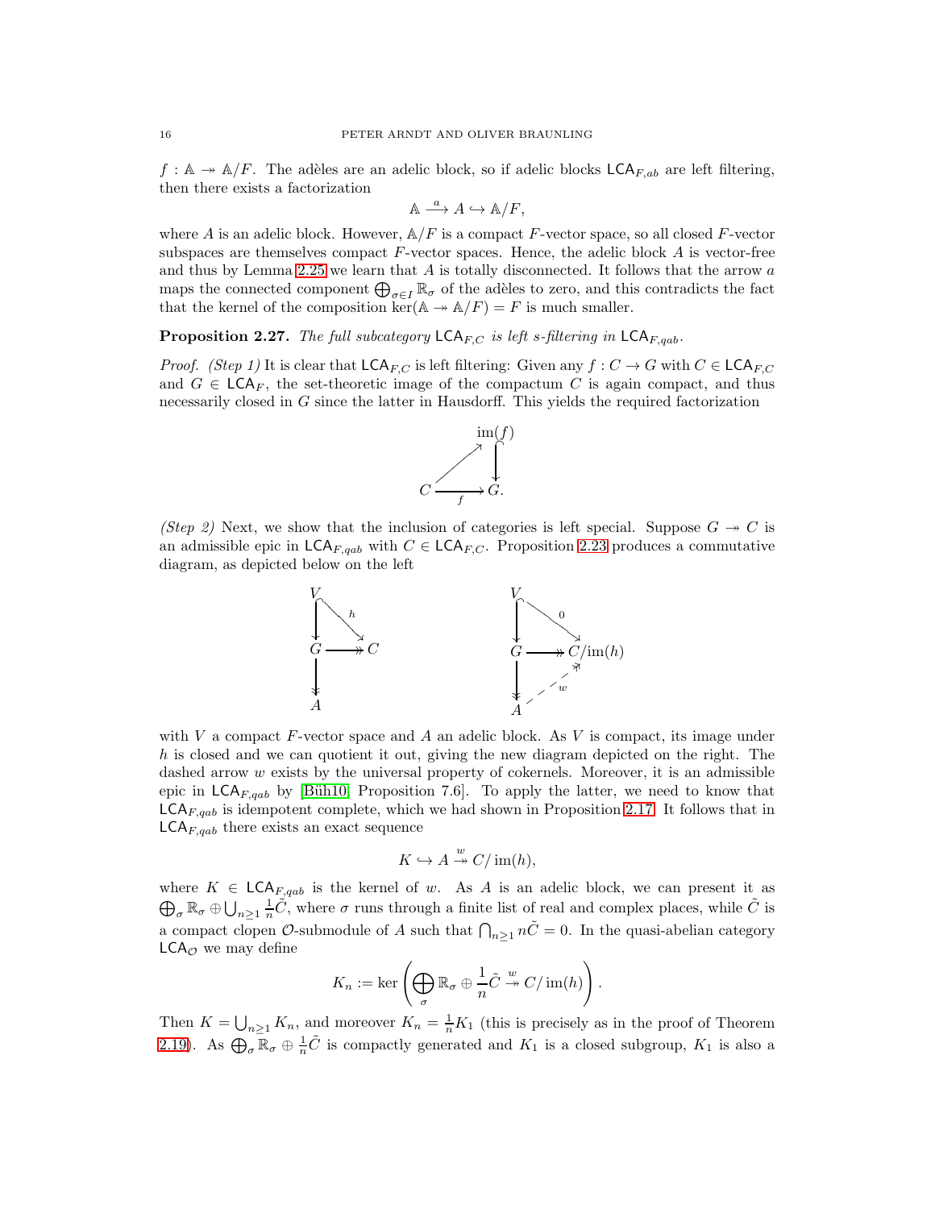$f : \mathbb{A} \twoheadrightarrow \mathbb{A}/F$. The adèles are an adelic block, so if adelic blocks $\mathsf{LCA}_{F,ab}$ are left filtering, then there exists a factorization

$$\mathbb{A} \xrightarrow{a} A \hookrightarrow \mathbb{A}/F,$$

where $A$ is an adelic block. However, $\mathbb{A}/F$ is a compact $F$-vector space, so all closed $F$-vector subspaces are themselves compact $F$-vector spaces. Hence, the adelic block $A$ is vector-free and thus by Lemma 2.25 we learn that $A$ is totally disconnected. It follows that the arrow $a$ maps the connected component $\bigoplus_{\sigma \in I} \mathbb{R}_\sigma$ of the adèles to zero, and this contradicts the fact that the kernel of the composition $\ker(\mathbb{A} \twoheadrightarrow \mathbb{A}/F) = F$ is much smaller.

**Proposition 2.27.** *The full subcategory $\mathsf{LCA}_{F,C}$ is left s-filtering in $\mathsf{LCA}_{F,qab}$.*

*Proof.* *(Step 1)* It is clear that $\mathsf{LCA}_{F,C}$ is left filtering: Given any $f : C \to G$ with $C \in \mathsf{LCA}_{F,C}$ and $G \in \mathsf{LCA}_F$, the set-theoretic image of the compactum $C$ is again compact, and thus necessarily closed in $G$ since the latter in Hausdorff. This yields the required factorization

$$\begin{array}{ccc} & & \operatorname{im}(f) \\ & \nearrow & \downarrow \\ C & \xrightarrow{f} & G. \end{array}$$

*(Step 2)* Next, we show that the inclusion of categories is left special. Suppose $G \twoheadrightarrow C$ is an admissible epic in $\mathsf{LCA}_{F,qab}$ with $C \in \mathsf{LCA}_{F,C}$. Proposition 2.23 produces a commutative diagram, as depicted below on the left

$$\begin{array}{ccc} V & & \\ \downarrow & \overset{h}{\searrow} & \\ G & \twoheadrightarrow & C \\ \downarrow & & \\ A & & \end{array} \qquad\qquad \begin{array}{ccc} V & & \\ \downarrow & \overset{0}{\searrow} & \\ G & \twoheadrightarrow & C/\operatorname{im}(h) \\ \downarrow & \overset{w}{\nearrow} & \\ A & & \end{array}$$

with $V$ a compact $F$-vector space and $A$ an adelic block. As $V$ is compact, its image under $h$ is closed and we can quotient it out, giving the new diagram depicted on the right. The dashed arrow $w$ exists by the universal property of cokernels. Moreover, it is an admissible epic in $\mathsf{LCA}_{F,qab}$ by [Büh10, Proposition 7.6]. To apply the latter, we need to know that $\mathsf{LCA}_{F,qab}$ is idempotent complete, which we had shown in Proposition 2.17. It follows that in $\mathsf{LCA}_{F,qab}$ there exists an exact sequence

$$K \hookrightarrow A \overset{w}{\twoheadrightarrow} C/\operatorname{im}(h),$$

where $K \in \mathsf{LCA}_{F,qab}$ is the kernel of $w$. As $A$ is an adelic block, we can present it as $\bigoplus_\sigma \mathbb{R}_\sigma \oplus \bigcup_{n \geq 1} \frac{1}{n}\tilde{C}$, where $\sigma$ runs through a finite list of real and complex places, while $\tilde{C}$ is a compact clopen $\mathcal{O}$-submodule of $A$ such that $\bigcap_{n \geq 1} n\tilde{C} = 0$. In the quasi-abelian category $\mathsf{LCA}_{\mathcal{O}}$ we may define

$$K_n := \ker\left(\bigoplus_\sigma \mathbb{R}_\sigma \oplus \frac{1}{n}\tilde{C} \overset{w}{\twoheadrightarrow} C/\operatorname{im}(h)\right).$$

Then $K = \bigcup_{n \geq 1} K_n$, and moreover $K_n = \frac{1}{n}K_1$ (this is precisely as in the proof of Theorem 2.19). As $\bigoplus_\sigma \mathbb{R}_\sigma \oplus \frac{1}{n}\tilde{C}$ is compactly generated and $K_1$ is a closed subgroup, $K_1$ is also a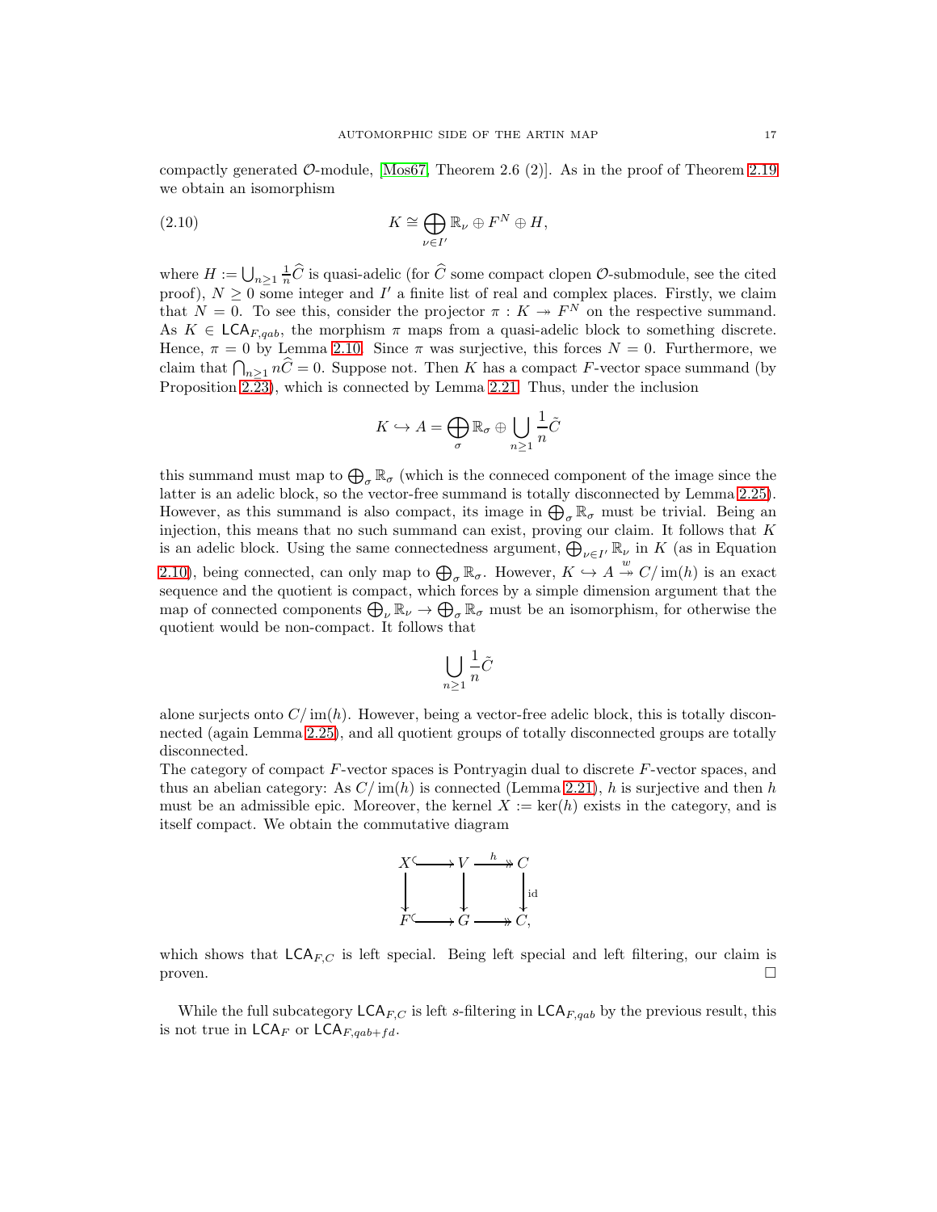compactly generated $\mathcal{O}$-module, [Mos67, Theorem 2.6 (2)]. As in the proof of Theorem 2.19 we obtain an isomorphism

$$K \cong \bigoplus_{\nu \in I'} \mathbb{R}_\nu \oplus F^N \oplus H, \tag{2.10}$$

where $H := \bigcup_{n \geq 1} \frac{1}{n}\widehat{C}$ is quasi-adelic (for $\widehat{C}$ some compact clopen $\mathcal{O}$-submodule, see the cited proof), $N \geq 0$ some integer and $I'$ a finite list of real and complex places. Firstly, we claim that $N = 0$. To see this, consider the projector $\pi : K \twoheadrightarrow F^N$ on the respective summand. As $K \in \mathsf{LCA}_{F,qab}$, the morphism $\pi$ maps from a quasi-adelic block to something discrete. Hence, $\pi = 0$ by Lemma 2.10. Since $\pi$ was surjective, this forces $N = 0$. Furthermore, we claim that $\bigcap_{n \geq 1} n\widehat{C} = 0$. Suppose not. Then $K$ has a compact $F$-vector space summand (by Proposition 2.23), which is connected by Lemma 2.21. Thus, under the inclusion

$$K \hookrightarrow A = \bigoplus_\sigma \mathbb{R}_\sigma \oplus \bigcup_{n \geq 1} \frac{1}{n}\tilde{C}$$

this summand must map to $\bigoplus_\sigma \mathbb{R}_\sigma$ (which is the conneced component of the image since the latter is an adelic block, so the vector-free summand is totally disconnected by Lemma 2.25). However, as this summand is also compact, its image in $\bigoplus_\sigma \mathbb{R}_\sigma$ must be trivial. Being an injection, this means that no such summand can exist, proving our claim. It follows that $K$ is an adelic block. Using the same connectedness argument, $\bigoplus_{\nu \in I'} \mathbb{R}_\nu$ in $K$ (as in Equation 2.10), being connected, can only map to $\bigoplus_\sigma \mathbb{R}_\sigma$. However, $K \hookrightarrow A \overset{w}{\twoheadrightarrow} C/\operatorname{im}(h)$ is an exact sequence and the quotient is compact, which forces by a simple dimension argument that the map of connected components $\bigoplus_\nu \mathbb{R}_\nu \to \bigoplus_\sigma \mathbb{R}_\sigma$ must be an isomorphism, for otherwise the quotient would be non-compact. It follows that

$$\bigcup_{n \geq 1} \frac{1}{n}\tilde{C}$$

alone surjects onto $C/\operatorname{im}(h)$. However, being a vector-free adelic block, this is totally disconnected (again Lemma 2.25), and all quotient groups of totally disconnected groups are totally disconnected.

The category of compact $F$-vector spaces is Pontryagin dual to discrete $F$-vector spaces, and thus an abelian category: As $C/\operatorname{im}(h)$ is connected (Lemma 2.21), $h$ is surjective and then $h$ must be an admissible epic. Moreover, the kernel $X := \ker(h)$ exists in the category, and is itself compact. We obtain the commutative diagram

$$\begin{array}{ccccc} X & \hookrightarrow & V & \overset{h}{\twoheadrightarrow} & C \\ \downarrow & & \downarrow & & \downarrow \mathrm{id} \\ F & \hookrightarrow & G & \twoheadrightarrow & C, \end{array}$$

which shows that $\mathsf{LCA}_{F,C}$ is left special. Being left special and left filtering, our claim is proven. $\square$

While the full subcategory $\mathsf{LCA}_{F,C}$ is left $s$-filtering in $\mathsf{LCA}_{F,qab}$ by the previous result, this is not true in $\mathsf{LCA}_F$ or $\mathsf{LCA}_{F,qab+fd}$.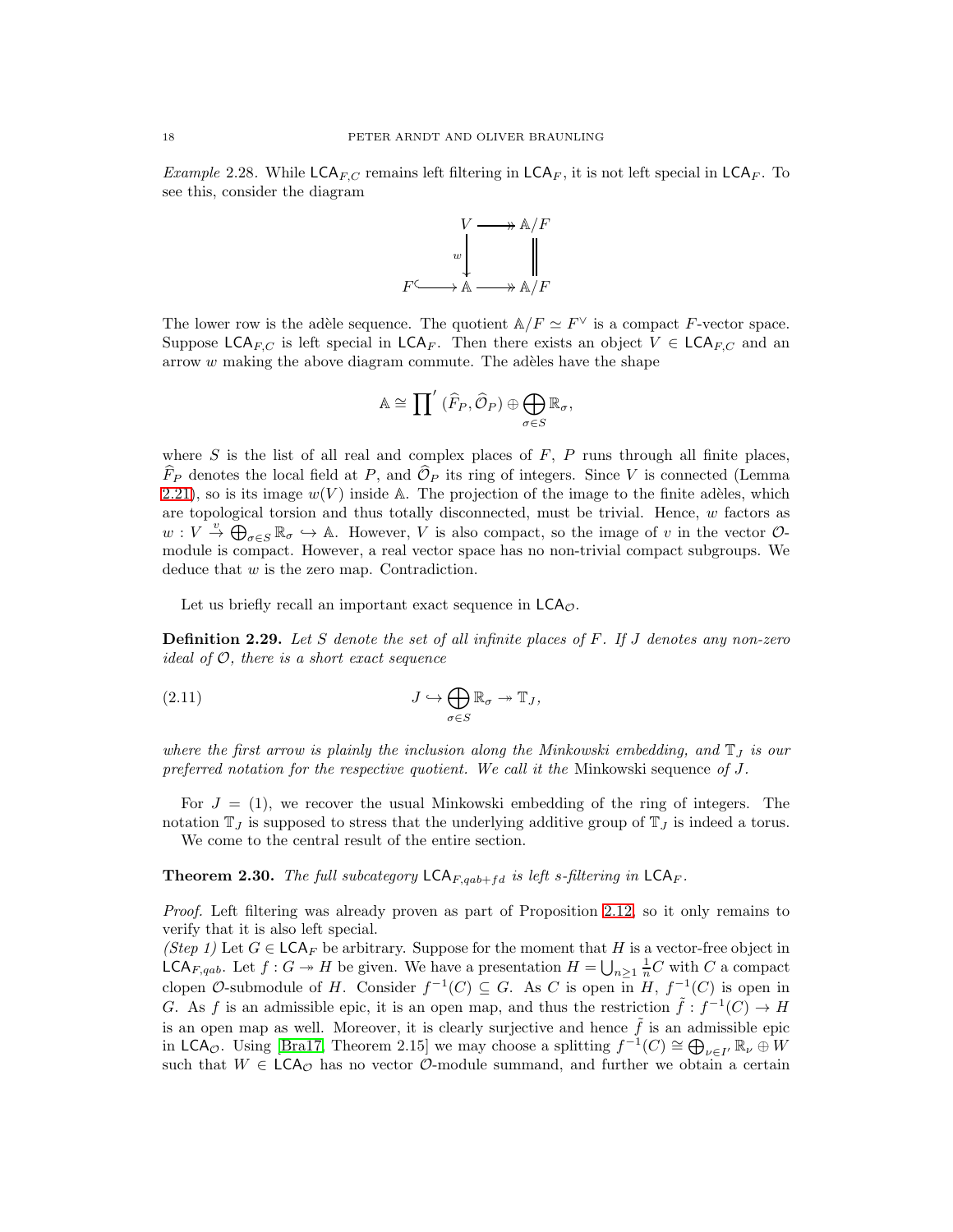*Example* 2.28. While $\mathsf{LCA}_{F,C}$ remains left filtering in $\mathsf{LCA}_F$, it is not left special in $\mathsf{LCA}_F$. To see this, consider the diagram

$$\begin{array}{ccccc} & & V & \twoheadrightarrow & \mathbb{A}/F \\ & & {\scriptstyle w}\downarrow & & \parallel \\ F & \hookrightarrow & \mathbb{A} & \twoheadrightarrow & \mathbb{A}/F \end{array}$$

The lower row is the adèle sequence. The quotient $\mathbb{A}/F \simeq F^{\vee}$ is a compact $F$-vector space. Suppose $\mathsf{LCA}_{F,C}$ is left special in $\mathsf{LCA}_F$. Then there exists an object $V \in \mathsf{LCA}_{F,C}$ and an arrow $w$ making the above diagram commute. The adèles have the shape

$$\mathbb{A} \cong \prod{}' \, (\widehat{F}_P, \widehat{\mathcal{O}}_P) \oplus \bigoplus_{\sigma \in S} \mathbb{R}_{\sigma},$$

where $S$ is the list of all real and complex places of $F$, $P$ runs through all finite places, $\widehat{F}_P$ denotes the local field at $P$, and $\widehat{\mathcal{O}}_P$ its ring of integers. Since $V$ is connected (Lemma 2.21), so is its image $w(V)$ inside $\mathbb{A}$. The projection of the image to the finite adèles, which are topological torsion and thus totally disconnected, must be trivial. Hence, $w$ factors as $w : V \overset{v}{\to} \bigoplus_{\sigma \in S} \mathbb{R}_{\sigma} \hookrightarrow \mathbb{A}$. However, $V$ is also compact, so the image of $v$ in the vector $\mathcal{O}$-module is compact. However, a real vector space has no non-trivial compact subgroups. We deduce that $w$ is the zero map. Contradiction.

Let us briefly recall an important exact sequence in $\mathsf{LCA}_{\mathcal{O}}$.

**Definition 2.29.** *Let $S$ denote the set of all infinite places of $F$. If $J$ denotes any non-zero ideal of $\mathcal{O}$, there is a short exact sequence*

$$J \hookrightarrow \bigoplus_{\sigma \in S} \mathbb{R}_{\sigma} \twoheadrightarrow \mathbb{T}_J, \tag{2.11}$$

*where the first arrow is plainly the inclusion along the Minkowski embedding, and $\mathbb{T}_J$ is our preferred notation for the respective quotient. We call it the* Minkowski sequence *of $J$.*

For $J = (1)$, we recover the usual Minkowski embedding of the ring of integers. The notation $\mathbb{T}_J$ is supposed to stress that the underlying additive group of $\mathbb{T}_J$ is indeed a torus.

We come to the central result of the entire section.

**Theorem 2.30.** *The full subcategory $\mathsf{LCA}_{F,qab+fd}$ is left s-filtering in $\mathsf{LCA}_F$.*

*Proof.* Left filtering was already proven as part of Proposition 2.12, so it only remains to verify that it is also left special.

*(Step 1)* Let $G \in \mathsf{LCA}_F$ be arbitrary. Suppose for the moment that $H$ is a vector-free object in $\mathsf{LCA}_{F,qab}$. Let $f : G \twoheadrightarrow H$ be given. We have a presentation $H = \bigcup_{n \geq 1} \frac{1}{n} C$ with $C$ a compact clopen $\mathcal{O}$-submodule of $H$. Consider $f^{-1}(C) \subseteq G$. As $C$ is open in $H$, $f^{-1}(C)$ is open in $G$. As $f$ is an admissible epic, it is an open map, and thus the restriction $\tilde{f} : f^{-1}(C) \to H$ is an open map as well. Moreover, it is clearly surjective and hence $\tilde{f}$ is an admissible epic in $\mathsf{LCA}_{\mathcal{O}}$. Using [Bra17, Theorem 2.15] we may choose a splitting $f^{-1}(C) \cong \bigoplus_{\nu \in I'} \mathbb{R}_{\nu} \oplus W$ such that $W \in \mathsf{LCA}_{\mathcal{O}}$ has no vector $\mathcal{O}$-module summand, and further we obtain a certain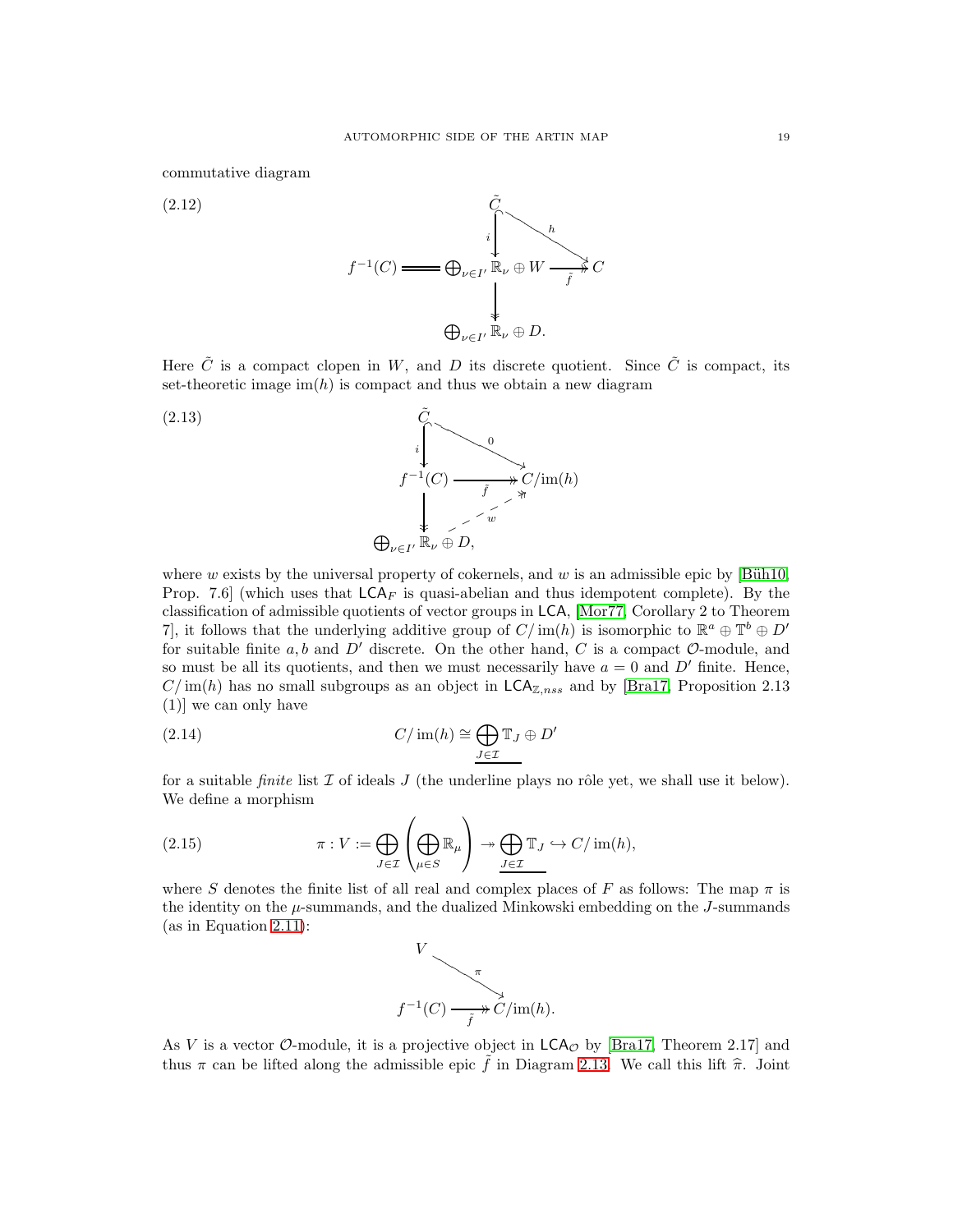commutative diagram

$$
\begin{array}{ccc}
 & \tilde{C} & \\
 & \big\downarrow i & \searrow h \\
f^{-1}(C) = & \bigoplus_{\nu \in I'} \mathbb{R}_\nu \oplus W & \xrightarrow[\tilde{f}]{} C \\
 & \big\downarrow & \\
 & \bigoplus_{\nu \in I'} \mathbb{R}_\nu \oplus D. &
\end{array}
\tag{2.12}
$$

Here $\tilde{C}$ is a compact clopen in $W$, and $D$ its discrete quotient. Since $\tilde{C}$ is compact, its set-theoretic image $\operatorname{im}(h)$ is compact and thus we obtain a new diagram

$$
\begin{array}{ccc}
\tilde{C} & & \\
\big\downarrow i & \searrow 0 & \\
f^{-1}(C) & \xrightarrow[\tilde{f}]{} & C/\operatorname{im}(h) \\
\big\downarrow & \nearrow w & \\
\bigoplus_{\nu \in I'} \mathbb{R}_\nu \oplus D, & &
\end{array}
\tag{2.13}
$$

where $w$ exists by the universal property of cokernels, and $w$ is an admissible epic by [Büh10, Prop. 7.6] (which uses that $\mathsf{LCA}_F$ is quasi-abelian and thus idempotent complete). By the classification of admissible quotients of vector groups in $\mathsf{LCA}$, [Mor77, Corollary 2 to Theorem 7], it follows that the underlying additive group of $C/\operatorname{im}(h)$ is isomorphic to $\mathbb{R}^a \oplus \mathbb{T}^b \oplus D'$ for suitable finite $a, b$ and $D'$ discrete. On the other hand, $C$ is a compact $\mathcal{O}$-module, and so must be all its quotients, and then we must necessarily have $a = 0$ and $D'$ finite. Hence, $C/\operatorname{im}(h)$ has no small subgroups as an object in $\mathsf{LCA}_{\mathbb{Z},nss}$ and by [Bra17, Proposition 2.13 (1)] we can only have

$$
C/\operatorname{im}(h) \cong \underline{\bigoplus_{J \in \mathcal{I}}} \mathbb{T}_J \oplus D' \tag{2.14}
$$

for a suitable *finite* list $\mathcal{I}$ of ideals $J$ (the underline plays no rôle yet, we shall use it below). We define a morphism

$$
\pi : V := \bigoplus_{J \in \mathcal{I}} \left( \bigoplus_{\mu \in S} \mathbb{R}_\mu \right) \twoheadrightarrow \underline{\bigoplus_{J \in \mathcal{I}}} \mathbb{T}_J \hookrightarrow C/\operatorname{im}(h), \tag{2.15}
$$

where $S$ denotes the finite list of all real and complex places of $F$ as follows: The map $\pi$ is the identity on the $\mu$-summands, and the dualized Minkowski embedding on the $J$-summands (as in Equation 2.11):

$$
\begin{array}{ccc}
V & & \\
 & \searrow \pi & \\
f^{-1}(C) & \xrightarrow[\tilde{f}]{} & C/\operatorname{im}(h).
\end{array}
$$

As $V$ is a vector $\mathcal{O}$-module, it is a projective object in $\mathsf{LCA}_{\mathcal{O}}$ by [Bra17, Theorem 2.17] and thus $\pi$ can be lifted along the admissible epic $\tilde{f}$ in Diagram 2.13. We call this lift $\widehat{\pi}$. Joint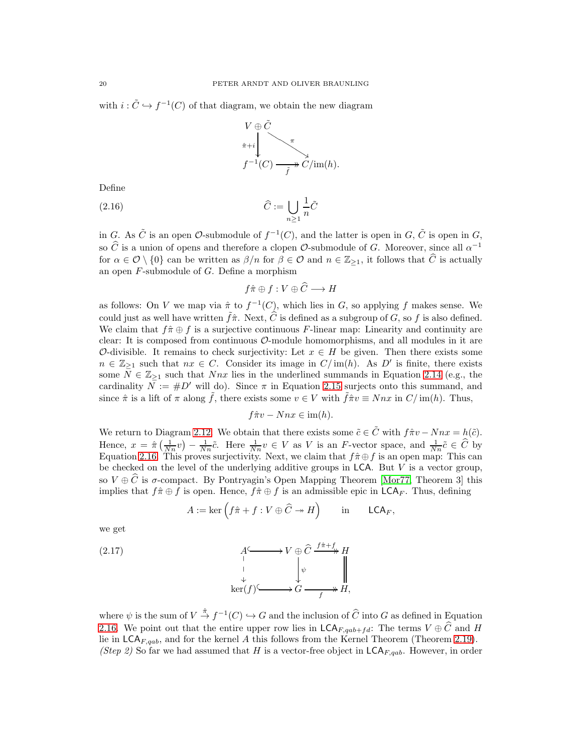with $i : \tilde{C} \hookrightarrow f^{-1}(C)$ of that diagram, we obtain the new diagram

$$\begin{array}{ccc} V \oplus \tilde{C} & & \\ \downarrow{\scriptstyle \hat{\pi}+i} & \searrow{\scriptstyle \pi} & \\ f^{-1}(C) & \xrightarrow[\tilde{f}]{} & C/\operatorname{im}(h). \end{array}$$

Define

$$\widehat{C} := \bigcup_{n \geq 1} \frac{1}{n} \tilde{C} \tag{2.16}$$

in $G$. As $\tilde{C}$ is an open $\mathcal{O}$-submodule of $f^{-1}(C)$, and the latter is open in $G$, $\tilde{C}$ is open in $G$, so $\widehat{C}$ is a union of opens and therefore a clopen $\mathcal{O}$-submodule of $G$. Moreover, since all $\alpha^{-1}$ for $\alpha \in \mathcal{O} \setminus \{0\}$ can be written as $\beta/n$ for $\beta \in \mathcal{O}$ and $n \in \mathbb{Z}_{\geq 1}$, it follows that $\widehat{C}$ is actually an open $F$-submodule of $G$. Define a morphism

$$f\hat{\pi} \oplus f : V \oplus \widehat{C} \longrightarrow H$$

as follows: On $V$ we map via $\hat{\pi}$ to $f^{-1}(C)$, which lies in $G$, so applying $f$ makes sense. We could just as well have written $\tilde{f}\hat{\pi}$. Next, $\widehat{C}$ is defined as a subgroup of $G$, so $f$ is also defined. We claim that $f\hat{\pi} \oplus f$ is a surjective continuous $F$-linear map: Linearity and continuity are clear: It is composed from continuous $\mathcal{O}$-module homomorphisms, and all modules in it are $\mathcal{O}$-divisible. It remains to check surjectivity: Let $x \in H$ be given. Then there exists some $n \in \mathbb{Z}_{\geq 1}$ such that $nx \in C$. Consider its image in $C/\operatorname{im}(h)$. As $D'$ is finite, there exists some $N \in \mathbb{Z}_{\geq 1}$ such that $Nnx$ lies in the underlined summands in Equation 2.14 (e.g., the cardinality $N := \#D'$ will do). Since $\pi$ in Equation 2.15 surjects onto this summand, and since $\hat{\pi}$ is a lift of $\pi$ along $\tilde{f}$, there exists some $v \in V$ with $\tilde{f}\hat{\pi}v \equiv Nnx$ in $C/\operatorname{im}(h)$. Thus,

$$f\hat{\pi}v - Nnx \in \operatorname{im}(h).$$

We return to Diagram 2.12. We obtain that there exists some $\tilde{c} \in \tilde{C}$ with $f\hat{\pi}v - Nnx = h(\tilde{c})$. Hence, $x = \hat{\pi}\left(\frac{1}{Nn}v\right) - \frac{1}{Nn}\tilde{c}$. Here $\frac{1}{Nn}v \in V$ as $V$ is an $F$-vector space, and $\frac{1}{Nn}\tilde{c} \in \widehat{C}$ by Equation 2.16. This proves surjectivity. Next, we claim that $f\hat{\pi} \oplus f$ is an open map: This can be checked on the level of the underlying additive groups in $\mathsf{LCA}$. But $V$ is a vector group, so $V \oplus \widehat{C}$ is $\sigma$-compact. By Pontryagin's Open Mapping Theorem [Mor77, Theorem 3] this implies that $f\hat{\pi} \oplus f$ is open. Hence, $f\hat{\pi} \oplus f$ is an admissible epic in $\mathsf{LCA}_F$. Thus, defining

$$A := \ker\left(f\hat{\pi} + f : V \oplus \widehat{C} \twoheadrightarrow H\right) \qquad \text{in} \qquad \mathsf{LCA}_F,$$

we get

$$\begin{array}{ccccc} A & \hookrightarrow & V \oplus \widehat{C} & \xrightarrow{f\hat{\pi}+f} & H \\ \downarrow & & \downarrow{\scriptstyle \psi} & & \| \\ \ker(f) & \hookrightarrow & G & \xrightarrow[f]{} & H, \end{array} \tag{2.17}$$

where $\psi$ is the sum of $V \xrightarrow{\hat{\pi}} f^{-1}(C) \hookrightarrow G$ and the inclusion of $\widehat{C}$ into $G$ as defined in Equation 2.16. We point out that the entire upper row lies in $\mathsf{LCA}_{F,qab+fd}$: The terms $V \oplus \widehat{C}$ and $H$ lie in $\mathsf{LCA}_{F,qab}$, and for the kernel $A$ this follows from the Kernel Theorem (Theorem 2.19).

*(Step 2)* So far we had assumed that $H$ is a vector-free object in $\mathsf{LCA}_{F,qab}$. However, in order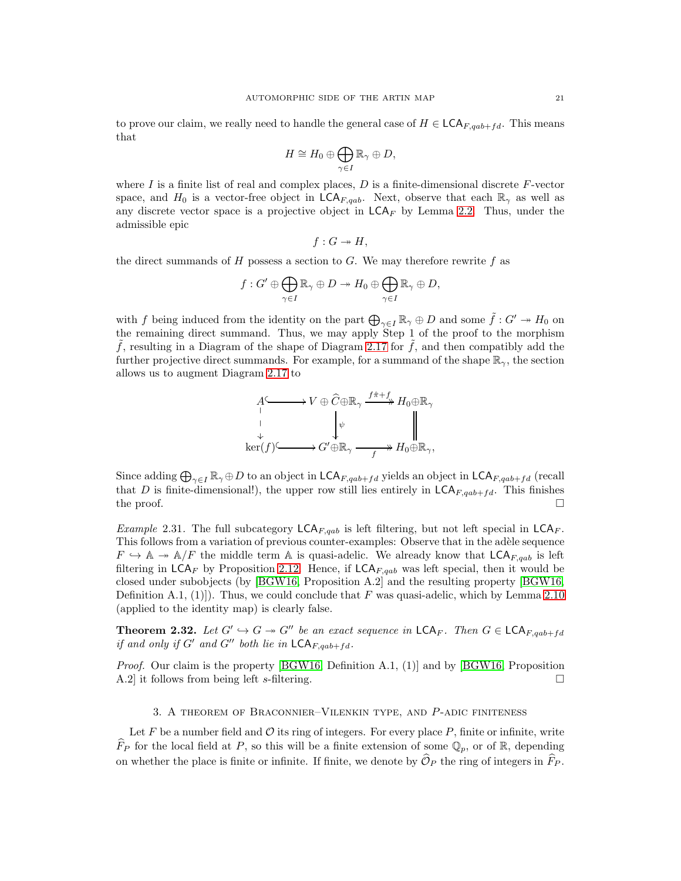to prove our claim, we really need to handle the general case of $H \in \mathsf{LCA}_{F,qab+fd}$. This means that

$$H \cong H_0 \oplus \bigoplus_{\gamma \in I} \mathbb{R}_\gamma \oplus D,$$

where $I$ is a finite list of real and complex places, $D$ is a finite-dimensional discrete $F$-vector space, and $H_0$ is a vector-free object in $\mathsf{LCA}_{F,qab}$. Next, observe that each $\mathbb{R}_\gamma$ as well as any discrete vector space is a projective object in $\mathsf{LCA}_F$ by Lemma 2.2. Thus, under the admissible epic

$$f : G \twoheadrightarrow H,$$

the direct summands of $H$ possess a section to $G$. We may therefore rewrite $f$ as

$$f : G' \oplus \bigoplus_{\gamma \in I} \mathbb{R}_\gamma \oplus D \twoheadrightarrow H_0 \oplus \bigoplus_{\gamma \in I} \mathbb{R}_\gamma \oplus D,$$

with $f$ being induced from the identity on the part $\bigoplus_{\gamma \in I} \mathbb{R}_\gamma \oplus D$ and some $\tilde{f} : G' \twoheadrightarrow H_0$ on the remaining direct summand. Thus, we may apply Step 1 of the proof to the morphism $\tilde{f}$, resulting in a Diagram of the shape of Diagram 2.17 for $\tilde{f}$, and then compatibly add the further projective direct summands. For example, for a summand of the shape $\mathbb{R}_\gamma$, the section allows us to augment Diagram 2.17 to

$$\begin{array}{ccccc}
A & \hookrightarrow & V \oplus \widehat{C} \oplus \mathbb{R}_\gamma & \xrightarrow{f\tilde{\pi}+f} & H_0 \oplus \mathbb{R}_\gamma \\
\downarrow & & \downarrow \psi & & \parallel \\
\ker(f) & \hookrightarrow & G' \oplus \mathbb{R}_\gamma & \xrightarrow{f} & H_0 \oplus \mathbb{R}_\gamma,
\end{array}$$

Since adding $\bigoplus_{\gamma \in I} \mathbb{R}_\gamma \oplus D$ to an object in $\mathsf{LCA}_{F,qab+fd}$ yields an object in $\mathsf{LCA}_{F,qab+fd}$ (recall that $D$ is finite-dimensional!), the upper row still lies entirely in $\mathsf{LCA}_{F,qab+fd}$. This finishes the proof. □

*Example* 2.31. The full subcategory $\mathsf{LCA}_{F,qab}$ is left filtering, but not left special in $\mathsf{LCA}_F$. This follows from a variation of previous counter-examples: Observe that in the adèle sequence $F \hookrightarrow \mathbb{A} \twoheadrightarrow \mathbb{A}/F$ the middle term $\mathbb{A}$ is quasi-adelic. We already know that $\mathsf{LCA}_{F,qab}$ is left filtering in $\mathsf{LCA}_F$ by Proposition 2.12. Hence, if $\mathsf{LCA}_{F,qab}$ was left special, then it would be closed under subobjects (by [BGW16, Proposition A.2] and the resulting property [BGW16, Definition A.1, (1)]). Thus, we could conclude that $F$ was quasi-adelic, which by Lemma 2.10 (applied to the identity map) is clearly false.

**Theorem 2.32.** *Let $G' \hookrightarrow G \twoheadrightarrow G''$ be an exact sequence in $\mathsf{LCA}_F$. Then $G \in \mathsf{LCA}_{F,qab+fd}$ if and only if $G'$ and $G''$ both lie in $\mathsf{LCA}_{F,qab+fd}$.*

*Proof.* Our claim is the property [BGW16, Definition A.1, (1)] and by [BGW16, Proposition A.2] it follows from being left $s$-filtering. □

## 3. A theorem of Braconnier–Vilenkin type, and $P$-adic finiteness

Let $F$ be a number field and $\mathcal{O}$ its ring of integers. For every place $P$, finite or infinite, write $\widehat{F}_P$ for the local field at $P$, so this will be a finite extension of some $\mathbb{Q}_p$, or of $\mathbb{R}$, depending on whether the place is finite or infinite. If finite, we denote by $\widehat{\mathcal{O}}_P$ the ring of integers in $\widehat{F}_P$.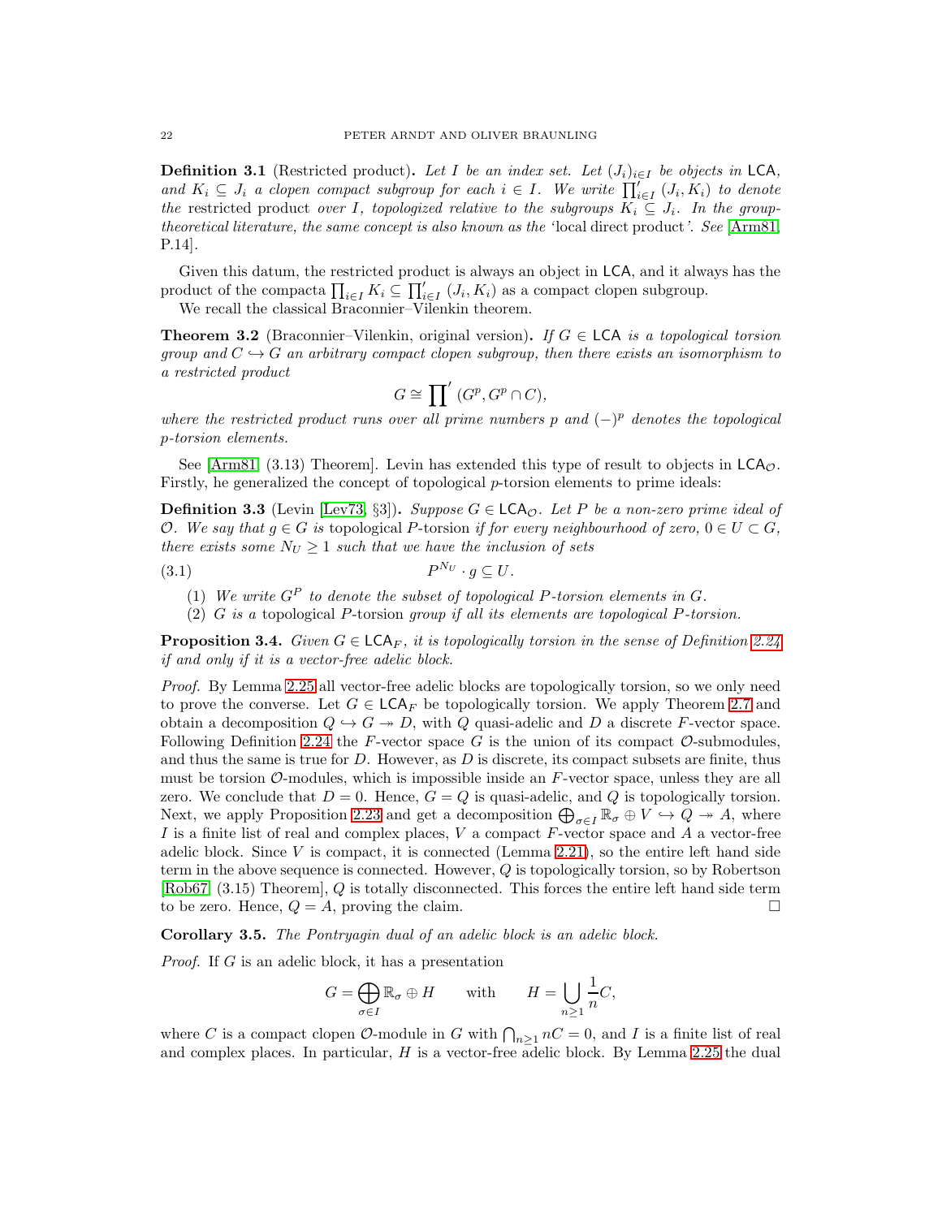**Definition 3.1** (Restricted product)**.** *Let $I$ be an index set. Let $(J_i)_{i\in I}$ be objects in $\mathsf{LCA}$, and $K_i \subseteq J_i$ a clopen compact subgroup for each $i \in I$. We write $\prod'_{i\in I}(J_i, K_i)$ to denote the* restricted product *over $I$, topologized relative to the subgroups $K_i \subseteq J_i$. In the group-theoretical literature, the same concept is also known as the '*local direct product*'. See* [Arm81, P.14].

Given this datum, the restricted product is always an object in $\mathsf{LCA}$, and it always has the product of the compacta $\prod_{i\in I} K_i \subseteq \prod'_{i\in I}(J_i, K_i)$ as a compact clopen subgroup.

We recall the classical Braconnier–Vilenkin theorem.

**Theorem 3.2** (Braconnier–Vilenkin, original version)**.** *If $G \in \mathsf{LCA}$ is a topological torsion group and $C \hookrightarrow G$ an arbitrary compact clopen subgroup, then there exists an isomorphism to a restricted product*

$$G \cong \prod{}' (G^p, G^p \cap C),$$

*where the restricted product runs over all prime numbers $p$ and $(-)^p$ denotes the topological $p$-torsion elements.*

See [Arm81, (3.13) Theorem]. Levin has extended this type of result to objects in $\mathsf{LCA}_{\mathcal{O}}$. Firstly, he generalized the concept of topological $p$-torsion elements to prime ideals:

**Definition 3.3** (Levin [Lev73, §3])**.** *Suppose $G \in \mathsf{LCA}_{\mathcal{O}}$. Let $P$ be a non-zero prime ideal of $\mathcal{O}$. We say that $g \in G$ is* topological $P$-torsion *if for every neighbourhood of zero, $0 \in U \subset G$, there exists some $N_U \geq 1$ such that we have the inclusion of sets*

$$P^{N_U} \cdot g \subseteq U. \tag{3.1}$$

1. *We write $G^P$ to denote the subset of topological $P$-torsion elements in $G$.*
2. *$G$ is a* topological $P$-torsion *group if all its elements are topological $P$-torsion.*

**Proposition 3.4.** *Given $G \in \mathsf{LCA}_F$, it is topologically torsion in the sense of Definition 2.24 if and only if it is a vector-free adelic block.*

*Proof.* By Lemma 2.25 all vector-free adelic blocks are topologically torsion, so we only need to prove the converse. Let $G \in \mathsf{LCA}_F$ be topologically torsion. We apply Theorem 2.7 and obtain a decomposition $Q \hookrightarrow G \twoheadrightarrow D$, with $Q$ quasi-adelic and $D$ a discrete $F$-vector space. Following Definition 2.24 the $F$-vector space $G$ is the union of its compact $\mathcal{O}$-submodules, and thus the same is true for $D$. However, as $D$ is discrete, its compact subsets are finite, thus must be torsion $\mathcal{O}$-modules, which is impossible inside an $F$-vector space, unless they are all zero. We conclude that $D = 0$. Hence, $G = Q$ is quasi-adelic, and $Q$ is topologically torsion. Next, we apply Proposition 2.23 and get a decomposition $\bigoplus_{\sigma\in I} \mathbb{R}_\sigma \oplus V \hookrightarrow Q \twoheadrightarrow A$, where $I$ is a finite list of real and complex places, $V$ a compact $F$-vector space and $A$ a vector-free adelic block. Since $V$ is compact, it is connected (Lemma 2.21), so the entire left hand side term in the above sequence is connected. However, $Q$ is topologically torsion, so by Robertson [Rob67, (3.15) Theorem], $Q$ is totally disconnected. This forces the entire left hand side term to be zero. Hence, $Q = A$, proving the claim. $\square$

**Corollary 3.5.** *The Pontryagin dual of an adelic block is an adelic block.*

*Proof.* If $G$ is an adelic block, it has a presentation

$$G = \bigoplus_{\sigma\in I} \mathbb{R}_\sigma \oplus H \qquad \text{with} \qquad H = \bigcup_{n\geq 1} \frac{1}{n} C,$$

where $C$ is a compact clopen $\mathcal{O}$-module in $G$ with $\bigcap_{n\geq 1} nC = 0$, and $I$ is a finite list of real and complex places. In particular, $H$ is a vector-free adelic block. By Lemma 2.25 the dual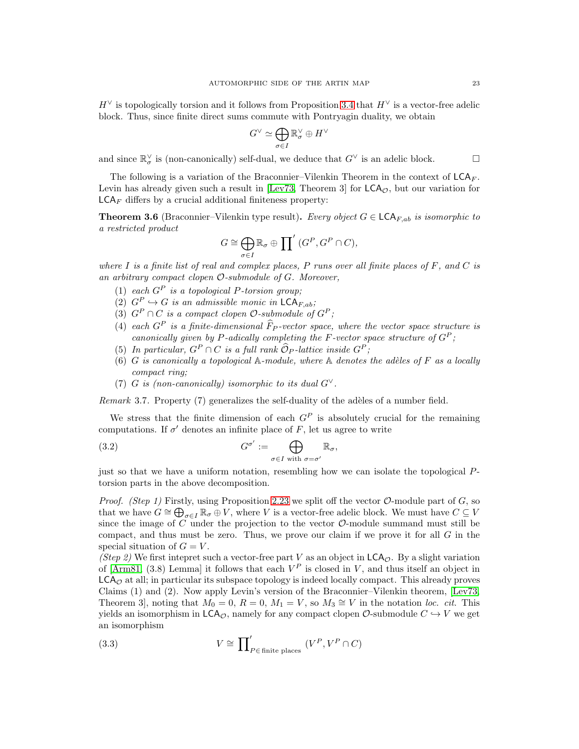$H^\vee$ is topologically torsion and it follows from Proposition 3.4 that $H^\vee$ is a vector-free adelic block. Thus, since finite direct sums commute with Pontryagin duality, we obtain

$$G^\vee \simeq \bigoplus_{\sigma \in I} \mathbb{R}_\sigma^\vee \oplus H^\vee$$

and since $\mathbb{R}_\sigma^\vee$ is (non-canonically) self-dual, we deduce that $G^\vee$ is an adelic block. □

The following is a variation of the Braconnier–Vilenkin Theorem in the context of $\mathsf{LCA}_F$. Levin has already given such a result in [Lev73, Theorem 3] for $\mathsf{LCA}_\mathcal{O}$, but our variation for $\mathsf{LCA}_F$ differs by a crucial additional finiteness property:

**Theorem 3.6** (Braconnier–Vilenkin type result)**.** *Every object $G \in \mathsf{LCA}_{F,ab}$ is isomorphic to a restricted product*

$$G \cong \bigoplus_{\sigma \in I} \mathbb{R}_\sigma \oplus \prod{}' \, (G^P, G^P \cap C),$$

*where $I$ is a finite list of real and complex places, $P$ runs over all finite places of $F$, and $C$ is an arbitrary compact clopen $\mathcal{O}$-submodule of $G$. Moreover,*

1. *each $G^P$ is a topological $P$-torsion group;*
2. *$G^P \hookrightarrow G$ is an admissible monic in $\mathsf{LCA}_{F,ab}$;*
3. *$G^P \cap C$ is a compact clopen $\mathcal{O}$-submodule of $G^P$;*
4. *each $G^P$ is a finite-dimensional $\widehat{F}_P$-vector space, where the vector space structure is canonically given by $P$-adically completing the $F$-vector space structure of $G^P$;*
5. *In particular, $G^P \cap C$ is a full rank $\widehat{\mathcal{O}}_P$-lattice inside $G^P$;*
6. *$G$ is canonically a topological $\mathbb{A}$-module, where $\mathbb{A}$ denotes the adèles of $F$ as a locally compact ring;*
7. *$G$ is (non-canonically) isomorphic to its dual $G^\vee$.*

*Remark* 3.7. Property (7) generalizes the self-duality of the adèles of a number field.

We stress that the finite dimension of each $G^P$ is absolutely crucial for the remaining computations. If $\sigma'$ denotes an infinite place of $F$, let us agree to write

$$G^{\sigma'} := \bigoplus_{\sigma \in I \text{ with } \sigma = \sigma'} \mathbb{R}_\sigma, \tag{3.2}$$

just so that we have a uniform notation, resembling how we can isolate the topological $P$-torsion parts in the above decomposition.

*Proof. (Step 1)* Firstly, using Proposition 2.23 we split off the vector $\mathcal{O}$-module part of $G$, so that we have $G \cong \bigoplus_{\sigma \in I} \mathbb{R}_\sigma \oplus V$, where $V$ is a vector-free adelic block. We must have $C \subseteq V$ since the image of $C$ under the projection to the vector $\mathcal{O}$-module summand must still be compact, and thus must be zero. Thus, we prove our claim if we prove it for all $G$ in the special situation of $G = V$.
*(Step 2)* We first intepret such a vector-free part $V$ as an object in $\mathsf{LCA}_\mathcal{O}$. By a slight variation of [Arm81, (3.8) Lemma] it follows that each $V^P$ is closed in $V$, and thus itself an object in $\mathsf{LCA}_\mathcal{O}$ at all; in particular its subspace topology is indeed locally compact. This already proves Claims (1) and (2). Now apply Levin's version of the Braconnier–Vilenkin theorem, [Lev73, Theorem 3], noting that $M_0 = 0$, $R = 0$, $M_1 = V$, so $M_3 \cong V$ in the notation *loc. cit.* This yields an isomorphism in $\mathsf{LCA}_\mathcal{O}$, namely for any compact clopen $\mathcal{O}$-submodule $C \hookrightarrow V$ we get an isomorphism

$$V \cong \prod{}'_{P \in \text{finite places}} \, (V^P, V^P \cap C) \tag{3.3}$$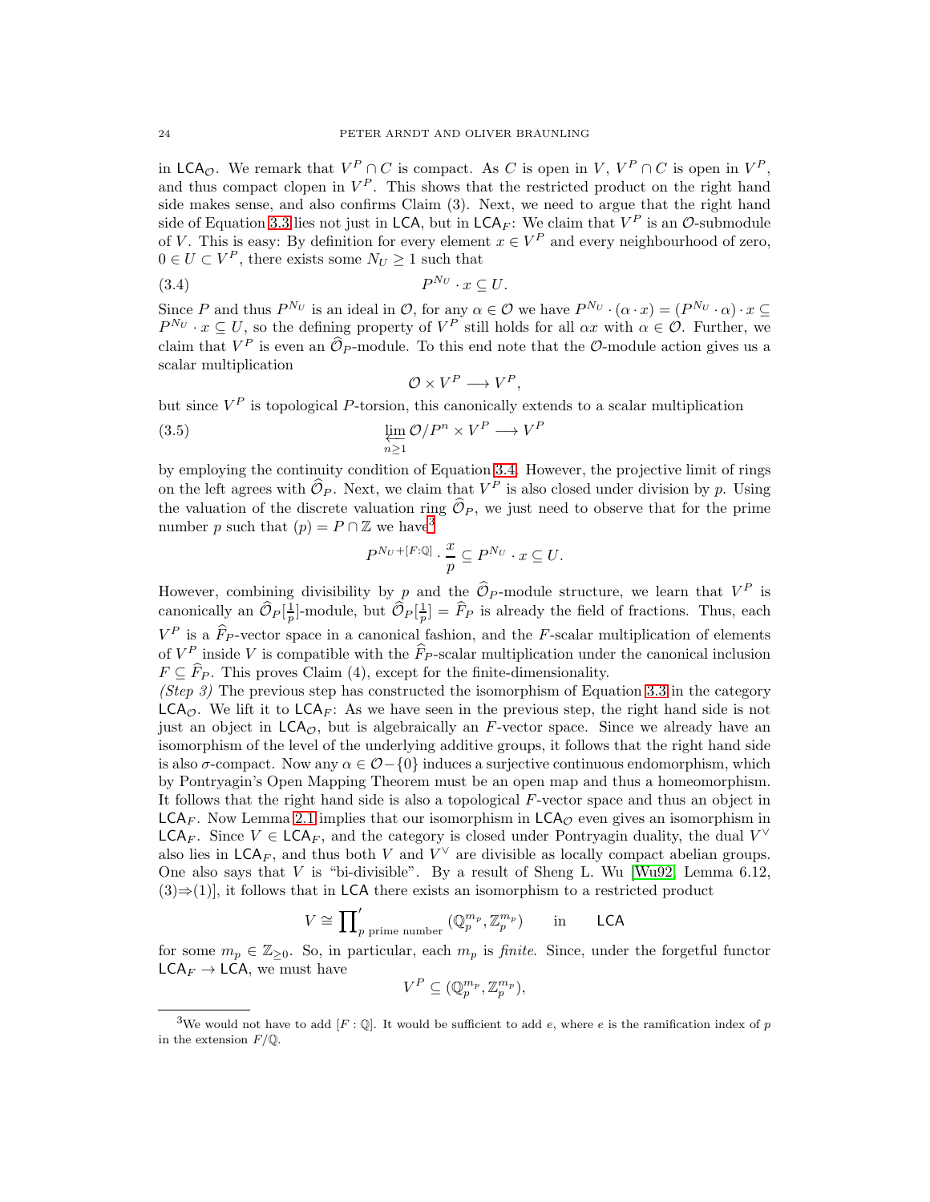in $\mathsf{LCA}_{\mathcal{O}}$. We remark that $V^P \cap C$ is compact. As $C$ is open in $V$, $V^P \cap C$ is open in $V^P$, and thus compact clopen in $V^P$. This shows that the restricted product on the right hand side makes sense, and also confirms Claim (3). Next, we need to argue that the right hand side of Equation 3.3 lies not just in $\mathsf{LCA}$, but in $\mathsf{LCA}_F$: We claim that $V^P$ is an $\mathcal{O}$-submodule of $V$. This is easy: By definition for every element $x \in V^P$ and every neighbourhood of zero, $0 \in U \subset V^P$, there exists some $N_U \geq 1$ such that

$$P^{N_U} \cdot x \subseteq U. \tag{3.4}$$

Since $P$ and thus $P^{N_U}$ is an ideal in $\mathcal{O}$, for any $\alpha \in \mathcal{O}$ we have $P^{N_U} \cdot (\alpha \cdot x) = (P^{N_U} \cdot \alpha) \cdot x \subseteq P^{N_U} \cdot x \subseteq U$, so the defining property of $V^P$ still holds for all $\alpha x$ with $\alpha \in \mathcal{O}$. Further, we claim that $V^P$ is even an $\widehat{\mathcal{O}}_P$-module. To this end note that the $\mathcal{O}$-module action gives us a scalar multiplication

$$\mathcal{O} \times V^P \longrightarrow V^P,$$

but since $V^P$ is topological $P$-torsion, this canonically extends to a scalar multiplication

$$\varprojlim_{n \geq 1} \mathcal{O}/P^n \times V^P \longrightarrow V^P \tag{3.5}$$

by employing the continuity condition of Equation 3.4. However, the projective limit of rings on the left agrees with $\widehat{\mathcal{O}}_P$. Next, we claim that $V^P$ is also closed under division by $p$. Using the valuation of the discrete valuation ring $\widehat{\mathcal{O}}_P$, we just need to observe that for the prime number $p$ such that $(p) = P \cap \mathbb{Z}$ we have[3]

$$P^{N_U + [F:\mathbb{Q}]} \cdot \frac{x}{p} \subseteq P^{N_U} \cdot x \subseteq U.$$

However, combining divisibility by $p$ and the $\widehat{\mathcal{O}}_P$-module structure, we learn that $V^P$ is canonically an $\widehat{\mathcal{O}}_P[\frac{1}{p}]$-module, but $\widehat{\mathcal{O}}_P[\frac{1}{p}] = \widehat{F}_P$ is already the field of fractions. Thus, each $V^P$ is a $\widehat{F}_P$-vector space in a canonical fashion, and the $F$-scalar multiplication of elements of $V^P$ inside $V$ is compatible with the $\widehat{F}_P$-scalar multiplication under the canonical inclusion $F \subseteq \widehat{F}_P$. This proves Claim (4), except for the finite-dimensionality.

*(Step 3)* The previous step has constructed the isomorphism of Equation 3.3 in the category $\mathsf{LCA}_{\mathcal{O}}$. We lift it to $\mathsf{LCA}_F$: As we have seen in the previous step, the right hand side is not just an object in $\mathsf{LCA}_{\mathcal{O}}$, but is algebraically an $F$-vector space. Since we already have an isomorphism of the level of the underlying additive groups, it follows that the right hand side is also $\sigma$-compact. Now any $\alpha \in \mathcal{O} - \{0\}$ induces a surjective continuous endomorphism, which by Pontryagin's Open Mapping Theorem must be an open map and thus a homeomorphism. It follows that the right hand side is also a topological $F$-vector space and thus an object in $\mathsf{LCA}_F$. Now Lemma 2.1 implies that our isomorphism in $\mathsf{LCA}_{\mathcal{O}}$ even gives an isomorphism in $\mathsf{LCA}_F$. Since $V \in \mathsf{LCA}_F$, and the category is closed under Pontryagin duality, the dual $V^\vee$ also lies in $\mathsf{LCA}_F$, and thus both $V$ and $V^\vee$ are divisible as locally compact abelian groups. One also says that $V$ is "bi-divisible". By a result of Sheng L. Wu [Wu92, Lemma 6.12, (3)⇒(1)], it follows that in $\mathsf{LCA}$ there exists an isomorphism to a restricted product

$$V \cong \prod\nolimits'_{p \text{ prime number}} (\mathbb{Q}_p^{m_p}, \mathbb{Z}_p^{m_p}) \qquad \text{in} \qquad \mathsf{LCA}$$

for some $m_p \in \mathbb{Z}_{\geq 0}$. So, in particular, each $m_p$ is *finite*. Since, under the forgetful functor $\mathsf{LCA}_F \to \mathsf{LCA}$, we must have

$$V^P \subseteq (\mathbb{Q}_p^{m_p}, \mathbb{Z}_p^{m_p}),$$

[3] We would not have to add $[F : \mathbb{Q}]$. It would be sufficient to add $e$, where $e$ is the ramification index of $p$ in the extension $F/\mathbb{Q}$.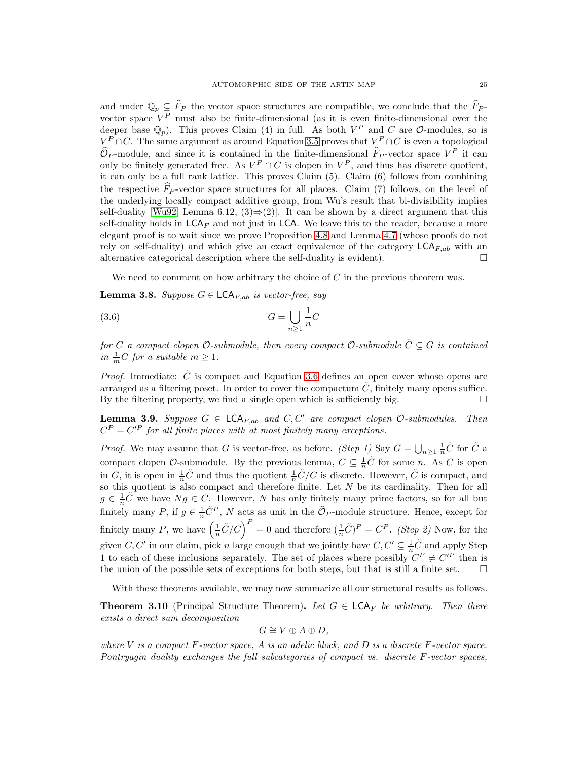and under $\mathbb{Q}_p \subseteq \widehat{F}_P$ the vector space structures are compatible, we conclude that the $\widehat{F}_P$-vector space $V^P$ must also be finite-dimensional (as it is even finite-dimensional over the deeper base $\mathbb{Q}_p$). This proves Claim (4) in full. As both $V^P$ and $C$ are $\mathcal{O}$-modules, so is $V^P \cap C$. The same argument as around Equation 3.5 proves that $V^P \cap C$ is even a topological $\widehat{\mathcal{O}}_P$-module, and since it is contained in the finite-dimensional $\widehat{F}_P$-vector space $V^P$ it can only be finitely generated free. As $V^P \cap C$ is clopen in $V^P$, and thus has discrete quotient, it can only be a full rank lattice. This proves Claim (5). Claim (6) follows from combining the respective $\widehat{F}_P$-vector space structures for all places. Claim (7) follows, on the level of the underlying locally compact additive group, from Wu's result that bi-divisibility implies self-duality [Wu92, Lemma 6.12, (3)⇒(2)]. It can be shown by a direct argument that this self-duality holds in $\mathsf{LCA}_F$ and not just in $\mathsf{LCA}$. We leave this to the reader, because a more elegant proof is to wait since we prove Proposition 4.8 and Lemma 4.7 (whose proofs do not rely on self-duality) and which give an exact equivalence of the category $\mathsf{LCA}_{F,ab}$ with an alternative categorical description where the self-duality is evident). $\square$

We need to comment on how arbitrary the choice of $C$ in the previous theorem was.

**Lemma 3.8.** *Suppose $G \in \mathsf{LCA}_{F,ab}$ is vector-free, say*

$$G = \bigcup_{n \geq 1} \frac{1}{n} C \tag{3.6}$$

*for $C$ a compact clopen $\mathcal{O}$-submodule, then every compact $\mathcal{O}$-submodule $\tilde{C} \subseteq G$ is contained in $\frac{1}{m} C$ for a suitable $m \geq 1$.*

*Proof.* Immediate: $\tilde{C}$ is compact and Equation 3.6 defines an open cover whose opens are arranged as a filtering poset. In order to cover the compactum $\tilde{C}$, finitely many opens suffice. By the filtering property, we find a single open which is sufficiently big. $\square$

**Lemma 3.9.** *Suppose $G \in \mathsf{LCA}_{F,ab}$ and $C, C'$ are compact clopen $\mathcal{O}$-submodules. Then $C^P = C'^P$ for all finite places with at most finitely many exceptions.*

*Proof.* We may assume that $G$ is vector-free, as before. *(Step 1)* Say $G = \bigcup_{n \geq 1} \frac{1}{n} \tilde{C}$ for $\tilde{C}$ a compact clopen $\mathcal{O}$-submodule. By the previous lemma, $C \subseteq \frac{1}{n} \tilde{C}$ for some $n$. As $C$ is open in $G$, it is open in $\frac{1}{n} \tilde{C}$ and thus the quotient $\frac{1}{n} \tilde{C} / C$ is discrete. However, $\tilde{C}$ is compact, and so this quotient is also compact and therefore finite. Let $N$ be its cardinality. Then for all $g \in \frac{1}{n} \tilde{C}$ we have $Ng \in C$. However, $N$ has only finitely many prime factors, so for all but finitely many $P$, if $g \in \frac{1}{n} \tilde{C}^P$, $N$ acts as unit in the $\widehat{\mathcal{O}}_P$-module structure. Hence, except for finitely many $P$, we have $\left( \frac{1}{n} \tilde{C} / C \right)^P = 0$ and therefore $(\frac{1}{n} \tilde{C})^P = C^P$. *(Step 2)* Now, for the given $C, C'$ in our claim, pick $n$ large enough that we jointly have $C, C' \subseteq \frac{1}{n} \tilde{C}$ and apply Step 1 to each of these inclusions separately. The set of places where possibly $C^P \neq C'^P$ then is the union of the possible sets of exceptions for both steps, but that is still a finite set. $\square$

With these theorems available, we may now summarize all our structural results as follows.

**Theorem 3.10** (Principal Structure Theorem)**.** *Let $G \in \mathsf{LCA}_F$ be arbitrary. Then there exists a direct sum decomposition*

$$G \cong V \oplus A \oplus D,$$

*where $V$ is a compact $F$-vector space, $A$ is an adelic block, and $D$ is a discrete $F$-vector space. Pontryagin duality exchanges the full subcategories of compact vs. discrete $F$-vector spaces,*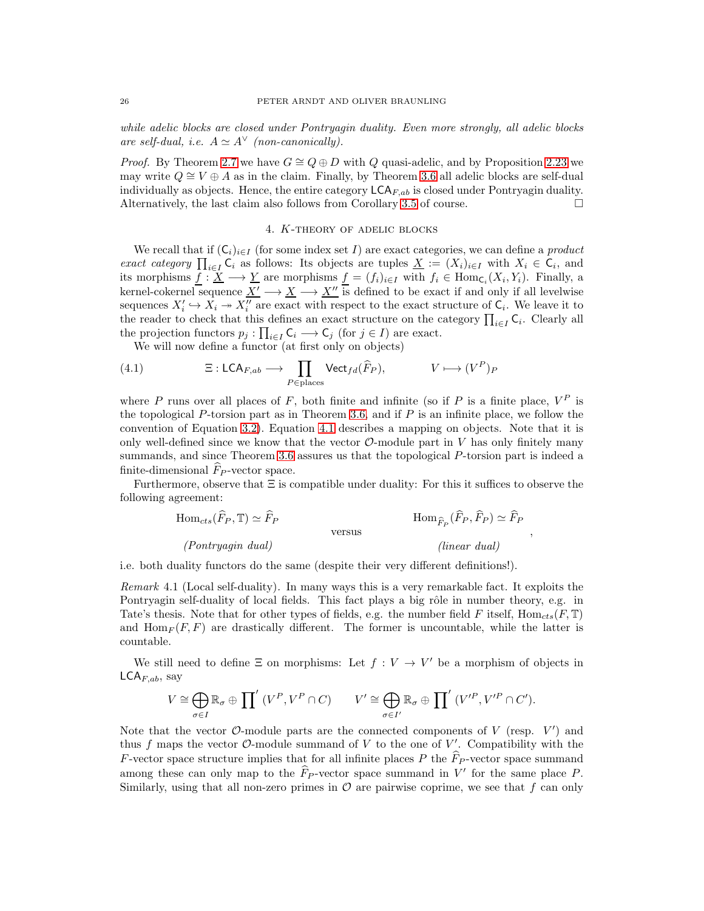*while adelic blocks are closed under Pontryagin duality. Even more strongly, all adelic blocks are self-dual, i.e. $A \simeq A^{\vee}$ (non-canonically).*

*Proof.* By Theorem 2.7 we have $G \cong Q \oplus D$ with $Q$ quasi-adelic, and by Proposition 2.23 we may write $Q \cong V \oplus A$ as in the claim. Finally, by Theorem 3.6 all adelic blocks are self-dual individually as objects. Hence, the entire category $\mathsf{LCA}_{F,ab}$ is closed under Pontryagin duality. Alternatively, the last claim also follows from Corollary 3.5 of course. $\square$

## 4. $K$-theory of adelic blocks

We recall that if $(\mathsf{C}_i)_{i\in I}$ (for some index set $I$) are exact categories, we can define a *product exact category* $\prod_{i\in I} \mathsf{C}_i$ as follows: Its objects are tuples $\underline{X} := (X_i)_{i\in I}$ with $X_i \in \mathsf{C}_i$, and its morphisms $\underline{f} : \underline{X} \longrightarrow \underline{Y}$ are morphisms $\underline{f} = (f_i)_{i\in I}$ with $f_i \in \operatorname{Hom}_{\mathsf{C}_i}(X_i, Y_i)$. Finally, a kernel-cokernel sequence $\underline{X'} \longrightarrow \underline{X} \longrightarrow \underline{X''}$ is defined to be exact if and only if all levelwise sequences $X'_i \hookrightarrow X_i \twoheadrightarrow X''_i$ are exact with respect to the exact structure of $\mathsf{C}_i$. We leave it to the reader to check that this defines an exact structure on the category $\prod_{i\in I} \mathsf{C}_i$. Clearly all the projection functors $p_j : \prod_{i\in I} \mathsf{C}_i \longrightarrow \mathsf{C}_j$ (for $j \in I$) are exact.

We will now define a functor (at first only on objects)

$$\Xi : \mathsf{LCA}_{F,ab} \longrightarrow \prod_{P \in \text{places}} \mathsf{Vect}_{fd}(\widehat{F}_P), \qquad V \longmapsto (V^P)_P \tag{4.1}$$

where $P$ runs over all places of $F$, both finite and infinite (so if $P$ is a finite place, $V^P$ is the topological $P$-torsion part as in Theorem 3.6, and if $P$ is an infinite place, we follow the convention of Equation (3.2)). Equation 4.1 describes a mapping on objects. Note that it is only well-defined since we know that the vector $\mathcal{O}$-module part in $V$ has only finitely many summands, and since Theorem 3.6 assures us that the topological $P$-torsion part is indeed a finite-dimensional $\widehat{F}_P$-vector space.

Furthermore, observe that $\Xi$ is compatible under duality: For this it suffices to observe the following agreement:

$$\underset{\textit{(Pontryagin dual)}}{\operatorname{Hom}_{cts}(\widehat{F}_P, \mathbb{T}) \simeq \widehat{F}_P} \qquad \text{versus} \qquad \underset{\textit{(linear dual)}}{\operatorname{Hom}_{\widehat{F}_P}(\widehat{F}_P, \widehat{F}_P) \simeq \widehat{F}_P},$$

i.e. both duality functors do the same (despite their very different definitions!).

*Remark* 4.1 (Local self-duality). In many ways this is a very remarkable fact. It exploits the Pontryagin self-duality of local fields. This fact plays a big rôle in number theory, e.g. in Tate's thesis. Note that for other types of fields, e.g. the number field $F$ itself, $\operatorname{Hom}_{cts}(F, \mathbb{T})$ and $\operatorname{Hom}_F(F, F)$ are drastically different. The former is uncountable, while the latter is countable.

We still need to define $\Xi$ on morphisms: Let $f : V \to V'$ be a morphism of objects in $\mathsf{LCA}_{F,ab}$, say

$$V \cong \bigoplus_{\sigma\in I} \mathbb{R}_\sigma \oplus \prod{}' \,(V^P, V^P \cap C) \qquad V' \cong \bigoplus_{\sigma\in I'} \mathbb{R}_\sigma \oplus \prod{}' \,(V'^P, V'^P \cap C').$$

Note that the vector $\mathcal{O}$-module parts are the connected components of $V$ (resp. $V'$) and thus $f$ maps the vector $\mathcal{O}$-module summand of $V$ to the one of $V'$. Compatibility with the $F$-vector space structure implies that for all infinite places $P$ the $\widehat{F}_P$-vector space summand among these can only map to the $\widehat{F}_P$-vector space summand in $V'$ for the same place $P$. Similarly, using that all non-zero primes in $\mathcal{O}$ are pairwise coprime, we see that $f$ can only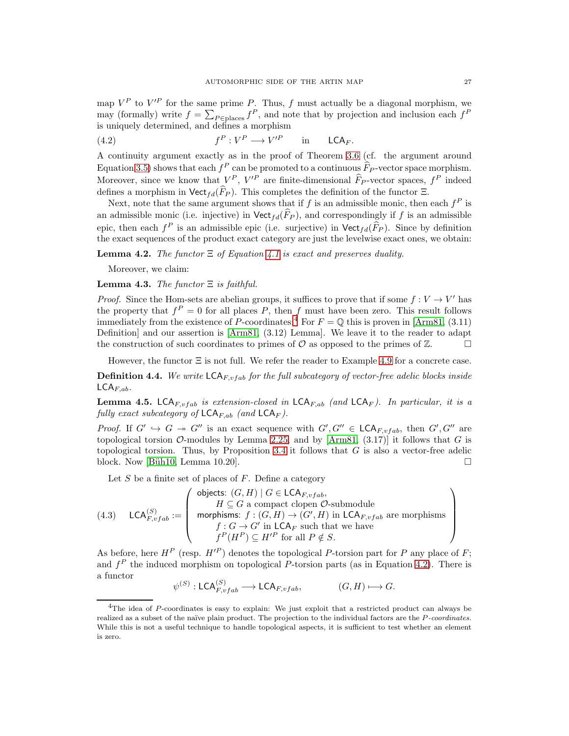map $V^P$ to $V'^P$ for the same prime $P$. Thus, $f$ must actually be a diagonal morphism, we may (formally) write $f = \sum_{P \in \text{places}} f^P$, and note that by projection and inclusion each $f^P$ is uniquely determined, and defines a morphism

$$f^P : V^P \longrightarrow V'^P \qquad \text{in} \qquad \mathsf{LCA}_F. \tag{4.2}$$

A continuity argument exactly as in the proof of Theorem 3.6 (cf. the argument around Equation 3.5) shows that each $f^P$ can be promoted to a continuous $\widehat{F}_P$-vector space morphism. Moreover, since we know that $V^P$, $V'^P$ are finite-dimensional $\widehat{F}_P$-vector spaces, $f^P$ indeed defines a morphism in $\mathsf{Vect}_{fd}(\widehat{F}_P)$. This completes the definition of the functor $\Xi$.

Next, note that the same argument shows that if $f$ is an admissible monic, then each $f^P$ is an admissible monic (i.e. injective) in $\mathsf{Vect}_{fd}(\widehat{F}_P)$, and correspondingly if $f$ is an admissible epic, then each $f^P$ is an admissible epic (i.e. surjective) in $\mathsf{Vect}_{fd}(\widehat{F}_P)$. Since by definition the exact sequences of the product exact category are just the levelwise exact ones, we obtain:

**Lemma 4.2.** *The functor $\Xi$ of Equation 4.1 is exact and preserves duality.*

Moreover, we claim:

**Lemma 4.3.** *The functor $\Xi$ is faithful.*

*Proof.* Since the Hom-sets are abelian groups, it suffices to prove that if some $f : V \to V'$ has the property that $f^P = 0$ for all places $P$, then $f$ must have been zero. This result follows immediately from the existence of $P$-coordinates.[4] For $F = \mathbb{Q}$ this is proven in [Arm81, (3.11) Definition] and our assertion is [Arm81, (3.12) Lemma]. We leave it to the reader to adapt the construction of such coordinates to primes of $\mathcal{O}$ as opposed to the primes of $\mathbb{Z}$. □

However, the functor $\Xi$ is not full. We refer the reader to Example 4.9 for a concrete case.

**Definition 4.4.** *We write $\mathsf{LCA}_{F,vfab}$ for the full subcategory of vector-free adelic blocks inside $\mathsf{LCA}_{F,ab}$.*

**Lemma 4.5.** *$\mathsf{LCA}_{F,vfab}$ is extension-closed in $\mathsf{LCA}_{F,ab}$ (and $\mathsf{LCA}_F$). In particular, it is a fully exact subcategory of $\mathsf{LCA}_{F,ab}$ (and $\mathsf{LCA}_F$).*

*Proof.* If $G' \hookrightarrow G \twoheadrightarrow G''$ is an exact sequence with $G', G'' \in \mathsf{LCA}_{F,vfab}$, then $G', G''$ are topological torsion $\mathcal{O}$-modules by Lemma 2.25, and by [Arm81, (3.17)] it follows that $G$ is topological torsion. Thus, by Proposition 3.4 it follows that $G$ is also a vector-free adelic block. Now [Büh10, Lemma 10.20]. □

Let $S$ be a finite set of places of $F$. Define a category

$$\mathsf{LCA}^{(S)}_{F,vfab} := \left( \begin{array}{l} \text{objects: } (G,H) \mid G \in \mathsf{LCA}_{F,vfab}, \\ \qquad H \subseteq G \text{ a compact clopen } \mathcal{O}\text{-submodule} \\ \text{morphisms: } f : (G,H) \to (G',H) \text{ in } \mathsf{LCA}_{F,vfab} \text{ are morphisms} \\ \qquad f : G \to G' \text{ in } \mathsf{LCA}_F \text{ such that we have} \\ \qquad f^P(H^P) \subseteq H'^P \text{ for all } P \notin S. \end{array} \right) \tag{4.3}$$

As before, here $H^P$ (resp. $H'^P$) denotes the topological $P$-torsion part for $P$ any place of $F$; and $f^P$ the induced morphism on topological $P$-torsion parts (as in Equation 4.2). There is a functor

$$\psi^{(S)} : \mathsf{LCA}^{(S)}_{F,vfab} \longrightarrow \mathsf{LCA}_{F,vfab}, \qquad (G,H) \longmapsto G.$$

[4] The idea of $P$-coordinates is easy to explain: We just exploit that a restricted product can always be realized as a subset of the naïve plain product. The projection to the individual factors are the *$P$-coordinates*. While this is not a useful technique to handle topological aspects, it is sufficient to test whether an element is zero.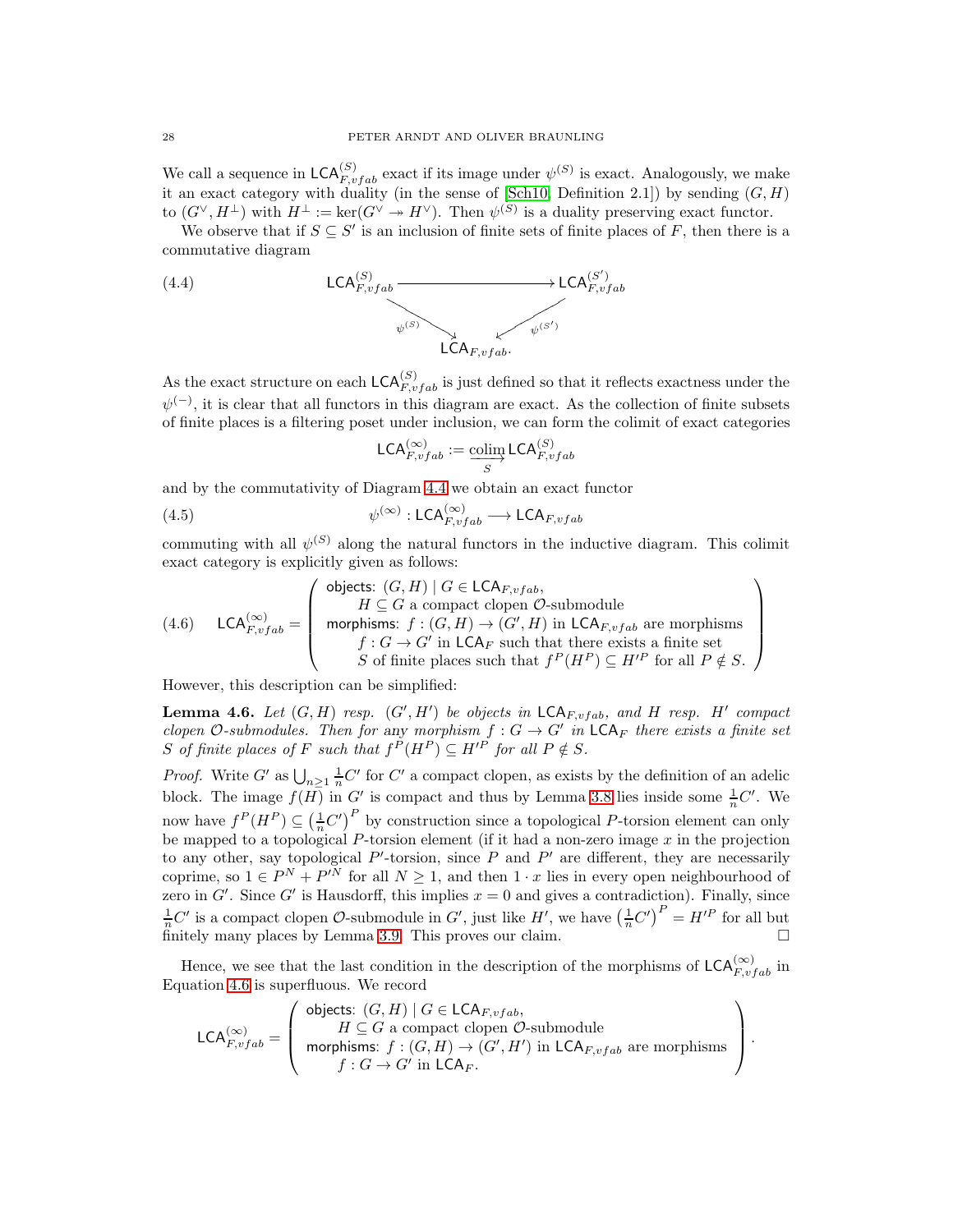We call a sequence in $\mathsf{LCA}_{F,vfab}^{(S)}$ exact if its image under $\psi^{(S)}$ is exact. Analogously, we make it an exact category with duality (in the sense of [Sch10, Definition 2.1]) by sending $(G,H)$ to $(G^{\vee}, H^{\perp})$ with $H^{\perp} := \ker(G^{\vee} \twoheadrightarrow H^{\vee})$. Then $\psi^{(S)}$ is a duality preserving exact functor.

We observe that if $S \subseteq S'$ is an inclusion of finite sets of finite places of $F$, then there is a commutative diagram

$$\begin{array}{ccc} \mathsf{LCA}_{F,vfab}^{(S)} & \longrightarrow & \mathsf{LCA}_{F,vfab}^{(S')} \\ & {\scriptstyle \psi^{(S)}} \searrow \quad \swarrow {\scriptstyle \psi^{(S')}} & \\ & \mathsf{LCA}_{F,vfab}. & \end{array} \tag{4.4}$$

As the exact structure on each $\mathsf{LCA}_{F,vfab}^{(S)}$ is just defined so that it reflects exactness under the $\psi^{(-)}$, it is clear that all functors in this diagram are exact. As the collection of finite subsets of finite places is a filtering poset under inclusion, we can form the colimit of exact categories

$$\mathsf{LCA}_{F,vfab}^{(\infty)} := \underset{S}{\underrightarrow{\operatorname{colim}}}\, \mathsf{LCA}_{F,vfab}^{(S)}$$

and by the commutativity of Diagram 4.4 we obtain an exact functor

$$\psi^{(\infty)} : \mathsf{LCA}_{F,vfab}^{(\infty)} \longrightarrow \mathsf{LCA}_{F,vfab} \tag{4.5}$$

commuting with all $\psi^{(S)}$ along the natural functors in the inductive diagram. This colimit exact category is explicitly given as follows:

$$\mathsf{LCA}_{F,vfab}^{(\infty)} = \left( \begin{array}{l} \text{objects: } (G,H) \mid G \in \mathsf{LCA}_{F,vfab}, \\ \qquad H \subseteq G \text{ a compact clopen } \mathcal{O}\text{-submodule} \\ \text{morphisms: } f : (G,H) \to (G',H) \text{ in } \mathsf{LCA}_{F,vfab} \text{ are morphisms} \\ \qquad f : G \to G' \text{ in } \mathsf{LCA}_F \text{ such that there exists a finite set} \\ \qquad S \text{ of finite places such that } f^P(H^P) \subseteq H'^P \text{ for all } P \notin S. \end{array} \right) \tag{4.6}$$

However, this description can be simplified:

**Lemma 4.6.** *Let $(G,H)$ resp. $(G',H')$ be objects in $\mathsf{LCA}_{F,vfab}$, and $H$ resp. $H'$ compact clopen $\mathcal{O}$-submodules. Then for any morphism $f : G \to G'$ in $\mathsf{LCA}_F$ there exists a finite set $S$ of finite places of $F$ such that $f^P(H^P) \subseteq H'^P$ for all $P \notin S$.*

*Proof.* Write $G'$ as $\bigcup_{n \geq 1} \frac{1}{n} C'$ for $C'$ a compact clopen, as exists by the definition of an adelic block. The image $f(H)$ in $G'$ is compact and thus by Lemma 3.8 lies inside some $\frac{1}{n}C'$. We now have $f^P(H^P) \subseteq \left(\frac{1}{n}C'\right)^P$ by construction since a topological $P$-torsion element can only be mapped to a topological $P$-torsion element (if it had a non-zero image $x$ in the projection to any other, say topological $P'$-torsion, since $P$ and $P'$ are different, they are necessarily coprime, so $1 \in P^N + P'^N$ for all $N \geq 1$, and then $1 \cdot x$ lies in every open neighbourhood of zero in $G'$. Since $G'$ is Hausdorff, this implies $x = 0$ and gives a contradiction). Finally, since $\frac{1}{n}C'$ is a compact clopen $\mathcal{O}$-submodule in $G'$, just like $H'$, we have $\left(\frac{1}{n}C'\right)^P = H'^P$ for all but finitely many places by Lemma 3.9. This proves our claim. $\square$

Hence, we see that the last condition in the description of the morphisms of $\mathsf{LCA}_{F,vfab}^{(\infty)}$ in Equation 4.6 is superfluous. We record

$$\mathsf{LCA}_{F,vfab}^{(\infty)} = \left( \begin{array}{l} \text{objects: } (G,H) \mid G \in \mathsf{LCA}_{F,vfab}, \\ \qquad H \subseteq G \text{ a compact clopen } \mathcal{O}\text{-submodule} \\ \text{morphisms: } f : (G,H) \to (G',H') \text{ in } \mathsf{LCA}_{F,vfab} \text{ are morphisms} \\ \qquad f : G \to G' \text{ in } \mathsf{LCA}_F. \end{array} \right).$$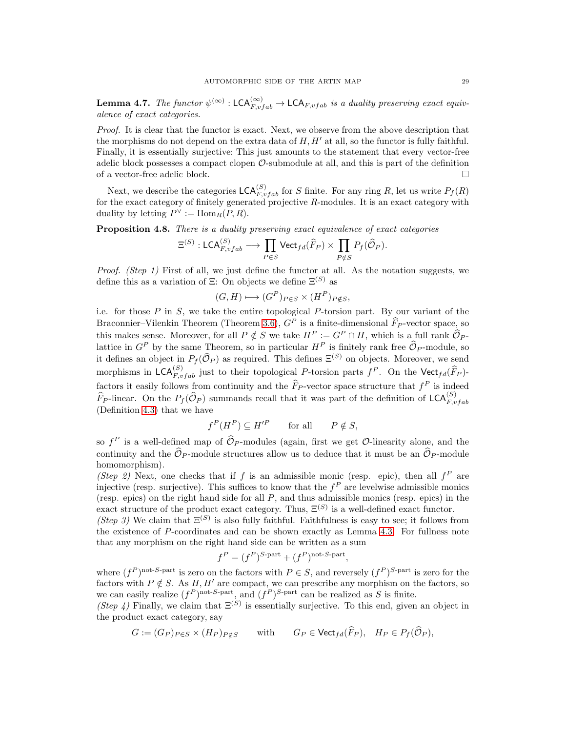**Lemma 4.7.** *The functor $\psi^{(\infty)} : \mathsf{LCA}^{(\infty)}_{F,vfab} \to \mathsf{LCA}_{F,vfab}$ is a duality preserving exact equivalence of exact categories.*

*Proof.* It is clear that the functor is exact. Next, we observe from the above description that the morphisms do not depend on the extra data of $H, H'$ at all, so the functor is fully faithful. Finally, it is essentially surjective: This just amounts to the statement that every vector-free adelic block possesses a compact clopen $\mathcal{O}$-submodule at all, and this is part of the definition of a vector-free adelic block. □

Next, we describe the categories $\mathsf{LCA}^{(S)}_{F,vfab}$ for $S$ finite. For any ring $R$, let us write $P_f(R)$ for the exact category of finitely generated projective $R$-modules. It is an exact category with duality by letting $P^\vee := \operatorname{Hom}_R(P, R)$.

**Proposition 4.8.** *There is a duality preserving exact equivalence of exact categories*

$$\Xi^{(S)} : \mathsf{LCA}^{(S)}_{F,vfab} \longrightarrow \prod_{P \in S} \mathsf{Vect}_{fd}(\widehat{F}_P) \times \prod_{P \notin S} P_f(\widehat{\mathcal{O}}_P).$$

*Proof. (Step 1)* First of all, we just define the functor at all. As the notation suggests, we define this as a variation of $\Xi$: On objects we define $\Xi^{(S)}$ as

$$(G, H) \longmapsto (G^P)_{P \in S} \times (H^P)_{P \notin S},$$

i.e. for those $P$ in $S$, we take the entire topological $P$-torsion part. By our variant of the Braconnier–Vilenkin Theorem (Theorem 3.6), $G^P$ is a finite-dimensional $\widehat{F}_P$-vector space, so this makes sense. Moreover, for all $P \notin S$ we take $H^P := G^P \cap H$, which is a full rank $\widehat{\mathcal{O}}_P$-lattice in $G^P$ by the same Theorem, so in particular $H^P$ is finitely rank free $\widehat{\mathcal{O}}_P$-module, so it defines an object in $P_f(\widehat{\mathcal{O}}_P)$ as required. This defines $\Xi^{(S)}$ on objects. Moreover, we send morphisms in $\mathsf{LCA}^{(S)}_{F,vfab}$ just to their topological $P$-torsion parts $f^P$. On the $\mathsf{Vect}_{fd}(\widehat{F}_P)$-factors it easily follows from continuity and the $\widehat{F}_P$-vector space structure that $f^P$ is indeed $\widehat{F}_P$-linear. On the $P_f(\widehat{\mathcal{O}}_P)$ summands recall that it was part of the definition of $\mathsf{LCA}^{(S)}_{F,vfab}$ (Definition 4.3) that we have

$$f^P(H^P) \subseteq H'^P \qquad \text{for all} \qquad P \notin S,$$

so $f^P$ is a well-defined map of $\widehat{\mathcal{O}}_P$-modules (again, first we get $\mathcal{O}$-linearity alone, and the continuity and the $\widehat{\mathcal{O}}_P$-module structures allow us to deduce that it must be an $\widehat{\mathcal{O}}_P$-module homomorphism).

*(Step 2)* Next, one checks that if $f$ is an admissible monic (resp. epic), then all $f^P$ are injective (resp. surjective). This suffices to know that the $f^P$ are levelwise admissible monics (resp. epics) on the right hand side for all $P$, and thus admissible monics (resp. epics) in the exact structure of the product exact category. Thus, $\Xi^{(S)}$ is a well-defined exact functor.

*(Step 3)* We claim that $\Xi^{(S)}$ is also fully faithful. Faithfulness is easy to see; it follows from the existence of $P$-coordinates and can be shown exactly as Lemma 4.3. For fullness note that any morphism on the right hand side can be written as a sum

$$f^P = (f^P)^{S\text{-part}} + (f^P)^{\text{not-}S\text{-part}},$$

where $(f^P)^{\text{not-}S\text{-part}}$ is zero on the factors with $P \in S$, and reversely $(f^P)^{S\text{-part}}$ is zero for the factors with $P \notin S$. As $H, H'$ are compact, we can prescribe any morphism on the factors, so we can easily realize $(f^P)^{\text{not-}S\text{-part}}$, and $(f^P)^{S\text{-part}}$ can be realized as $S$ is finite.

*(Step 4)* Finally, we claim that $\Xi^{(S)}$ is essentially surjective. To this end, given an object in the product exact category, say

$$G := (G_P)_{P \in S} \times (H_P)_{P \notin S} \qquad \text{with} \qquad G_P \in \mathsf{Vect}_{fd}(\widehat{F}_P), \quad H_P \in P_f(\widehat{\mathcal{O}}_P),$$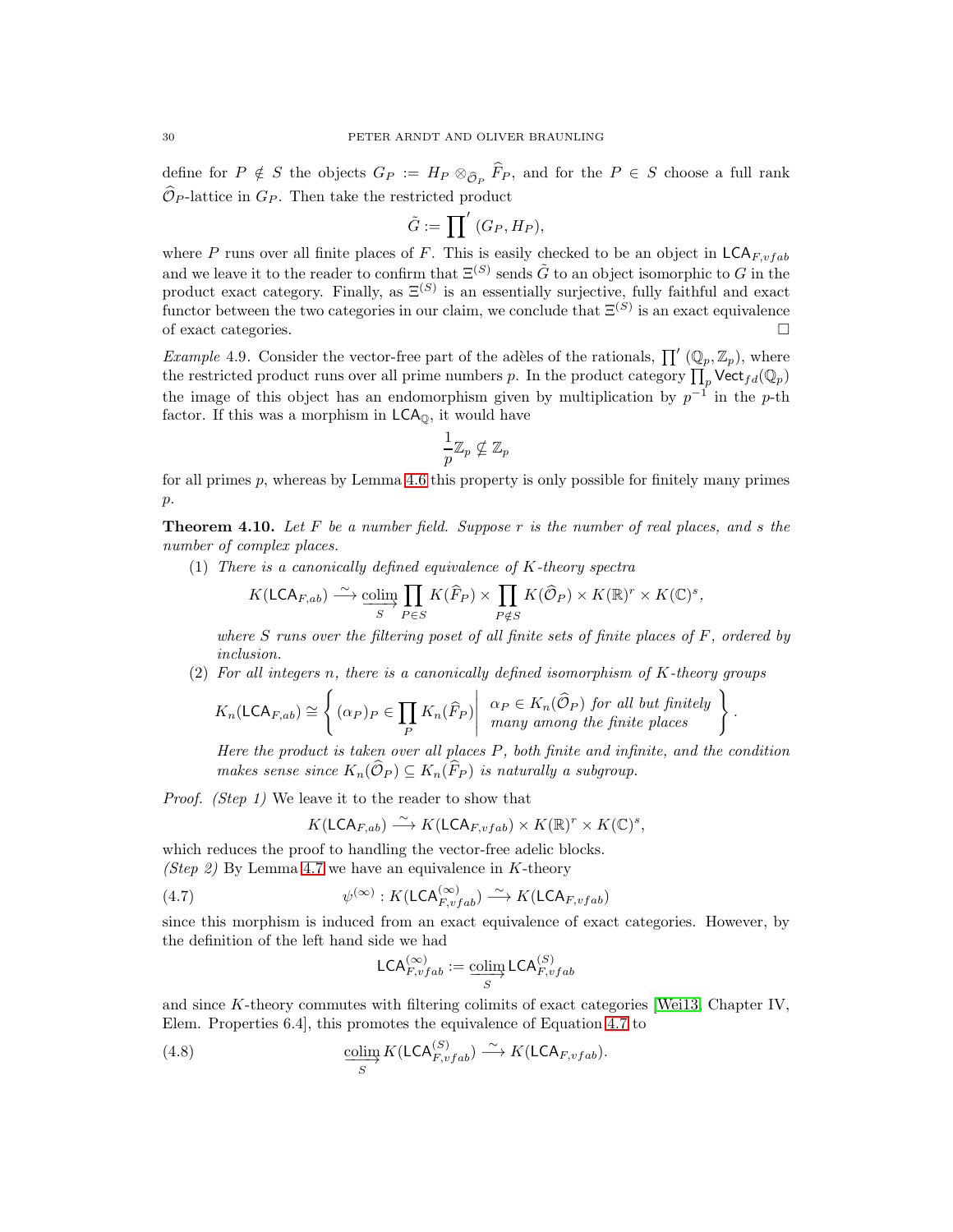define for $P \notin S$ the objects $G_P := H_P \otimes_{\widehat{\mathcal{O}}_P} \widehat{F}_P$, and for the $P \in S$ choose a full rank $\widehat{\mathcal{O}}_P$-lattice in $G_P$. Then take the restricted product

$$\tilde{G} := \prod{}' (G_P, H_P),$$

where $P$ runs over all finite places of $F$. This is easily checked to be an object in $\mathsf{LCA}_{F,vfab}$ and we leave it to the reader to confirm that $\Xi^{(S)}$ sends $\tilde{G}$ to an object isomorphic to $G$ in the product exact category. Finally, as $\Xi^{(S)}$ is an essentially surjective, fully faithful and exact functor between the two categories in our claim, we conclude that $\Xi^{(S)}$ is an exact equivalence of exact categories. □

*Example* 4.9. Consider the vector-free part of the adèles of the rationals, $\prod' (\mathbb{Q}_p, \mathbb{Z}_p)$, where the restricted product runs over all prime numbers $p$. In the product category $\prod_p \mathsf{Vect}_{fd}(\mathbb{Q}_p)$ the image of this object has an endomorphism given by multiplication by $p^{-1}$ in the $p$-th factor. If this was a morphism in $\mathsf{LCA}_{\mathbb{Q}}$, it would have

$$\frac{1}{p}\mathbb{Z}_p \nsubseteq \mathbb{Z}_p$$

for all primes $p$, whereas by Lemma 4.6 this property is only possible for finitely many primes $p$.

**Theorem 4.10.** *Let $F$ be a number field. Suppose $r$ is the number of real places, and $s$ the number of complex places.*

1. *There is a canonically defined equivalence of $K$-theory spectra*
$$K(\mathsf{LCA}_{F,ab}) \xrightarrow{\sim} \underset{S}{\underrightarrow{\operatorname{colim}}} \prod_{P \in S} K(\widehat{F}_P) \times \prod_{P \notin S} K(\widehat{\mathcal{O}}_P) \times K(\mathbb{R})^r \times K(\mathbb{C})^s,$$
*where $S$ runs over the filtering poset of all finite sets of finite places of $F$, ordered by inclusion.*
2. *For all integers $n$, there is a canonically defined isomorphism of $K$-theory groups*
$$K_n(\mathsf{LCA}_{F,ab}) \cong \left\{ (\alpha_P)_P \in \prod_P K_n(\widehat{F}_P) \,\middle|\, \begin{array}{l} \alpha_P \in K_n(\widehat{\mathcal{O}}_P) \text{ for all but finitely} \\ \text{many among the finite places} \end{array} \right\}.$$
*Here the product is taken over all places $P$, both finite and infinite, and the condition makes sense since $K_n(\widehat{\mathcal{O}}_P) \subseteq K_n(\widehat{F}_P)$ is naturally a subgroup.*

*Proof. (Step 1)* We leave it to the reader to show that

$$K(\mathsf{LCA}_{F,ab}) \xrightarrow{\sim} K(\mathsf{LCA}_{F,vfab}) \times K(\mathbb{R})^r \times K(\mathbb{C})^s,$$

which reduces the proof to handling the vector-free adelic blocks.
*(Step 2)* By Lemma 4.7 we have an equivalence in $K$-theory

$$\psi^{(\infty)} : K(\mathsf{LCA}_{F,vfab}^{(\infty)}) \xrightarrow{\sim} K(\mathsf{LCA}_{F,vfab}) \tag{4.7}$$

since this morphism is induced from an exact equivalence of exact categories. However, by the definition of the left hand side we had

$$\mathsf{LCA}_{F,vfab}^{(\infty)} := \underset{S}{\underrightarrow{\operatorname{colim}}}\, \mathsf{LCA}_{F,vfab}^{(S)}$$

and since $K$-theory commutes with filtering colimits of exact categories [Wei13, Chapter IV, Elem. Properties 6.4], this promotes the equivalence of Equation 4.7 to

$$\underset{S}{\underrightarrow{\operatorname{colim}}}\, K(\mathsf{LCA}_{F,vfab}^{(S)}) \xrightarrow{\sim} K(\mathsf{LCA}_{F,vfab}). \tag{4.8}$$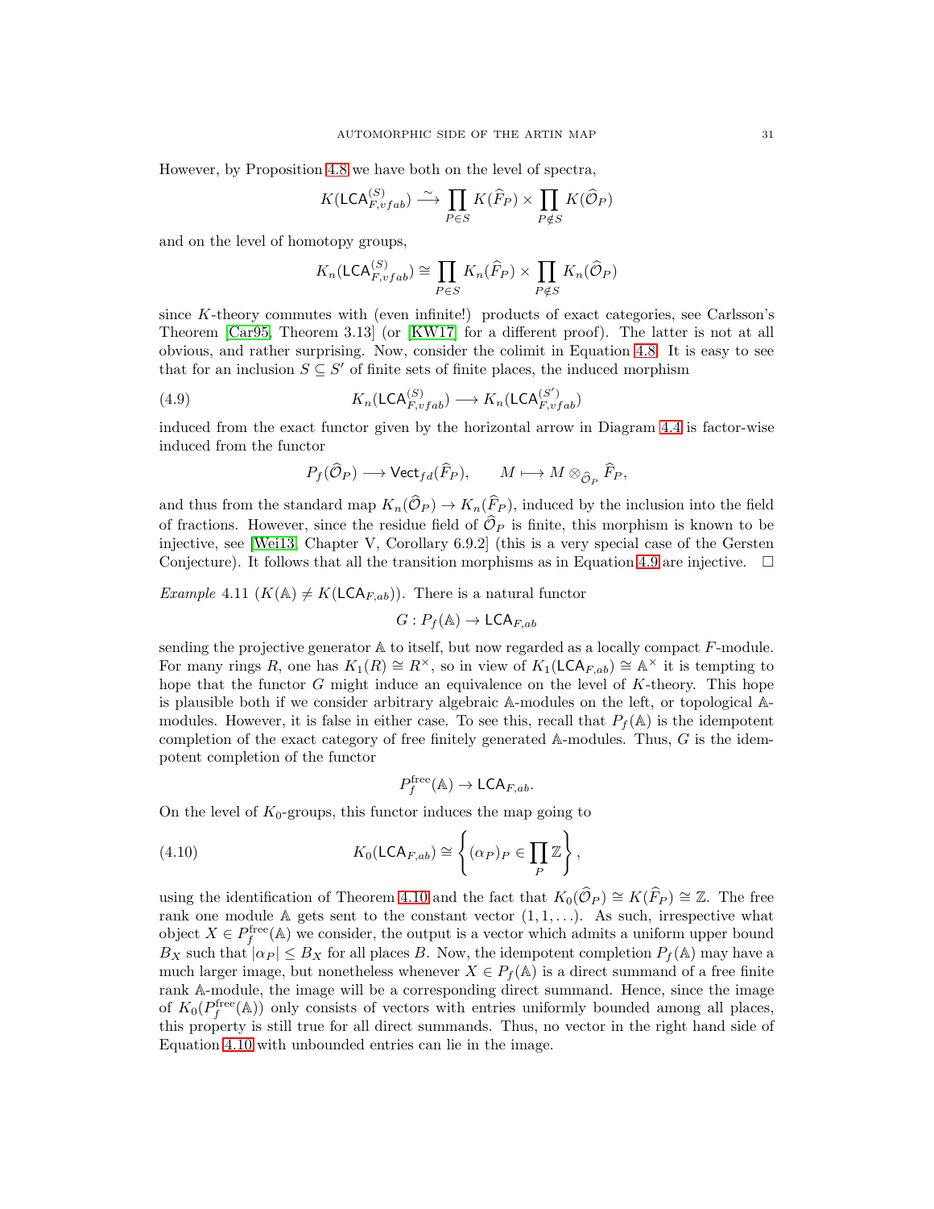However, by Proposition 4.8 we have both on the level of spectra,

$$K(\mathsf{LCA}_{F,vfab}^{(S)}) \xrightarrow{\sim} \prod_{P \in S} K(\widehat{F}_P) \times \prod_{P \notin S} K(\widehat{\mathcal{O}}_P)$$

and on the level of homotopy groups,

$$K_n(\mathsf{LCA}_{F,vfab}^{(S)}) \cong \prod_{P \in S} K_n(\widehat{F}_P) \times \prod_{P \notin S} K_n(\widehat{\mathcal{O}}_P)$$

since $K$-theory commutes with (even infinite!) products of exact categories, see Carlsson's Theorem [Car95, Theorem 3.13] (or [KW17] for a different proof). The latter is not at all obvious, and rather surprising. Now, consider the colimit in Equation 4.8. It is easy to see that for an inclusion $S \subseteq S'$ of finite sets of finite places, the induced morphism

$$K_n(\mathsf{LCA}_{F,vfab}^{(S)}) \longrightarrow K_n(\mathsf{LCA}_{F,vfab}^{(S')}) \tag{4.9}$$

induced from the exact functor given by the horizontal arrow in Diagram 4.4 is factor-wise induced from the functor

$$P_f(\widehat{\mathcal{O}}_P) \longrightarrow \mathsf{Vect}_{fd}(\widehat{F}_P), \qquad M \longmapsto M \otimes_{\widehat{\mathcal{O}}_P} \widehat{F}_P,$$

and thus from the standard map $K_n(\widehat{\mathcal{O}}_P) \to K_n(\widehat{F}_P)$, induced by the inclusion into the field of fractions. However, since the residue field of $\widehat{\mathcal{O}}_P$ is finite, this morphism is known to be injective, see [Wei13, Chapter V, Corollary 6.9.2] (this is a very special case of the Gersten Conjecture). It follows that all the transition morphisms as in Equation 4.9 are injective. $\square$

*Example* 4.11 ($K(\mathbb{A}) \neq K(\mathsf{LCA}_{F,ab})$). There is a natural functor

$$G : P_f(\mathbb{A}) \to \mathsf{LCA}_{F,ab}$$

sending the projective generator $\mathbb{A}$ to itself, but now regarded as a locally compact $F$-module. For many rings $R$, one has $K_1(R) \cong R^\times$, so in view of $K_1(\mathsf{LCA}_{F,ab}) \cong \mathbb{A}^\times$ it is tempting to hope that the functor $G$ might induce an equivalence on the level of $K$-theory. This hope is plausible both if we consider arbitrary algebraic $\mathbb{A}$-modules on the left, or topological $\mathbb{A}$-modules. However, it is false in either case. To see this, recall that $P_f(\mathbb{A})$ is the idempotent completion of the exact category of free finitely generated $\mathbb{A}$-modules. Thus, $G$ is the idempotent completion of the functor

$$P_f^{\text{free}}(\mathbb{A}) \to \mathsf{LCA}_{F,ab}.$$

On the level of $K_0$-groups, this functor induces the map going to

$$K_0(\mathsf{LCA}_{F,ab}) \cong \left\{ (\alpha_P)_P \in \prod_P \mathbb{Z} \right\}, \tag{4.10}$$

using the identification of Theorem 4.10 and the fact that $K_0(\widehat{\mathcal{O}}_P) \cong K(\widehat{F}_P) \cong \mathbb{Z}$. The free rank one module $\mathbb{A}$ gets sent to the constant vector $(1, 1, \ldots)$. As such, irrespective what object $X \in P_f^{\text{free}}(\mathbb{A})$ we consider, the output is a vector which admits a uniform upper bound $B_X$ such that $|\alpha_P| \leq B_X$ for all places $B$. Now, the idempotent completion $P_f(\mathbb{A})$ may have a much larger image, but nonetheless whenever $X \in P_f(\mathbb{A})$ is a direct summand of a free finite rank $\mathbb{A}$-module, the image will be a corresponding direct summand. Hence, since the image of $K_0(P_f^{\text{free}}(\mathbb{A}))$ only consists of vectors with entries uniformly bounded among all places, this property is still true for all direct summands. Thus, no vector in the right hand side of Equation 4.10 with unbounded entries can lie in the image.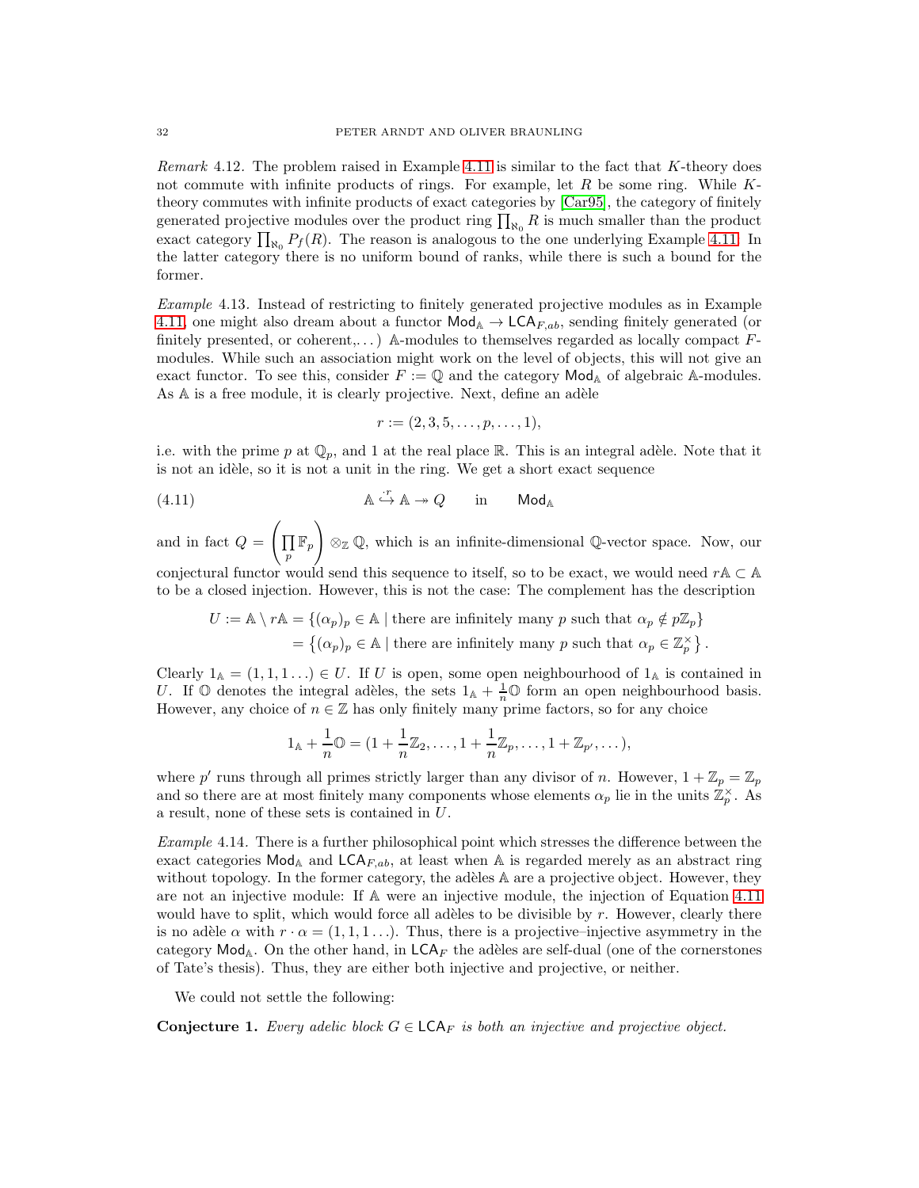*Remark* 4.12. The problem raised in Example 4.11 is similar to the fact that $K$-theory does not commute with infinite products of rings. For example, let $R$ be some ring. While $K$-theory commutes with infinite products of exact categories by [Car95], the category of finitely generated projective modules over the product ring $\prod_{\aleph_0} R$ is much smaller than the product exact category $\prod_{\aleph_0} P_f(R)$. The reason is analogous to the one underlying Example 4.11. In the latter category there is no uniform bound of ranks, while there is such a bound for the former.

*Example* 4.13. Instead of restricting to finitely generated projective modules as in Example 4.11, one might also dream about a functor $\mathsf{Mod}_{\mathbb{A}} \to \mathsf{LCA}_{F,ab}$, sending finitely generated (or finitely presented, or coherent,...) $\mathbb{A}$-modules to themselves regarded as locally compact $F$-modules. While such an association might work on the level of objects, this will not give an exact functor. To see this, consider $F := \mathbb{Q}$ and the category $\mathsf{Mod}_{\mathbb{A}}$ of algebraic $\mathbb{A}$-modules. As $\mathbb{A}$ is a free module, it is clearly projective. Next, define an adèle

$$r := (2, 3, 5, \ldots, p, \ldots, 1),$$

i.e. with the prime $p$ at $\mathbb{Q}_p$, and 1 at the real place $\mathbb{R}$. This is an integral adèle. Note that it is not an idèle, so it is not a unit in the ring. We get a short exact sequence

$$\mathbb{A} \overset{\cdot r}{\hookrightarrow} \mathbb{A} \twoheadrightarrow Q \qquad \text{in} \qquad \mathsf{Mod}_{\mathbb{A}} \tag{4.11}$$

and in fact $Q = \left( \prod_p \mathbb{F}_p \right) \otimes_{\mathbb{Z}} \mathbb{Q}$, which is an infinite-dimensional $\mathbb{Q}$-vector space. Now, our conjectural functor would send this sequence to itself, so to be exact, we would need $r\mathbb{A} \subset \mathbb{A}$ to be a closed injection. However, this is not the case: The complement has the description

$$\begin{aligned} U := \mathbb{A} \setminus r\mathbb{A} &= \{(\alpha_p)_p \in \mathbb{A} \mid \text{there are infinitely many } p \text{ such that } \alpha_p \notin p\mathbb{Z}_p\} \\ &= \left\{(\alpha_p)_p \in \mathbb{A} \mid \text{there are infinitely many } p \text{ such that } \alpha_p \in \mathbb{Z}_p^{\times}\right\}. \end{aligned}$$

Clearly $1_{\mathbb{A}} = (1, 1, 1 \ldots) \in U$. If $U$ is open, some open neighbourhood of $1_{\mathbb{A}}$ is contained in $U$. If $\mathbb{O}$ denotes the integral adèles, the sets $1_{\mathbb{A}} + \frac{1}{n}\mathbb{O}$ form an open neighbourhood basis. However, any choice of $n \in \mathbb{Z}$ has only finitely many prime factors, so for any choice

$$1_{\mathbb{A}} + \frac{1}{n}\mathbb{O} = (1 + \frac{1}{n}\mathbb{Z}_2, \ldots, 1 + \frac{1}{n}\mathbb{Z}_p, \ldots, 1 + \mathbb{Z}_{p'}, \ldots),$$

where $p'$ runs through all primes strictly larger than any divisor of $n$. However, $1 + \mathbb{Z}_p = \mathbb{Z}_p$ and so there are at most finitely many components whose elements $\alpha_p$ lie in the units $\mathbb{Z}_p^{\times}$. As a result, none of these sets is contained in $U$.

*Example* 4.14. There is a further philosophical point which stresses the difference between the exact categories $\mathsf{Mod}_{\mathbb{A}}$ and $\mathsf{LCA}_{F,ab}$, at least when $\mathbb{A}$ is regarded merely as an abstract ring without topology. In the former category, the adèles $\mathbb{A}$ are a projective object. However, they are not an injective module: If $\mathbb{A}$ were an injective module, the injection of Equation 4.11 would have to split, which would force all adèles to be divisible by $r$. However, clearly there is no adèle $\alpha$ with $r \cdot \alpha = (1, 1, 1 \ldots)$. Thus, there is a projective–injective asymmetry in the category $\mathsf{Mod}_{\mathbb{A}}$. On the other hand, in $\mathsf{LCA}_F$ the adèles are self-dual (one of the cornerstones of Tate's thesis). Thus, they are either both injective and projective, or neither.

We could not settle the following:

**Conjecture 1.** *Every adelic block $G \in \mathsf{LCA}_F$ is both an injective and projective object.*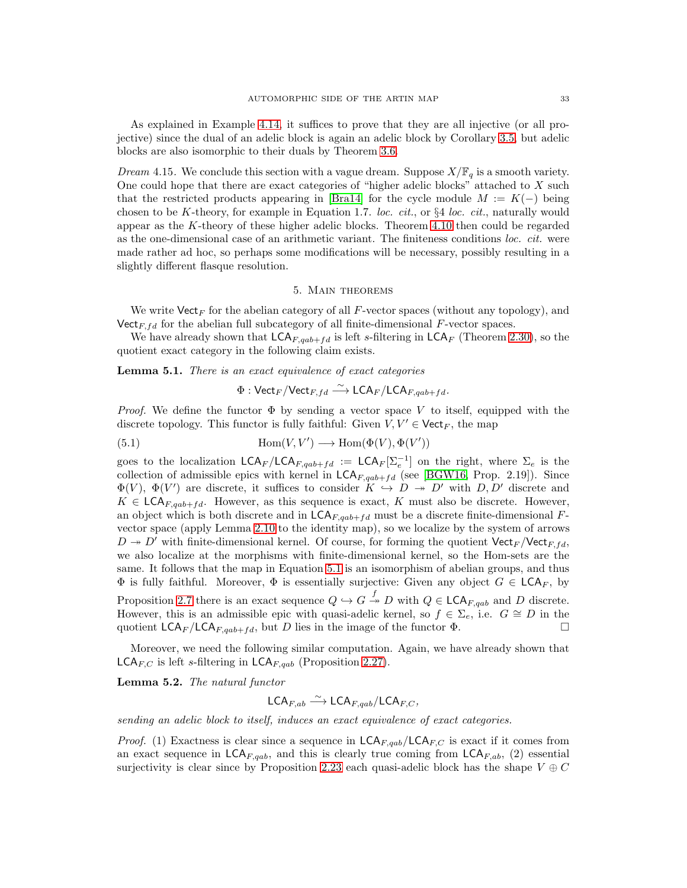As explained in Example 4.14, it suffices to prove that they are all injective (or all projective) since the dual of an adelic block is again an adelic block by Corollary 3.5, but adelic blocks are also isomorphic to their duals by Theorem 3.6.

*Dream* 4.15. We conclude this section with a vague dream. Suppose $X/\mathbb{F}_q$ is a smooth variety. One could hope that there are exact categories of "higher adelic blocks" attached to $X$ such that the restricted products appearing in [Bra14] for the cycle module $M := K(-)$ being chosen to be $K$-theory, for example in Equation 1.7. *loc. cit.*, or §4 *loc. cit.*, naturally would appear as the $K$-theory of these higher adelic blocks. Theorem 4.10 then could be regarded as the one-dimensional case of an arithmetic variant. The finiteness conditions *loc. cit.* were made rather ad hoc, so perhaps some modifications will be necessary, possibly resulting in a slightly different flasque resolution.

## 5. Main theorems

We write $\mathsf{Vect}_F$ for the abelian category of all $F$-vector spaces (without any topology), and $\mathsf{Vect}_{F,fd}$ for the abelian full subcategory of all finite-dimensional $F$-vector spaces.

We have already shown that $\mathsf{LCA}_{F,qab+fd}$ is left $s$-filtering in $\mathsf{LCA}_F$ (Theorem 2.30), so the quotient exact category in the following claim exists.

**Lemma 5.1.** *There is an exact equivalence of exact categories*

$$\Phi : \mathsf{Vect}_F/\mathsf{Vect}_{F,fd} \xrightarrow{\sim} \mathsf{LCA}_F/\mathsf{LCA}_{F,qab+fd}.$$

*Proof.* We define the functor $\Phi$ by sending a vector space $V$ to itself, equipped with the discrete topology. This functor is fully faithful: Given $V, V' \in \mathsf{Vect}_F$, the map

$$\operatorname{Hom}(V, V') \longrightarrow \operatorname{Hom}(\Phi(V), \Phi(V')) \tag{5.1}$$

goes to the localization $\mathsf{LCA}_F/\mathsf{LCA}_{F,qab+fd} := \mathsf{LCA}_F[\Sigma_e^{-1}]$ on the right, where $\Sigma_e$ is the collection of admissible epics with kernel in $\mathsf{LCA}_{F,qab+fd}$ (see [BGW16, Prop. 2.19]). Since $\Phi(V)$, $\Phi(V')$ are discrete, it suffices to consider $K \hookrightarrow D \twoheadrightarrow D'$ with $D, D'$ discrete and $K \in \mathsf{LCA}_{F,qab+fd}$. However, as this sequence is exact, $K$ must also be discrete. However, an object which is both discrete and in $\mathsf{LCA}_{F,qab+fd}$ must be a discrete finite-dimensional $F$-vector space (apply Lemma 2.10 to the identity map), so we localize by the system of arrows $D \twoheadrightarrow D'$ with finite-dimensional kernel. Of course, for forming the quotient $\mathsf{Vect}_F/\mathsf{Vect}_{F,fd}$, we also localize at the morphisms with finite-dimensional kernel, so the Hom-sets are the same. It follows that the map in Equation 5.1 is an isomorphism of abelian groups, and thus $\Phi$ is fully faithful. Moreover, $\Phi$ is essentially surjective: Given any object $G \in \mathsf{LCA}_F$, by Proposition 2.7 there is an exact sequence $Q \hookrightarrow G \overset{f}{\twoheadrightarrow} D$ with $Q \in \mathsf{LCA}_{F,qab}$ and $D$ discrete. However, this is an admissible epic with quasi-adelic kernel, so $f \in \Sigma_e$, i.e. $G \cong D$ in the quotient $\mathsf{LCA}_F/\mathsf{LCA}_{F,qab+fd}$, but $D$ lies in the image of the functor $\Phi$. $\square$

Moreover, we need the following similar computation. Again, we have already shown that $\mathsf{LCA}_{F,C}$ is left $s$-filtering in $\mathsf{LCA}_{F,qab}$ (Proposition 2.27).

**Lemma 5.2.** *The natural functor*

$$\mathsf{LCA}_{F,ab} \xrightarrow{\sim} \mathsf{LCA}_{F,qab}/\mathsf{LCA}_{F,C},$$

*sending an adelic block to itself, induces an exact equivalence of exact categories.*

*Proof.* (1) Exactness is clear since a sequence in $\mathsf{LCA}_{F,qab}/\mathsf{LCA}_{F,C}$ is exact if it comes from an exact sequence in $\mathsf{LCA}_{F,qab}$, and this is clearly true coming from $\mathsf{LCA}_{F,ab}$, (2) essential surjectivity is clear since by Proposition 2.23 each quasi-adelic block has the shape $V \oplus C$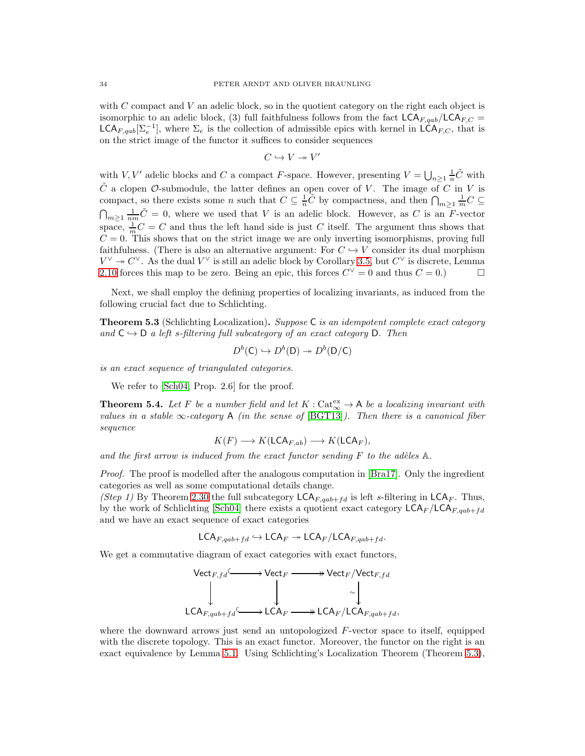with $C$ compact and $V$ an adelic block, so in the quotient category on the right each object is isomorphic to an adelic block, (3) full faithfulness follows from the fact $\mathsf{LCA}_{F,qab}/\mathsf{LCA}_{F,C} = \mathsf{LCA}_{F,qab}[\Sigma_e^{-1}]$, where $\Sigma_e$ is the collection of admissible epics with kernel in $\mathsf{LCA}_{F,C}$, that is on the strict image of the functor it suffices to consider sequences

$$C \hookrightarrow V \twoheadrightarrow V'$$

with $V, V'$ adelic blocks and $C$ a compact $F$-space. However, presenting $V = \bigcup_{n\geq 1} \frac{1}{n}\tilde{C}$ with $\tilde{C}$ a clopen $\mathcal{O}$-submodule, the latter defines an open cover of $V$. The image of $C$ in $V$ is compact, so there exists some $n$ such that $C \subseteq \frac{1}{n}\tilde{C}$ by compactness, and then $\bigcap_{m\geq 1} \frac{1}{m} C \subseteq \bigcap_{m \geq 1} \frac{1}{nm}\tilde{C} = 0$, where we used that $V$ is an adelic block. However, as $C$ is an $F$-vector space, $\frac{1}{m}C = C$ and thus the left hand side is just $C$ itself. The argument thus shows that $C = 0$. This shows that on the strict image we are only inverting isomorphisms, proving full faithfulness. (There is also an alternative argument: For $C \hookrightarrow V$ consider its dual morphism $V^\vee \twoheadrightarrow C^\vee$. As the dual $V^\vee$ is still an adelic block by Corollary 3.5, but $C^\vee$ is discrete, Lemma 2.10 forces this map to be zero. Being an epic, this forces $C^\vee = 0$ and thus $C = 0$.) $\square$

Next, we shall employ the defining properties of localizing invariants, as induced from the following crucial fact due to Schlichting.

**Theorem 5.3** (Schlichting Localization)**.** *Suppose* $\mathsf{C}$ *is an idempotent complete exact category and* $\mathsf{C} \hookrightarrow \mathsf{D}$ *a left s-filtering full subcategory of an exact category* $\mathsf{D}$*. Then*

$$D^b(\mathsf{C}) \hookrightarrow D^b(\mathsf{D}) \twoheadrightarrow D^b(\mathsf{D}/\mathsf{C})$$

*is an exact sequence of triangulated categories.*

We refer to [Sch04, Prop. 2.6] for the proof.

**Theorem 5.4.** *Let $F$ be a number field and let $K : \mathrm{Cat}_\infty^{\mathrm{ex}} \to \mathsf{A}$ be a localizing invariant with values in a stable $\infty$-category $\mathsf{A}$ (in the sense of [BGT13]). Then there is a canonical fiber sequence*

$$K(F) \longrightarrow K(\mathsf{LCA}_{F,ab}) \longrightarrow K(\mathsf{LCA}_F),$$

*and the first arrow is induced from the exact functor sending $F$ to the adèles $\mathbb{A}$.*

*Proof.* The proof is modelled after the analogous computation in [Bra17]. Only the ingredient categories as well as some computational details change.

*(Step 1)* By Theorem 2.30 the full subcategory $\mathsf{LCA}_{F,qab+fd}$ is left $s$-filtering in $\mathsf{LCA}_F$. Thus, by the work of Schlichting [Sch04] there exists a quotient exact category $\mathsf{LCA}_F/\mathsf{LCA}_{F,qab+fd}$ and we have an exact sequence of exact categories

$$\mathsf{LCA}_{F,qab+fd} \hookrightarrow \mathsf{LCA}_F \twoheadrightarrow \mathsf{LCA}_F/\mathsf{LCA}_{F,qab+fd}.$$

We get a commutative diagram of exact categories with exact functors,

$$\begin{array}{ccccc}
\mathsf{Vect}_{F,fd} & \hookrightarrow & \mathsf{Vect}_F & \twoheadrightarrow & \mathsf{Vect}_F/\mathsf{Vect}_{F,fd} \\
\downarrow & & \downarrow & & \downarrow \sim \\
\mathsf{LCA}_{F,qab+fd} & \hookrightarrow & \mathsf{LCA}_F & \twoheadrightarrow & \mathsf{LCA}_F/\mathsf{LCA}_{F,qab+fd},
\end{array}$$

where the downward arrows just send an untopologized $F$-vector space to itself, equipped with the discrete topology. This is an exact functor. Moreover, the functor on the right is an exact equivalence by Lemma 5.1. Using Schlichting's Localization Theorem (Theorem 5.3),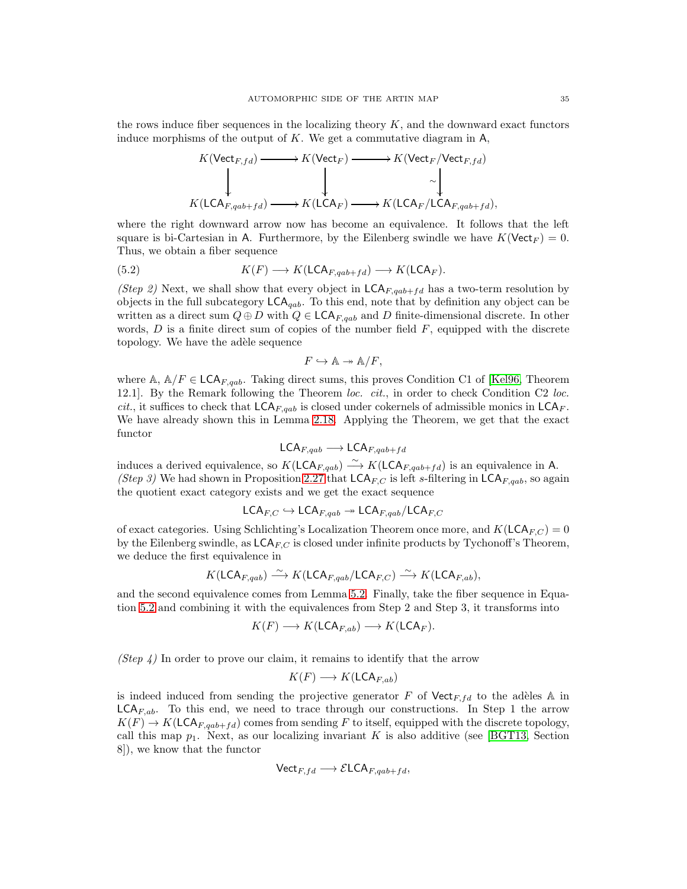the rows induce fiber sequences in the localizing theory $K$, and the downward exact functors induce morphisms of the output of $K$. We get a commutative diagram in $\mathsf{A}$,

$$\begin{array}{ccccc} K(\mathsf{Vect}_{F,fd}) & \longrightarrow & K(\mathsf{Vect}_F) & \longrightarrow & K(\mathsf{Vect}_F/\mathsf{Vect}_{F,fd}) \\ \downarrow & & \downarrow & & \downarrow \sim \\ K(\mathsf{LCA}_{F,qab+fd}) & \longrightarrow & K(\mathsf{LCA}_F) & \longrightarrow & K(\mathsf{LCA}_F/\mathsf{LCA}_{F,qab+fd}), \end{array}$$

where the right downward arrow now has become an equivalence. It follows that the left square is bi-Cartesian in $\mathsf{A}$. Furthermore, by the Eilenberg swindle we have $K(\mathsf{Vect}_F) = 0$. Thus, we obtain a fiber sequence

$$K(F) \longrightarrow K(\mathsf{LCA}_{F,qab+fd}) \longrightarrow K(\mathsf{LCA}_F). \tag{5.2}$$

*(Step 2)* Next, we shall show that every object in $\mathsf{LCA}_{F,qab+fd}$ has a two-term resolution by objects in the full subcategory $\mathsf{LCA}_{qab}$. To this end, note that by definition any object can be written as a direct sum $Q \oplus D$ with $Q \in \mathsf{LCA}_{F,qab}$ and $D$ finite-dimensional discrete. In other words, $D$ is a finite direct sum of copies of the number field $F$, equipped with the discrete topology. We have the adèle sequence

$$F \hookrightarrow \mathbb{A} \twoheadrightarrow \mathbb{A}/F,$$

where $\mathbb{A}$, $\mathbb{A}/F \in \mathsf{LCA}_{F,qab}$. Taking direct sums, this proves Condition C1 of [Kel96, Theorem 12.1]. By the Remark following the Theorem *loc. cit.*, in order to check Condition C2 *loc. cit.*, it suffices to check that $\mathsf{LCA}_{F,qab}$ is closed under cokernels of admissible monics in $\mathsf{LCA}_F$. We have already shown this in Lemma 2.18. Applying the Theorem, we get that the exact functor

$$\mathsf{LCA}_{F,qab} \longrightarrow \mathsf{LCA}_{F,qab+fd}$$

induces a derived equivalence, so $K(\mathsf{LCA}_{F,qab}) \xrightarrow{\sim} K(\mathsf{LCA}_{F,qab+fd})$ is an equivalence in $\mathsf{A}$.
*(Step 3)* We had shown in Proposition 2.27 that $\mathsf{LCA}_{F,C}$ is left $s$-filtering in $\mathsf{LCA}_{F,qab}$, so again the quotient exact category exists and we get the exact sequence

$$\mathsf{LCA}_{F,C} \hookrightarrow \mathsf{LCA}_{F,qab} \twoheadrightarrow \mathsf{LCA}_{F,qab}/\mathsf{LCA}_{F,C}$$

of exact categories. Using Schlichting's Localization Theorem once more, and $K(\mathsf{LCA}_{F,C}) = 0$ by the Eilenberg swindle, as $\mathsf{LCA}_{F,C}$ is closed under infinite products by Tychonoff's Theorem, we deduce the first equivalence in

$$K(\mathsf{LCA}_{F,qab}) \xrightarrow{\sim} K(\mathsf{LCA}_{F,qab}/\mathsf{LCA}_{F,C}) \xrightarrow{\sim} K(\mathsf{LCA}_{F,ab}),$$

and the second equivalence comes from Lemma 5.2. Finally, take the fiber sequence in Equation 5.2 and combining it with the equivalences from Step 2 and Step 3, it transforms into

$$K(F) \longrightarrow K(\mathsf{LCA}_{F,ab}) \longrightarrow K(\mathsf{LCA}_F).$$

*(Step 4)* In order to prove our claim, it remains to identify that the arrow

$$K(F) \longrightarrow K(\mathsf{LCA}_{F,ab})$$

is indeed induced from sending the projective generator $F$ of $\mathsf{Vect}_{F,fd}$ to the adèles $\mathbb{A}$ in $\mathsf{LCA}_{F,ab}$. To this end, we need to trace through our constructions. In Step 1 the arrow $K(F) \to K(\mathsf{LCA}_{F,qab+fd})$ comes from sending $F$ to itself, equipped with the discrete topology, call this map $p_1$. Next, as our localizing invariant $K$ is also additive (see [BGT13, Section 8]), we know that the functor

$$\mathsf{Vect}_{F,fd} \longrightarrow \mathcal{E}\mathsf{LCA}_{F,qab+fd},$$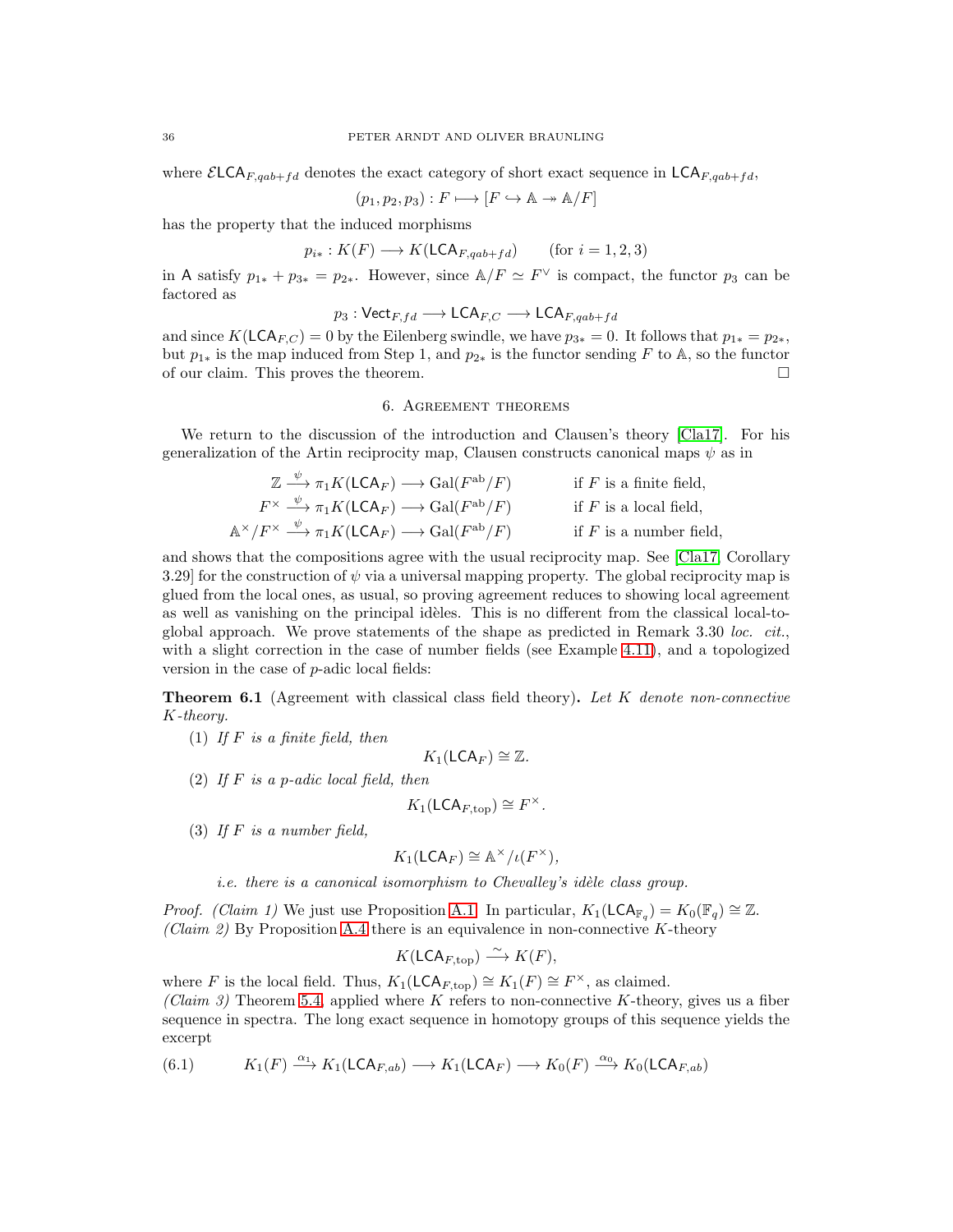where $\mathcal{E}\mathsf{LCA}_{F,qab+fd}$ denotes the exact category of short exact sequence in $\mathsf{LCA}_{F,qab+fd}$,

$$(p_1, p_2, p_3) : F \longmapsto [F \hookrightarrow \mathbb{A} \twoheadrightarrow \mathbb{A}/F]$$

has the property that the induced morphisms

$$p_{i*} : K(F) \longrightarrow K(\mathsf{LCA}_{F,qab+fd}) \qquad \text{(for } i = 1, 2, 3\text{)}$$

in $\mathsf{A}$ satisfy $p_{1*} + p_{3*} = p_{2*}$. However, since $\mathbb{A}/F \simeq F^{\vee}$ is compact, the functor $p_3$ can be factored as

$$p_3 : \mathsf{Vect}_{F,fd} \longrightarrow \mathsf{LCA}_{F,C} \longrightarrow \mathsf{LCA}_{F,qab+fd}$$

and since $K(\mathsf{LCA}_{F,C}) = 0$ by the Eilenberg swindle, we have $p_{3*} = 0$. It follows that $p_{1*} = p_{2*}$, but $p_{1*}$ is the map induced from Step 1, and $p_{2*}$ is the functor sending $F$ to $\mathbb{A}$, so the functor of our claim. This proves the theorem. $\square$

## 6. Agreement theorems

We return to the discussion of the introduction and Clausen's theory [Cla17]. For his generalization of the Artin reciprocity map, Clausen constructs canonical maps $\psi$ as in

$$\begin{aligned}
\mathbb{Z} \xrightarrow{\psi} \pi_1 K(\mathsf{LCA}_F) &\longrightarrow \mathrm{Gal}(F^{\mathrm{ab}}/F) \qquad && \text{if } F \text{ is a finite field,} \\
F^{\times} \xrightarrow{\psi} \pi_1 K(\mathsf{LCA}_F) &\longrightarrow \mathrm{Gal}(F^{\mathrm{ab}}/F) \qquad && \text{if } F \text{ is a local field,} \\
\mathbb{A}^{\times}/F^{\times} \xrightarrow{\psi} \pi_1 K(\mathsf{LCA}_F) &\longrightarrow \mathrm{Gal}(F^{\mathrm{ab}}/F) \qquad && \text{if } F \text{ is a number field,}
\end{aligned}$$

and shows that the compositions agree with the usual reciprocity map. See [Cla17, Corollary 3.29] for the construction of $\psi$ via a universal mapping property. The global reciprocity map is glued from the local ones, as usual, so proving agreement reduces to showing local agreement as well as vanishing on the principal idèles. This is no different from the classical local-to-global approach. We prove statements of the shape as predicted in Remark 3.30 *loc. cit.*, with a slight correction in the case of number fields (see Example 4.11), and a topologized version in the case of $p$-adic local fields:

**Theorem 6.1** (Agreement with classical class field theory)**.** *Let $K$ denote non-connective $K$-theory.*

(1) *If $F$ is a finite field, then*
$$K_1(\mathsf{LCA}_F) \cong \mathbb{Z}.$$
(2) *If $F$ is a $p$-adic local field, then*
$$K_1(\mathsf{LCA}_{F,\mathrm{top}}) \cong F^{\times}.$$
(3) *If $F$ is a number field,*
$$K_1(\mathsf{LCA}_F) \cong \mathbb{A}^{\times}/\iota(F^{\times}),$$
*i.e. there is a canonical isomorphism to Chevalley's idèle class group.*

*Proof. (Claim 1)* We just use Proposition A.1. In particular, $K_1(\mathsf{LCA}_{\mathbb{F}_q}) = K_0(\mathbb{F}_q) \cong \mathbb{Z}$.
*(Claim 2)* By Proposition A.4 there is an equivalence in non-connective $K$-theory

$$K(\mathsf{LCA}_{F,\mathrm{top}}) \xrightarrow{\sim} K(F),$$

where $F$ is the local field. Thus, $K_1(\mathsf{LCA}_{F,\mathrm{top}}) \cong K_1(F) \cong F^{\times}$, as claimed.
*(Claim 3)* Theorem 5.4, applied where $K$ refers to non-connective $K$-theory, gives us a fiber sequence in spectra. The long exact sequence in homotopy groups of this sequence yields the excerpt

$$K_1(F) \xrightarrow{\alpha_1} K_1(\mathsf{LCA}_{F,ab}) \longrightarrow K_1(\mathsf{LCA}_F) \longrightarrow K_0(F) \xrightarrow{\alpha_0} K_0(\mathsf{LCA}_{F,ab}) \tag{6.1}$$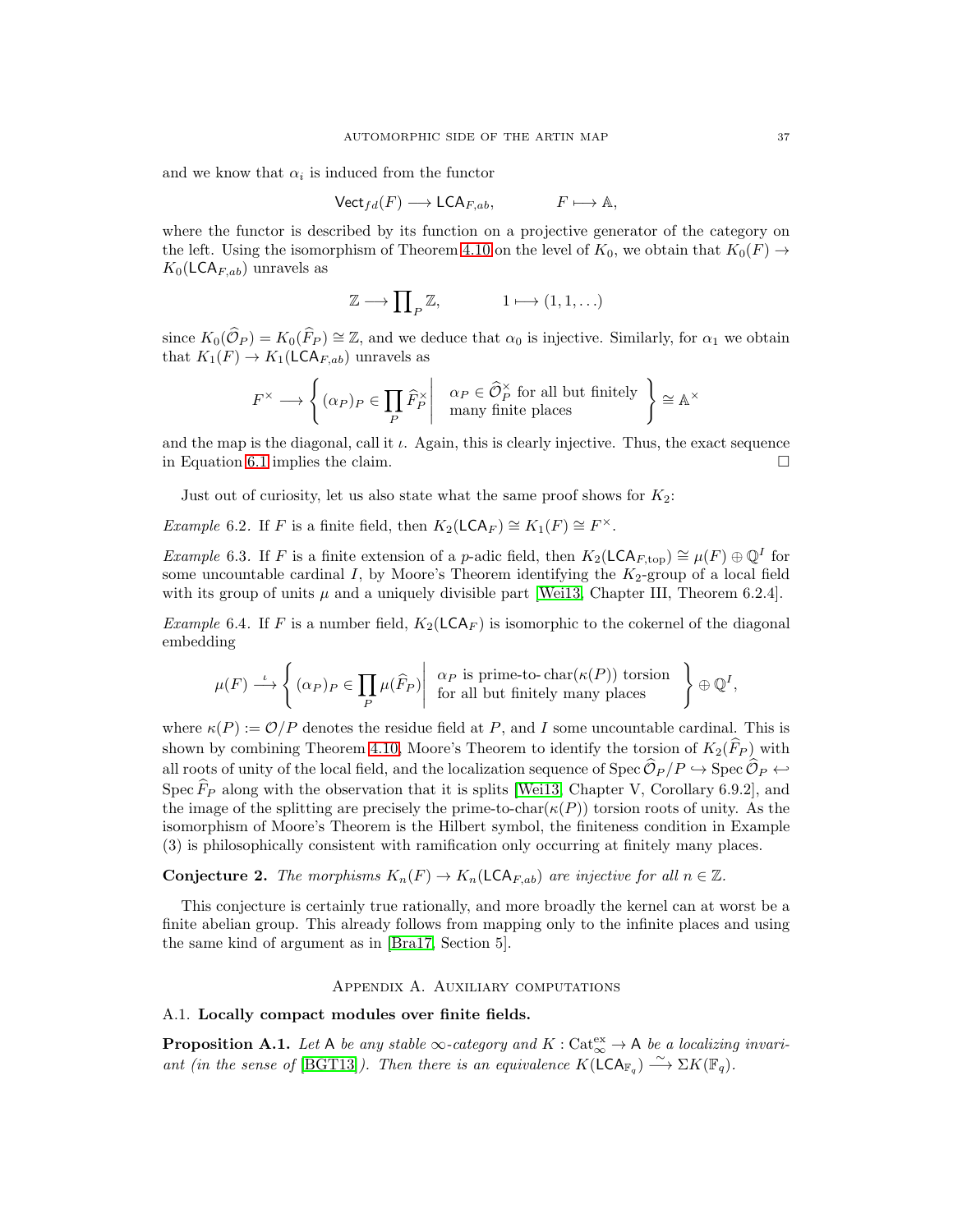and we know that $\alpha_i$ is induced from the functor

$$\mathsf{Vect}_{fd}(F) \longrightarrow \mathsf{LCA}_{F,ab}, \qquad\qquad F \longmapsto \mathbb{A},$$

where the functor is described by its function on a projective generator of the category on the left. Using the isomorphism of Theorem 4.10 on the level of $K_0$, we obtain that $K_0(F) \to K_0(\mathsf{LCA}_{F,ab})$ unravels as

$$\mathbb{Z} \longrightarrow \prod\nolimits_P \mathbb{Z}, \qquad\qquad 1 \longmapsto (1,1,\dots)$$

since $K_0(\widehat{\mathcal{O}}_P) = K_0(\widehat{F}_P) \cong \mathbb{Z}$, and we deduce that $\alpha_0$ is injective. Similarly, for $\alpha_1$ we obtain that $K_1(F) \to K_1(\mathsf{LCA}_{F,ab})$ unravels as

$$F^\times \longrightarrow \left\{ (\alpha_P)_P \in \prod_P \widehat{F}_P^\times \;\middle|\; \begin{array}{l} \alpha_P \in \widehat{\mathcal{O}}_P^\times \text{ for all but finitely} \\ \text{many finite places} \end{array} \right\} \cong \mathbb{A}^\times$$

and the map is the diagonal, call it $\iota$. Again, this is clearly injective. Thus, the exact sequence in Equation 6.1 implies the claim. $\square$

Just out of curiosity, let us also state what the same proof shows for $K_2$:

*Example* 6.2. If $F$ is a finite field, then $K_2(\mathsf{LCA}_F) \cong K_1(F) \cong F^\times$.

*Example* 6.3. If $F$ is a finite extension of a $p$-adic field, then $K_2(\mathsf{LCA}_{F,\mathrm{top}}) \cong \mu(F) \oplus \mathbb{Q}^I$ for some uncountable cardinal $I$, by Moore's Theorem identifying the $K_2$-group of a local field with its group of units $\mu$ and a uniquely divisible part [Wei13, Chapter III, Theorem 6.2.4].

*Example* 6.4. If $F$ is a number field, $K_2(\mathsf{LCA}_F)$ is isomorphic to the cokernel of the diagonal embedding

$$\mu(F) \stackrel{\iota}{\longrightarrow} \left\{ (\alpha_P)_P \in \prod_P \mu(\widehat{F}_P) \;\middle|\; \begin{array}{l} \alpha_P \text{ is prime-to-}\operatorname{char}(\kappa(P)) \text{ torsion} \\ \text{for all but finitely many places} \end{array} \right\} \oplus \mathbb{Q}^I,$$

where $\kappa(P) := \mathcal{O}/P$ denotes the residue field at $P$, and $I$ some uncountable cardinal. This is shown by combining Theorem 4.10, Moore's Theorem to identify the torsion of $K_2(\widehat{F}_P)$ with all roots of unity of the local field, and the localization sequence of $\operatorname{Spec} \widehat{\mathcal{O}}_P/P \hookrightarrow \operatorname{Spec} \widehat{\mathcal{O}}_P \hookleftarrow \operatorname{Spec} \widehat{F}_P$ along with the observation that it is splits [Wei13, Chapter V, Corollary 6.9.2], and the image of the splitting are precisely the prime-to-$\operatorname{char}(\kappa(P))$ torsion roots of unity. As the isomorphism of Moore's Theorem is the Hilbert symbol, the finiteness condition in Example (3) is philosophically consistent with ramification only occurring at finitely many places.

**Conjecture 2.** *The morphisms $K_n(F) \to K_n(\mathsf{LCA}_{F,ab})$ are injective for all $n \in \mathbb{Z}$.*

This conjecture is certainly true rationally, and more broadly the kernel can at worst be a finite abelian group. This already follows from mapping only to the infinite places and using the same kind of argument as in [Bra17, Section 5].

## Appendix A. Auxiliary computations

### A.1. Locally compact modules over finite fields.

**Proposition A.1.** *Let $\mathsf{A}$ be any stable $\infty$-category and $K : \mathrm{Cat}_\infty^{\mathrm{ex}} \to \mathsf{A}$ be a localizing invariant (in the sense of [BGT13]). Then there is an equivalence $K(\mathsf{LCA}_{\mathbb{F}_q}) \xrightarrow{\sim} \Sigma K(\mathbb{F}_q)$.*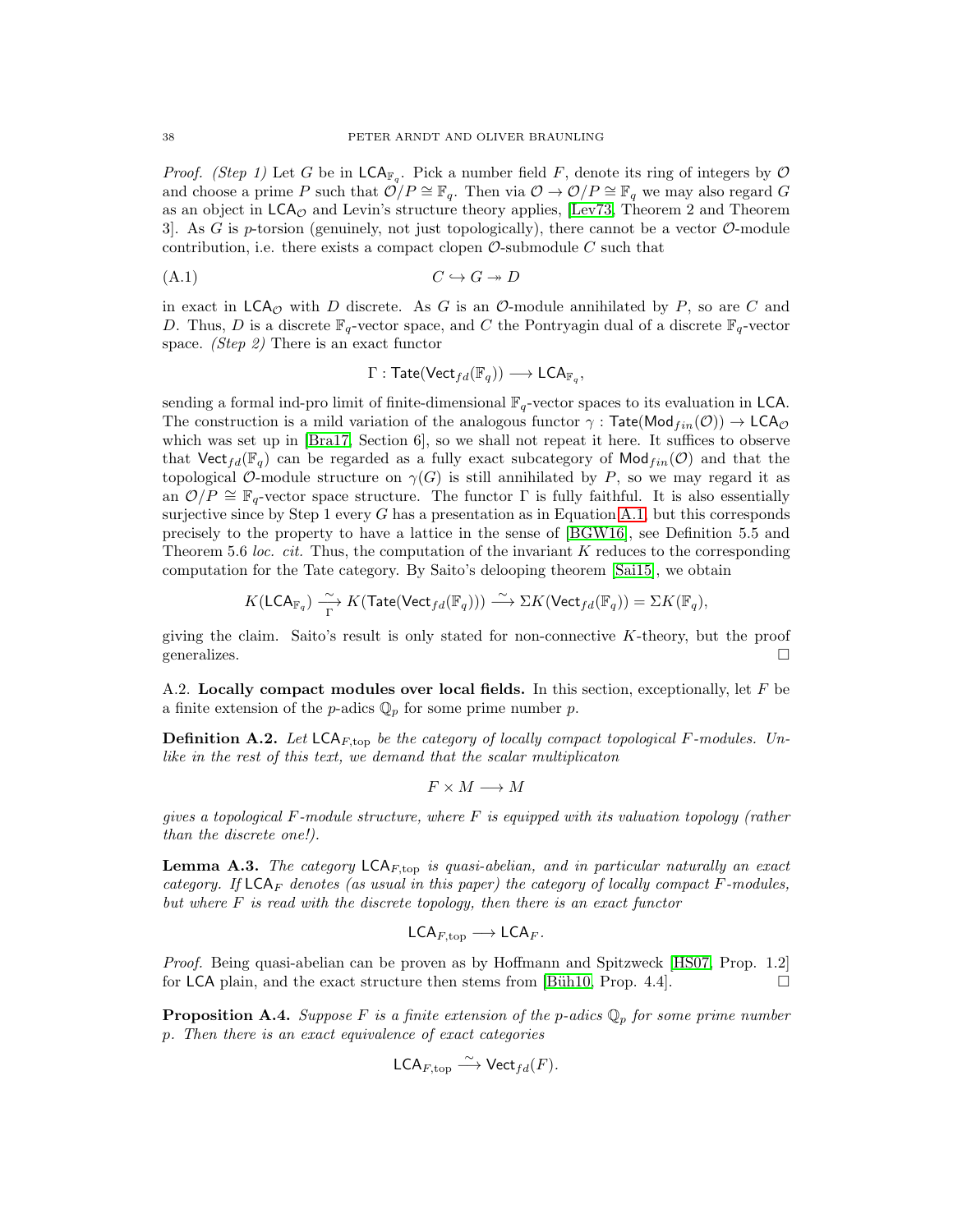*Proof.* *(Step 1)* Let $G$ be in $\mathsf{LCA}_{\mathbb{F}_q}$. Pick a number field $F$, denote its ring of integers by $\mathcal{O}$ and choose a prime $P$ such that $\mathcal{O}/P \cong \mathbb{F}_q$. Then via $\mathcal{O} \to \mathcal{O}/P \cong \mathbb{F}_q$ we may also regard $G$ as an object in $\mathsf{LCA}_{\mathcal{O}}$ and Levin's structure theory applies, [Lev73, Theorem 2 and Theorem 3]. As $G$ is $p$-torsion (genuinely, not just topologically), there cannot be a vector $\mathcal{O}$-module contribution, i.e. there exists a compact clopen $\mathcal{O}$-submodule $C$ such that

$$C \hookrightarrow G \twoheadrightarrow D \tag{A.1}$$

in exact in $\mathsf{LCA}_{\mathcal{O}}$ with $D$ discrete. As $G$ is an $\mathcal{O}$-module annihilated by $P$, so are $C$ and $D$. Thus, $D$ is a discrete $\mathbb{F}_q$-vector space, and $C$ the Pontryagin dual of a discrete $\mathbb{F}_q$-vector space. *(Step 2)* There is an exact functor

$$\Gamma : \mathsf{Tate}(\mathsf{Vect}_{fd}(\mathbb{F}_q)) \longrightarrow \mathsf{LCA}_{\mathbb{F}_q},$$

sending a formal ind-pro limit of finite-dimensional $\mathbb{F}_q$-vector spaces to its evaluation in $\mathsf{LCA}$. The construction is a mild variation of the analogous functor $\gamma : \mathsf{Tate}(\mathsf{Mod}_{fin}(\mathcal{O})) \to \mathsf{LCA}_{\mathcal{O}}$ which was set up in [Bra17, Section 6], so we shall not repeat it here. It suffices to observe that $\mathsf{Vect}_{fd}(\mathbb{F}_q)$ can be regarded as a fully exact subcategory of $\mathsf{Mod}_{fin}(\mathcal{O})$ and that the topological $\mathcal{O}$-module structure on $\gamma(G)$ is still annihilated by $P$, so we may regard it as an $\mathcal{O}/P \cong \mathbb{F}_q$-vector space structure. The functor $\Gamma$ is fully faithful. It is also essentially surjective since by Step 1 every $G$ has a presentation as in Equation A.1, but this corresponds precisely to the property to have a lattice in the sense of [BGW16], see Definition 5.5 and Theorem 5.6 *loc. cit.* Thus, the computation of the invariant $K$ reduces to the corresponding computation for the Tate category. By Saito's delooping theorem [Sai15], we obtain

$$K(\mathsf{LCA}_{\mathbb{F}_q}) \xrightarrow[\Gamma]{\sim} K(\mathsf{Tate}(\mathsf{Vect}_{fd}(\mathbb{F}_q))) \xrightarrow{\sim} \Sigma K(\mathsf{Vect}_{fd}(\mathbb{F}_q)) = \Sigma K(\mathbb{F}_q),$$

giving the claim. Saito's result is only stated for non-connective $K$-theory, but the proof generalizes. $\square$

## A.2. Locally compact modules over local fields.

In this section, exceptionally, let $F$ be a finite extension of the $p$-adics $\mathbb{Q}_p$ for some prime number $p$.

**Definition A.2.** *Let $\mathsf{LCA}_{F,\mathrm{top}}$ be the category of locally compact topological $F$-modules. Unlike in the rest of this text, we demand that the scalar multiplicaton*

$$F \times M \longrightarrow M$$

*gives a topological $F$-module structure, where $F$ is equipped with its valuation topology (rather than the discrete one!).*

**Lemma A.3.** *The category $\mathsf{LCA}_{F,\mathrm{top}}$ is quasi-abelian, and in particular naturally an exact category. If $\mathsf{LCA}_F$ denotes (as usual in this paper) the category of locally compact $F$-modules, but where $F$ is read with the discrete topology, then there is an exact functor*

$$\mathsf{LCA}_{F,\mathrm{top}} \longrightarrow \mathsf{LCA}_F.$$

*Proof.* Being quasi-abelian can be proven as by Hoffmann and Spitzweck [HS07, Prop. 1.2] for $\mathsf{LCA}$ plain, and the exact structure then stems from [Büh10, Prop. 4.4]. $\square$

**Proposition A.4.** *Suppose $F$ is a finite extension of the $p$-adics $\mathbb{Q}_p$ for some prime number $p$. Then there is an exact equivalence of exact categories*

$$\mathsf{LCA}_{F,\mathrm{top}} \xrightarrow{\sim} \mathsf{Vect}_{fd}(F).$$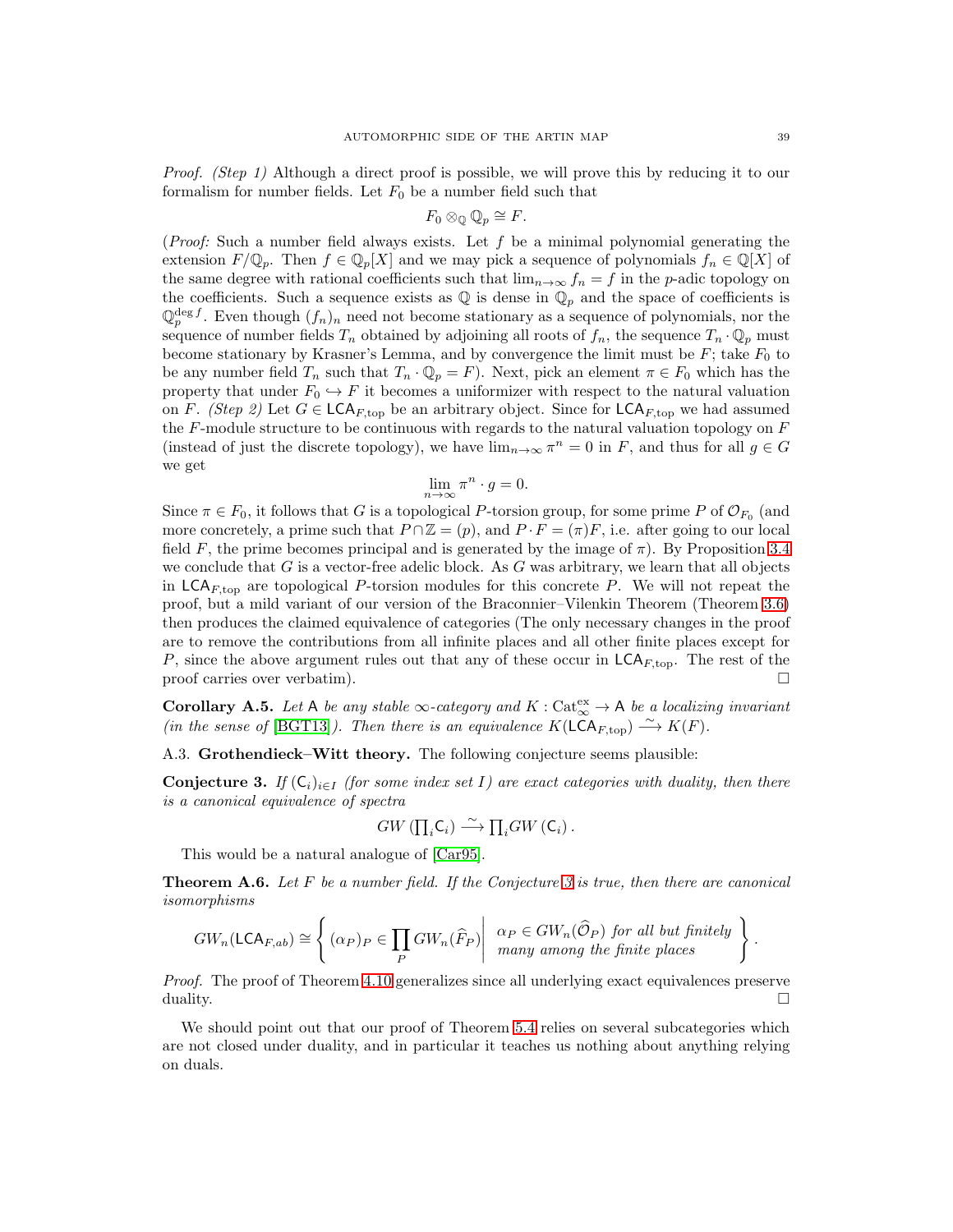*Proof.* *(Step 1)* Although a direct proof is possible, we will prove this by reducing it to our formalism for number fields. Let $F_0$ be a number field such that

$$F_0 \otimes_{\mathbb{Q}} \mathbb{Q}_p \cong F.$$

(*Proof:* Such a number field always exists. Let $f$ be a minimal polynomial generating the extension $F/\mathbb{Q}_p$. Then $f \in \mathbb{Q}_p[X]$ and we may pick a sequence of polynomials $f_n \in \mathbb{Q}[X]$ of the same degree with rational coefficients such that $\lim_{n\to\infty} f_n = f$ in the $p$-adic topology on the coefficients. Such a sequence exists as $\mathbb{Q}$ is dense in $\mathbb{Q}_p$ and the space of coefficients is $\mathbb{Q}_p^{\deg f}$. Even though $(f_n)_n$ need not become stationary as a sequence of polynomials, nor the sequence of number fields $T_n$ obtained by adjoining all roots of $f_n$, the sequence $T_n \cdot \mathbb{Q}_p$ must become stationary by Krasner's Lemma, and by convergence the limit must be $F$; take $F_0$ to be any number field $T_n$ such that $T_n \cdot \mathbb{Q}_p = F$). Next, pick an element $\pi \in F_0$ which has the property that under $F_0 \hookrightarrow F$ it becomes a uniformizer with respect to the natural valuation on $F$. *(Step 2)* Let $G \in \mathsf{LCA}_{F,\mathrm{top}}$ be an arbitrary object. Since for $\mathsf{LCA}_{F,\mathrm{top}}$ we had assumed the $F$-module structure to be continuous with regards to the natural valuation topology on $F$ (instead of just the discrete topology), we have $\lim_{n\to\infty} \pi^n = 0$ in $F$, and thus for all $g \in G$ we get

$$\lim_{n\to\infty} \pi^n \cdot g = 0.$$

Since $\pi \in F_0$, it follows that $G$ is a topological $P$-torsion group, for some prime $P$ of $\mathcal{O}_{F_0}$ (and more concretely, a prime such that $P \cap \mathbb{Z} = (p)$, and $P \cdot F = (\pi)F$, i.e. after going to our local field $F$, the prime becomes principal and is generated by the image of $\pi$). By Proposition 3.4 we conclude that $G$ is a vector-free adelic block. As $G$ was arbitrary, we learn that all objects in $\mathsf{LCA}_{F,\mathrm{top}}$ are topological $P$-torsion modules for this concrete $P$. We will not repeat the proof, but a mild variant of our version of the Braconnier–Vilenkin Theorem (Theorem 3.6) then produces the claimed equivalence of categories (The only necessary changes in the proof are to remove the contributions from all infinite places and all other finite places except for $P$, since the above argument rules out that any of these occur in $\mathsf{LCA}_{F,\mathrm{top}}$. The rest of the proof carries over verbatim). □

**Corollary A.5.** *Let* $\mathsf{A}$ *be any stable* $\infty$*-category and* $K : \mathrm{Cat}_\infty^{\mathrm{ex}} \to \mathsf{A}$ *be a localizing invariant (in the sense of [BGT13]). Then there is an equivalence* $K(\mathsf{LCA}_{F,\mathrm{top}}) \xrightarrow{\sim} K(F)$.

### A.3. Grothendieck–Witt theory.

The following conjecture seems plausible:

**Conjecture 3.** *If* $(\mathsf{C}_i)_{i\in I}$ *(for some index set* $I$*) are exact categories with duality, then there is a canonical equivalence of spectra*

$$GW\left(\prod\nolimits_i \mathsf{C}_i\right) \xrightarrow{\sim} \prod\nolimits_i GW\left(\mathsf{C}_i\right).$$

This would be a natural analogue of [Car95].

**Theorem A.6.** *Let* $F$ *be a number field. If the Conjecture 3 is true, then there are canonical isomorphisms*

$$GW_n(\mathsf{LCA}_{F,ab}) \cong \left\{ (\alpha_P)_P \in \prod_P GW_n(\widehat{F}_P) \,\middle|\, \begin{array}{l} \alpha_P \in GW_n(\widehat{\mathcal{O}}_P) \text{ for all but finitely} \\ \text{many among the finite places} \end{array} \right\}.$$

*Proof.* The proof of Theorem 4.10 generalizes since all underlying exact equivalences preserve duality. □

We should point out that our proof of Theorem 5.4 relies on several subcategories which are not closed under duality, and in particular it teaches us nothing about anything relying on duals.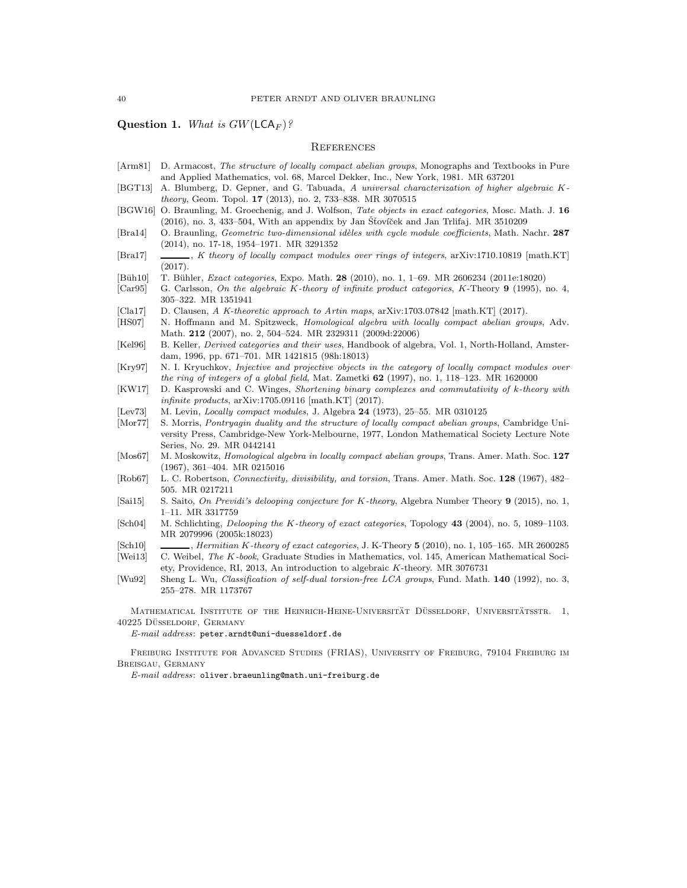**Question 1.** *What is $GW(\mathsf{LCA}_F)$?*

## References

[Arm81] D. Armacost, *The structure of locally compact abelian groups*, Monographs and Textbooks in Pure and Applied Mathematics, vol. 68, Marcel Dekker, Inc., New York, 1981. MR 637201

[BGT13] A. Blumberg, D. Gepner, and G. Tabuada, *A universal characterization of higher algebraic K-theory*, Geom. Topol. **17** (2013), no. 2, 733–838. MR 3070515

[BGW16] O. Braunling, M. Groechenig, and J. Wolfson, *Tate objects in exact categories*, Mosc. Math. J. **16** (2016), no. 3, 433–504, With an appendix by Jan Šťovíček and Jan Trlifaj. MR 3510209

[Bra14] O. Braunling, *Geometric two-dimensional idèles with cycle module coefficients*, Math. Nachr. **287** (2014), no. 17-18, 1954–1971. MR 3291352

[Bra17] ———, *K theory of locally compact modules over rings of integers*, arXiv:1710.10819 [math.KT] (2017).

[Büh10] T. Bühler, *Exact categories*, Expo. Math. **28** (2010), no. 1, 1–69. MR 2606234 (2011e:18020)

[Car95] G. Carlsson, *On the algebraic K-theory of infinite product categories*, K-Theory **9** (1995), no. 4, 305–322. MR 1351941

[Cla17] D. Clausen, *A K-theoretic approach to Artin maps*, arXiv:1703.07842 [math.KT] (2017).

[HS07] N. Hoffmann and M. Spitzweck, *Homological algebra with locally compact abelian groups*, Adv. Math. **212** (2007), no. 2, 504–524. MR 2329311 (2009d:22006)

[Kel96] B. Keller, *Derived categories and their uses*, Handbook of algebra, Vol. 1, North-Holland, Amsterdam, 1996, pp. 671–701. MR 1421815 (98h:18013)

[Kry97] N. I. Kryuchkov, *Injective and projective objects in the category of locally compact modules over the ring of integers of a global field*, Mat. Zametki **62** (1997), no. 1, 118–123. MR 1620000

[KW17] D. Kasprowski and C. Winges, *Shortening binary complexes and commutativity of k-theory with infinite products*, arXiv:1705.09116 [math.KT] (2017).

[Lev73] M. Levin, *Locally compact modules*, J. Algebra **24** (1973), 25–55. MR 0310125

[Mor77] S. Morris, *Pontryagin duality and the structure of locally compact abelian groups*, Cambridge University Press, Cambridge-New York-Melbourne, 1977, London Mathematical Society Lecture Note Series, No. 29. MR 0442141

[Mos67] M. Moskowitz, *Homological algebra in locally compact abelian groups*, Trans. Amer. Math. Soc. **127** (1967), 361–404. MR 0215016

[Rob67] L. C. Robertson, *Connectivity, divisibility, and torsion*, Trans. Amer. Math. Soc. **128** (1967), 482–505. MR 0217211

[Sai15] S. Saito, *On Previdi's delooping conjecture for K-theory*, Algebra Number Theory **9** (2015), no. 1, 1–11. MR 3317759

[Sch04] M. Schlichting, *Delooping the K-theory of exact categories*, Topology **43** (2004), no. 5, 1089–1103. MR 2079996 (2005k:18023)

[Sch10] ———, *Hermitian K-theory of exact categories*, J. K-Theory **5** (2010), no. 1, 105–165. MR 2600285

[Wei13] C. Weibel, *The K-book*, Graduate Studies in Mathematics, vol. 145, American Mathematical Society, Providence, RI, 2013, An introduction to algebraic K-theory. MR 3076731

[Wu92] Sheng L. Wu, *Classification of self-dual torsion-free LCA groups*, Fund. Math. **140** (1992), no. 3, 255–278. MR 1173767

Mathematical Institute of the Heinrich-Heine-Universität Düsseldorf, Universitätsstr. 1, 40225 Düsseldorf, Germany

*E-mail address*: peter.arndt@uni-duesseldorf.de

Freiburg Institute for Advanced Studies (FRIAS), University of Freiburg, 79104 Freiburg im Breisgau, Germany

*E-mail address*: oliver.braeunling@math.uni-freiburg.de